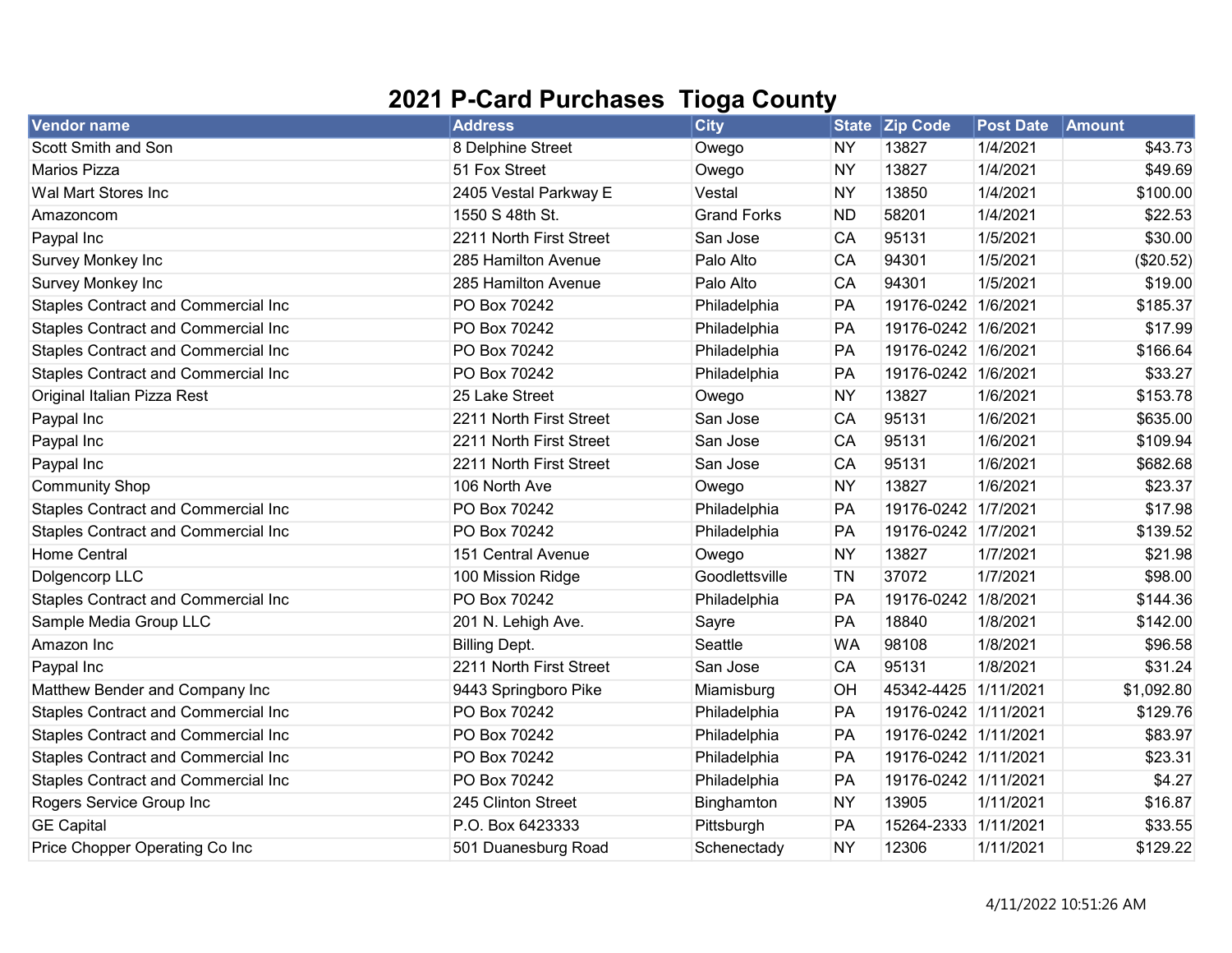# 2021 P-Card Purchases Tioga County

| Vendor name | Address | City | State | Zip Code | Post Date | Amount |
|---|---|---|---|---|---|---|
| Scott Smith and Son | 8 Delphine Street | Owego | NY | 13827 | 1/4/2021 | $43.73 |
| Marios Pizza | 51 Fox Street | Owego | NY | 13827 | 1/4/2021 | $49.69 |
| Wal Mart Stores Inc | 2405 Vestal Parkway E | Vestal | NY | 13850 | 1/4/2021 | $100.00 |
| Amazoncom | 1550 S 48th St. | Grand Forks | ND | 58201 | 1/4/2021 | $22.53 |
| Paypal Inc | 2211 North First Street | San Jose | CA | 95131 | 1/5/2021 | $30.00 |
| Survey Monkey Inc | 285 Hamilton Avenue | Palo Alto | CA | 94301 | 1/5/2021 | ($20.52) |
| Survey Monkey Inc | 285 Hamilton Avenue | Palo Alto | CA | 94301 | 1/5/2021 | $19.00 |
| Staples Contract and Commercial Inc | PO Box 70242 | Philadelphia | PA | 19176-0242 | 1/6/2021 | $185.37 |
| Staples Contract and Commercial Inc | PO Box 70242 | Philadelphia | PA | 19176-0242 | 1/6/2021 | $17.99 |
| Staples Contract and Commercial Inc | PO Box 70242 | Philadelphia | PA | 19176-0242 | 1/6/2021 | $166.64 |
| Staples Contract and Commercial Inc | PO Box 70242 | Philadelphia | PA | 19176-0242 | 1/6/2021 | $33.27 |
| Original Italian Pizza Rest | 25 Lake Street | Owego | NY | 13827 | 1/6/2021 | $153.78 |
| Paypal Inc | 2211 North First Street | San Jose | CA | 95131 | 1/6/2021 | $635.00 |
| Paypal Inc | 2211 North First Street | San Jose | CA | 95131 | 1/6/2021 | $109.94 |
| Paypal Inc | 2211 North First Street | San Jose | CA | 95131 | 1/6/2021 | $682.68 |
| Community Shop | 106 North Ave | Owego | NY | 13827 | 1/6/2021 | $23.37 |
| Staples Contract and Commercial Inc | PO Box 70242 | Philadelphia | PA | 19176-0242 | 1/7/2021 | $17.98 |
| Staples Contract and Commercial Inc | PO Box 70242 | Philadelphia | PA | 19176-0242 | 1/7/2021 | $139.52 |
| Home Central | 151 Central Avenue | Owego | NY | 13827 | 1/7/2021 | $21.98 |
| Dolgencorp LLC | 100 Mission Ridge | Goodlettsville | TN | 37072 | 1/7/2021 | $98.00 |
| Staples Contract and Commercial Inc | PO Box 70242 | Philadelphia | PA | 19176-0242 | 1/8/2021 | $144.36 |
| Sample Media Group LLC | 201 N. Lehigh Ave. | Sayre | PA | 18840 | 1/8/2021 | $142.00 |
| Amazon Inc | Billing Dept. | Seattle | WA | 98108 | 1/8/2021 | $96.58 |
| Paypal Inc | 2211 North First Street | San Jose | CA | 95131 | 1/8/2021 | $31.24 |
| Matthew Bender and Company Inc | 9443 Springboro Pike | Miamisburg | OH | 45342-4425 | 1/11/2021 | $1,092.80 |
| Staples Contract and Commercial Inc | PO Box 70242 | Philadelphia | PA | 19176-0242 | 1/11/2021 | $129.76 |
| Staples Contract and Commercial Inc | PO Box 70242 | Philadelphia | PA | 19176-0242 | 1/11/2021 | $83.97 |
| Staples Contract and Commercial Inc | PO Box 70242 | Philadelphia | PA | 19176-0242 | 1/11/2021 | $23.31 |
| Staples Contract and Commercial Inc | PO Box 70242 | Philadelphia | PA | 19176-0242 | 1/11/2021 | $4.27 |
| Rogers Service Group Inc | 245 Clinton Street | Binghamton | NY | 13905 | 1/11/2021 | $16.87 |
| GE Capital | P.O. Box 6423333 | Pittsburgh | PA | 15264-2333 | 1/11/2021 | $33.55 |
| Price Chopper Operating Co Inc | 501 Duanesburg Road | Schenectady | NY | 12306 | 1/11/2021 | $129.22 |

4/11/2022 10:51:26 AM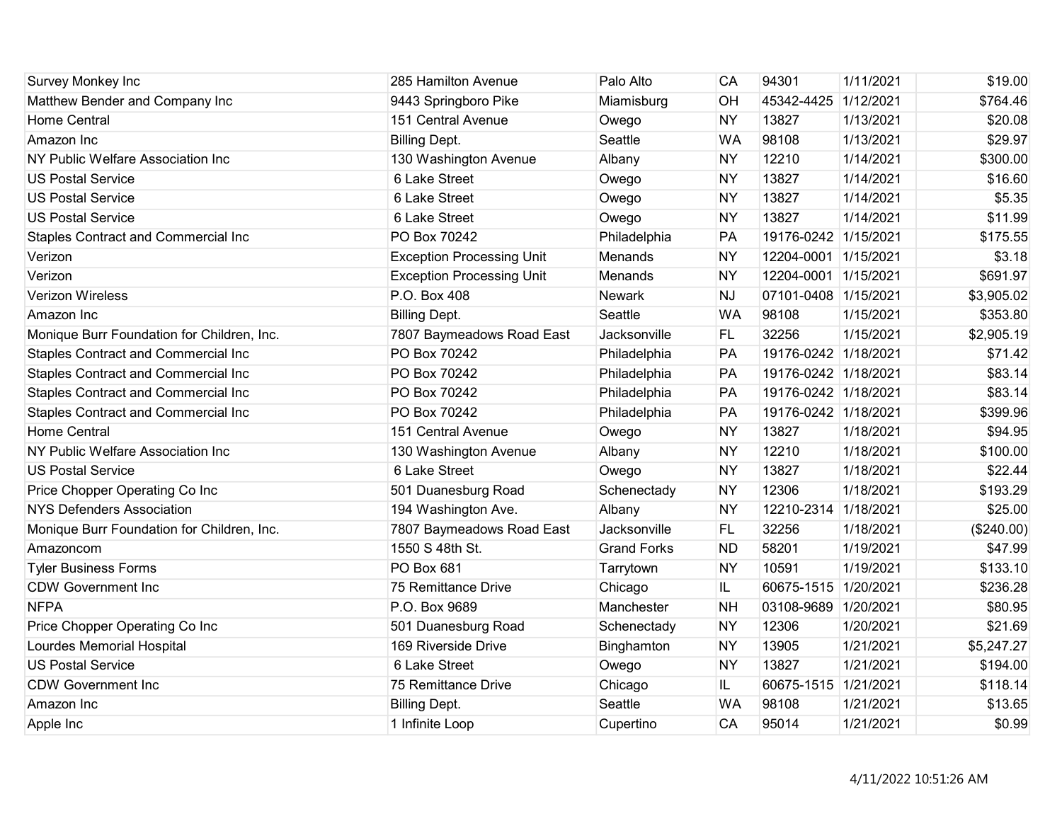| | | | | | | |
|---|---|---|---|---|---|---|
| Survey Monkey Inc | 285 Hamilton Avenue | Palo Alto | CA | 94301 | 1/11/2021 | $19.00 |
| Matthew Bender and Company Inc | 9443 Springboro Pike | Miamisburg | OH | 45342-4425 | 1/12/2021 | $764.46 |
| Home Central | 151 Central Avenue | Owego | NY | 13827 | 1/13/2021 | $20.08 |
| Amazon Inc | Billing Dept. | Seattle | WA | 98108 | 1/13/2021 | $29.97 |
| NY Public Welfare Association Inc | 130 Washington Avenue | Albany | NY | 12210 | 1/14/2021 | $300.00 |
| US Postal Service | 6 Lake Street | Owego | NY | 13827 | 1/14/2021 | $16.60 |
| US Postal Service | 6 Lake Street | Owego | NY | 13827 | 1/14/2021 | $5.35 |
| US Postal Service | 6 Lake Street | Owego | NY | 13827 | 1/14/2021 | $11.99 |
| Staples Contract and Commercial Inc | PO Box 70242 | Philadelphia | PA | 19176-0242 | 1/15/2021 | $175.55 |
| Verizon | Exception Processing Unit | Menands | NY | 12204-0001 | 1/15/2021 | $3.18 |
| Verizon | Exception Processing Unit | Menands | NY | 12204-0001 | 1/15/2021 | $691.97 |
| Verizon Wireless | P.O. Box 408 | Newark | NJ | 07101-0408 | 1/15/2021 | $3,905.02 |
| Amazon Inc | Billing Dept. | Seattle | WA | 98108 | 1/15/2021 | $353.80 |
| Monique Burr Foundation for Children, Inc. | 7807 Baymeadows Road East | Jacksonville | FL | 32256 | 1/15/2021 | $2,905.19 |
| Staples Contract and Commercial Inc | PO Box 70242 | Philadelphia | PA | 19176-0242 | 1/18/2021 | $71.42 |
| Staples Contract and Commercial Inc | PO Box 70242 | Philadelphia | PA | 19176-0242 | 1/18/2021 | $83.14 |
| Staples Contract and Commercial Inc | PO Box 70242 | Philadelphia | PA | 19176-0242 | 1/18/2021 | $83.14 |
| Staples Contract and Commercial Inc | PO Box 70242 | Philadelphia | PA | 19176-0242 | 1/18/2021 | $399.96 |
| Home Central | 151 Central Avenue | Owego | NY | 13827 | 1/18/2021 | $94.95 |
| NY Public Welfare Association Inc | 130 Washington Avenue | Albany | NY | 12210 | 1/18/2021 | $100.00 |
| US Postal Service | 6 Lake Street | Owego | NY | 13827 | 1/18/2021 | $22.44 |
| Price Chopper Operating Co Inc | 501 Duanesburg Road | Schenectady | NY | 12306 | 1/18/2021 | $193.29 |
| NYS Defenders Association | 194 Washington Ave. | Albany | NY | 12210-2314 | 1/18/2021 | $25.00 |
| Monique Burr Foundation for Children, Inc. | 7807 Baymeadows Road East | Jacksonville | FL | 32256 | 1/18/2021 | ($240.00) |
| Amazoncom | 1550 S 48th St. | Grand Forks | ND | 58201 | 1/19/2021 | $47.99 |
| Tyler Business Forms | PO Box 681 | Tarrytown | NY | 10591 | 1/19/2021 | $133.10 |
| CDW Government Inc | 75 Remittance Drive | Chicago | IL | 60675-1515 | 1/20/2021 | $236.28 |
| NFPA | P.O. Box 9689 | Manchester | NH | 03108-9689 | 1/20/2021 | $80.95 |
| Price Chopper Operating Co Inc | 501 Duanesburg Road | Schenectady | NY | 12306 | 1/20/2021 | $21.69 |
| Lourdes Memorial Hospital | 169 Riverside Drive | Binghamton | NY | 13905 | 1/21/2021 | $5,247.27 |
| US Postal Service | 6 Lake Street | Owego | NY | 13827 | 1/21/2021 | $194.00 |
| CDW Government Inc | 75 Remittance Drive | Chicago | IL | 60675-1515 | 1/21/2021 | $118.14 |
| Amazon Inc | Billing Dept. | Seattle | WA | 98108 | 1/21/2021 | $13.65 |
| Apple Inc | 1 Infinite Loop | Cupertino | CA | 95014 | 1/21/2021 | $0.99 |

4/11/2022 10:51:26 AM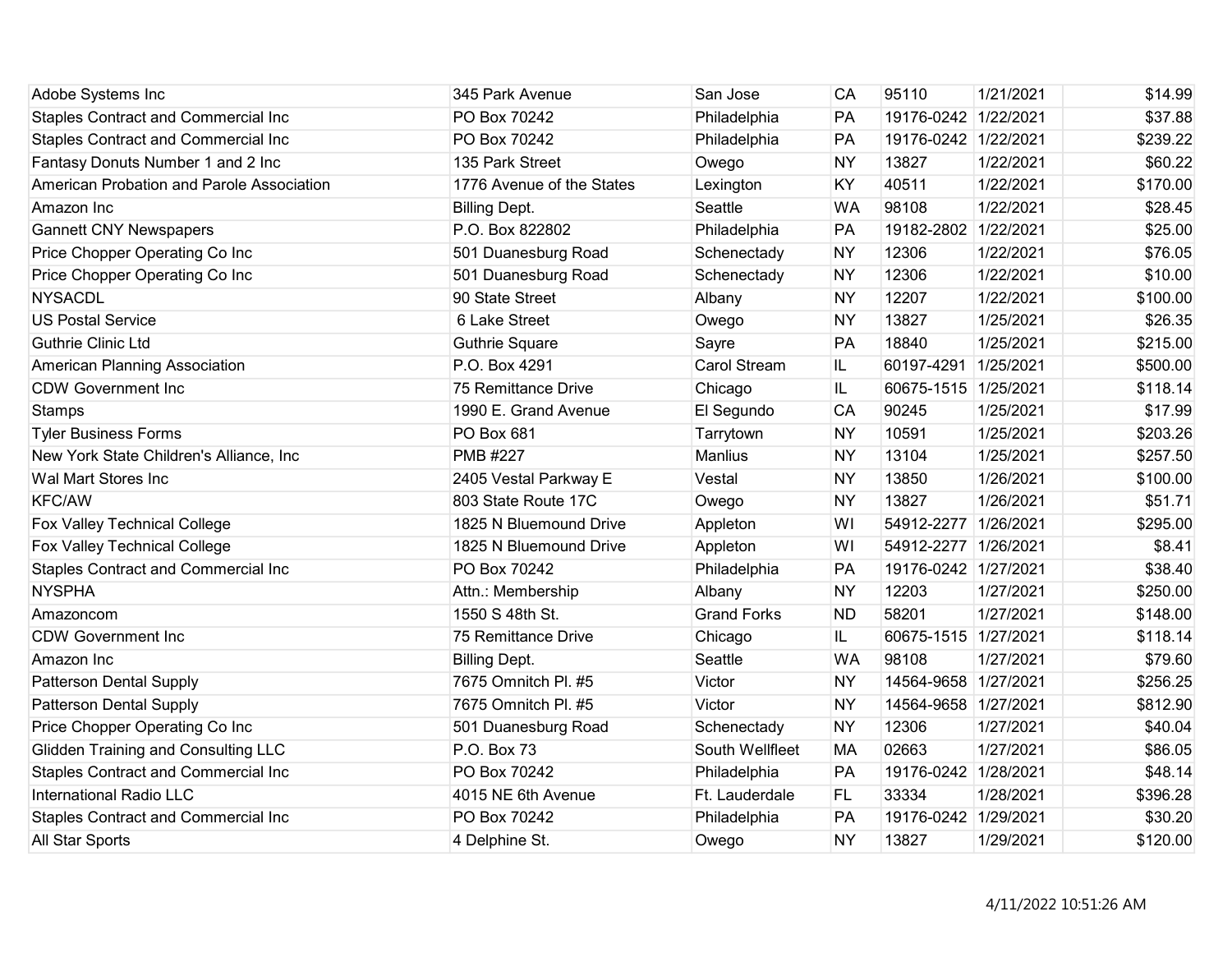| | | | | | | |
|---|---|---|---|---|---|---|
| Adobe Systems Inc | 345 Park Avenue | San Jose | CA | 95110 | 1/21/2021 | $14.99 |
| Staples Contract and Commercial Inc | PO Box 70242 | Philadelphia | PA | 19176-0242 | 1/22/2021 | $37.88 |
| Staples Contract and Commercial Inc | PO Box 70242 | Philadelphia | PA | 19176-0242 | 1/22/2021 | $239.22 |
| Fantasy Donuts Number 1 and 2 Inc | 135 Park Street | Owego | NY | 13827 | 1/22/2021 | $60.22 |
| American Probation and Parole Association | 1776 Avenue of the States | Lexington | KY | 40511 | 1/22/2021 | $170.00 |
| Amazon Inc | Billing Dept. | Seattle | WA | 98108 | 1/22/2021 | $28.45 |
| Gannett CNY Newspapers | P.O. Box 822802 | Philadelphia | PA | 19182-2802 | 1/22/2021 | $25.00 |
| Price Chopper Operating Co Inc | 501 Duanesburg Road | Schenectady | NY | 12306 | 1/22/2021 | $76.05 |
| Price Chopper Operating Co Inc | 501 Duanesburg Road | Schenectady | NY | 12306 | 1/22/2021 | $10.00 |
| NYSACDL | 90 State Street | Albany | NY | 12207 | 1/22/2021 | $100.00 |
| US Postal Service | 6 Lake Street | Owego | NY | 13827 | 1/25/2021 | $26.35 |
| Guthrie Clinic Ltd | Guthrie Square | Sayre | PA | 18840 | 1/25/2021 | $215.00 |
| American Planning Association | P.O. Box 4291 | Carol Stream | IL | 60197-4291 | 1/25/2021 | $500.00 |
| CDW Government Inc | 75 Remittance Drive | Chicago | IL | 60675-1515 | 1/25/2021 | $118.14 |
| Stamps | 1990 E. Grand Avenue | El Segundo | CA | 90245 | 1/25/2021 | $17.99 |
| Tyler Business Forms | PO Box 681 | Tarrytown | NY | 10591 | 1/25/2021 | $203.26 |
| New York State Children's Alliance, Inc | PMB #227 | Manlius | NY | 13104 | 1/25/2021 | $257.50 |
| Wal Mart Stores Inc | 2405 Vestal Parkway E | Vestal | NY | 13850 | 1/26/2021 | $100.00 |
| KFC/AW | 803 State Route 17C | Owego | NY | 13827 | 1/26/2021 | $51.71 |
| Fox Valley Technical College | 1825 N Bluemound Drive | Appleton | WI | 54912-2277 | 1/26/2021 | $295.00 |
| Fox Valley Technical College | 1825 N Bluemound Drive | Appleton | WI | 54912-2277 | 1/26/2021 | $8.41 |
| Staples Contract and Commercial Inc | PO Box 70242 | Philadelphia | PA | 19176-0242 | 1/27/2021 | $38.40 |
| NYSPHA | Attn.: Membership | Albany | NY | 12203 | 1/27/2021 | $250.00 |
| Amazoncom | 1550 S 48th St. | Grand Forks | ND | 58201 | 1/27/2021 | $148.00 |
| CDW Government Inc | 75 Remittance Drive | Chicago | IL | 60675-1515 | 1/27/2021 | $118.14 |
| Amazon Inc | Billing Dept. | Seattle | WA | 98108 | 1/27/2021 | $79.60 |
| Patterson Dental Supply | 7675 Omnitch Pl. #5 | Victor | NY | 14564-9658 | 1/27/2021 | $256.25 |
| Patterson Dental Supply | 7675 Omnitch Pl. #5 | Victor | NY | 14564-9658 | 1/27/2021 | $812.90 |
| Price Chopper Operating Co Inc | 501 Duanesburg Road | Schenectady | NY | 12306 | 1/27/2021 | $40.04 |
| Glidden Training and Consulting LLC | P.O. Box 73 | South Wellfleet | MA | 02663 | 1/27/2021 | $86.05 |
| Staples Contract and Commercial Inc | PO Box 70242 | Philadelphia | PA | 19176-0242 | 1/28/2021 | $48.14 |
| International Radio LLC | 4015 NE 6th Avenue | Ft. Lauderdale | FL | 33334 | 1/28/2021 | $396.28 |
| Staples Contract and Commercial Inc | PO Box 70242 | Philadelphia | PA | 19176-0242 | 1/29/2021 | $30.20 |
| All Star Sports | 4 Delphine St. | Owego | NY | 13827 | 1/29/2021 | $120.00 |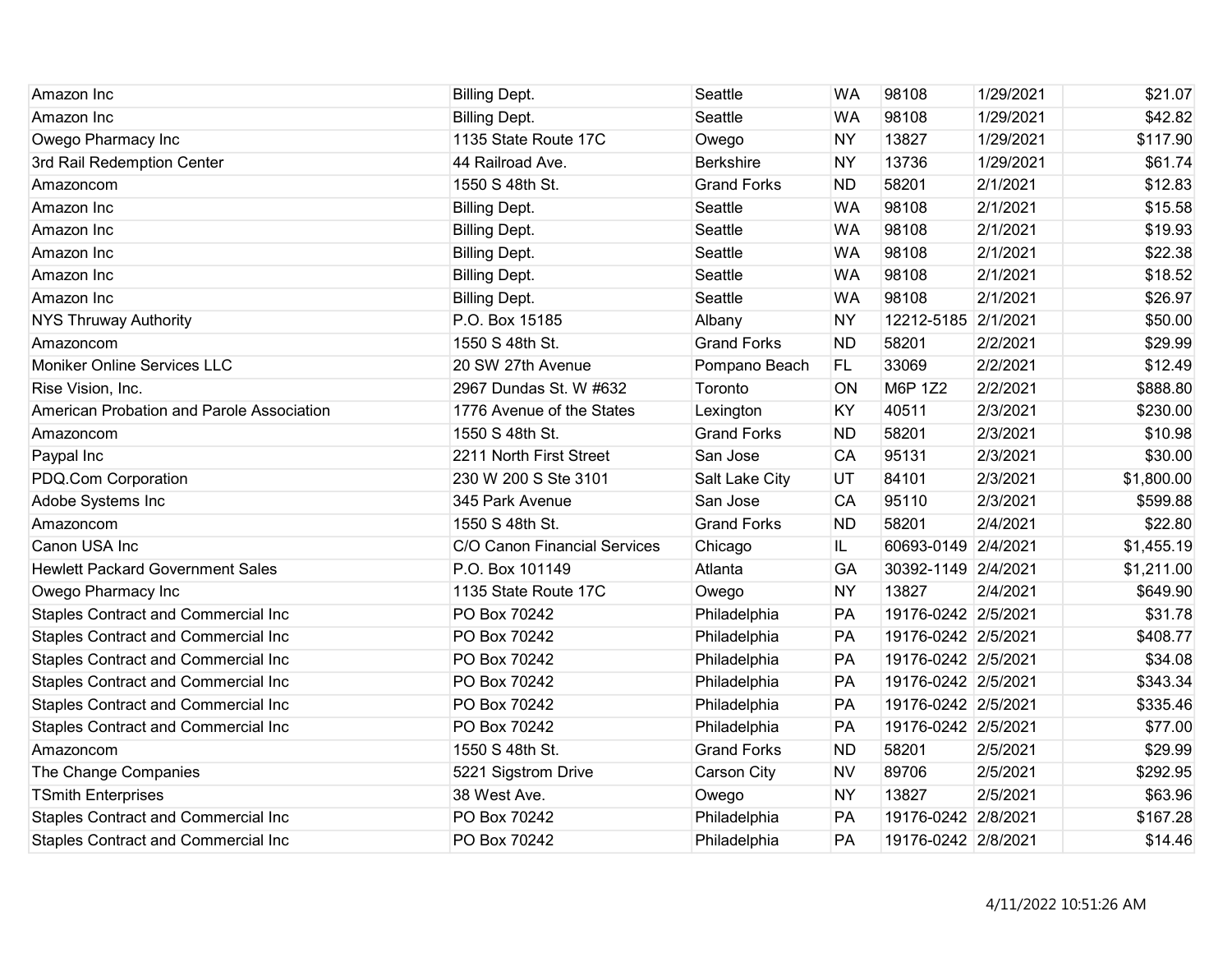| | | | | | | |
|---|---|---|---|---|---|---|
| Amazon Inc | Billing Dept. | Seattle | WA | 98108 | 1/29/2021 | $21.07 |
| Amazon Inc | Billing Dept. | Seattle | WA | 98108 | 1/29/2021 | $42.82 |
| Owego Pharmacy Inc | 1135 State Route 17C | Owego | NY | 13827 | 1/29/2021 | $117.90 |
| 3rd Rail Redemption Center | 44 Railroad Ave. | Berkshire | NY | 13736 | 1/29/2021 | $61.74 |
| Amazoncom | 1550 S 48th St. | Grand Forks | ND | 58201 | 2/1/2021 | $12.83 |
| Amazon Inc | Billing Dept. | Seattle | WA | 98108 | 2/1/2021 | $15.58 |
| Amazon Inc | Billing Dept. | Seattle | WA | 98108 | 2/1/2021 | $19.93 |
| Amazon Inc | Billing Dept. | Seattle | WA | 98108 | 2/1/2021 | $22.38 |
| Amazon Inc | Billing Dept. | Seattle | WA | 98108 | 2/1/2021 | $18.52 |
| Amazon Inc | Billing Dept. | Seattle | WA | 98108 | 2/1/2021 | $26.97 |
| NYS Thruway Authority | P.O. Box 15185 | Albany | NY | 12212-5185 | 2/1/2021 | $50.00 |
| Amazoncom | 1550 S 48th St. | Grand Forks | ND | 58201 | 2/2/2021 | $29.99 |
| Moniker Online Services LLC | 20 SW 27th Avenue | Pompano Beach | FL | 33069 | 2/2/2021 | $12.49 |
| Rise Vision, Inc. | 2967 Dundas St. W #632 | Toronto | ON | M6P 1Z2 | 2/2/2021 | $888.80 |
| American Probation and Parole Association | 1776 Avenue of the States | Lexington | KY | 40511 | 2/3/2021 | $230.00 |
| Amazoncom | 1550 S 48th St. | Grand Forks | ND | 58201 | 2/3/2021 | $10.98 |
| Paypal Inc | 2211 North First Street | San Jose | CA | 95131 | 2/3/2021 | $30.00 |
| PDQ.Com Corporation | 230 W 200 S Ste 3101 | Salt Lake City | UT | 84101 | 2/3/2021 | $1,800.00 |
| Adobe Systems Inc | 345 Park Avenue | San Jose | CA | 95110 | 2/3/2021 | $599.88 |
| Amazoncom | 1550 S 48th St. | Grand Forks | ND | 58201 | 2/4/2021 | $22.80 |
| Canon USA Inc | C/O Canon Financial Services | Chicago | IL | 60693-0149 | 2/4/2021 | $1,455.19 |
| Hewlett Packard Government Sales | P.O. Box 101149 | Atlanta | GA | 30392-1149 | 2/4/2021 | $1,211.00 |
| Owego Pharmacy Inc | 1135 State Route 17C | Owego | NY | 13827 | 2/4/2021 | $649.90 |
| Staples Contract and Commercial Inc | PO Box 70242 | Philadelphia | PA | 19176-0242 | 2/5/2021 | $31.78 |
| Staples Contract and Commercial Inc | PO Box 70242 | Philadelphia | PA | 19176-0242 | 2/5/2021 | $408.77 |
| Staples Contract and Commercial Inc | PO Box 70242 | Philadelphia | PA | 19176-0242 | 2/5/2021 | $34.08 |
| Staples Contract and Commercial Inc | PO Box 70242 | Philadelphia | PA | 19176-0242 | 2/5/2021 | $343.34 |
| Staples Contract and Commercial Inc | PO Box 70242 | Philadelphia | PA | 19176-0242 | 2/5/2021 | $335.46 |
| Staples Contract and Commercial Inc | PO Box 70242 | Philadelphia | PA | 19176-0242 | 2/5/2021 | $77.00 |
| Amazoncom | 1550 S 48th St. | Grand Forks | ND | 58201 | 2/5/2021 | $29.99 |
| The Change Companies | 5221 Sigstrom Drive | Carson City | NV | 89706 | 2/5/2021 | $292.95 |
| TSmith Enterprises | 38 West Ave. | Owego | NY | 13827 | 2/5/2021 | $63.96 |
| Staples Contract and Commercial Inc | PO Box 70242 | Philadelphia | PA | 19176-0242 | 2/8/2021 | $167.28 |
| Staples Contract and Commercial Inc | PO Box 70242 | Philadelphia | PA | 19176-0242 | 2/8/2021 | $14.46 |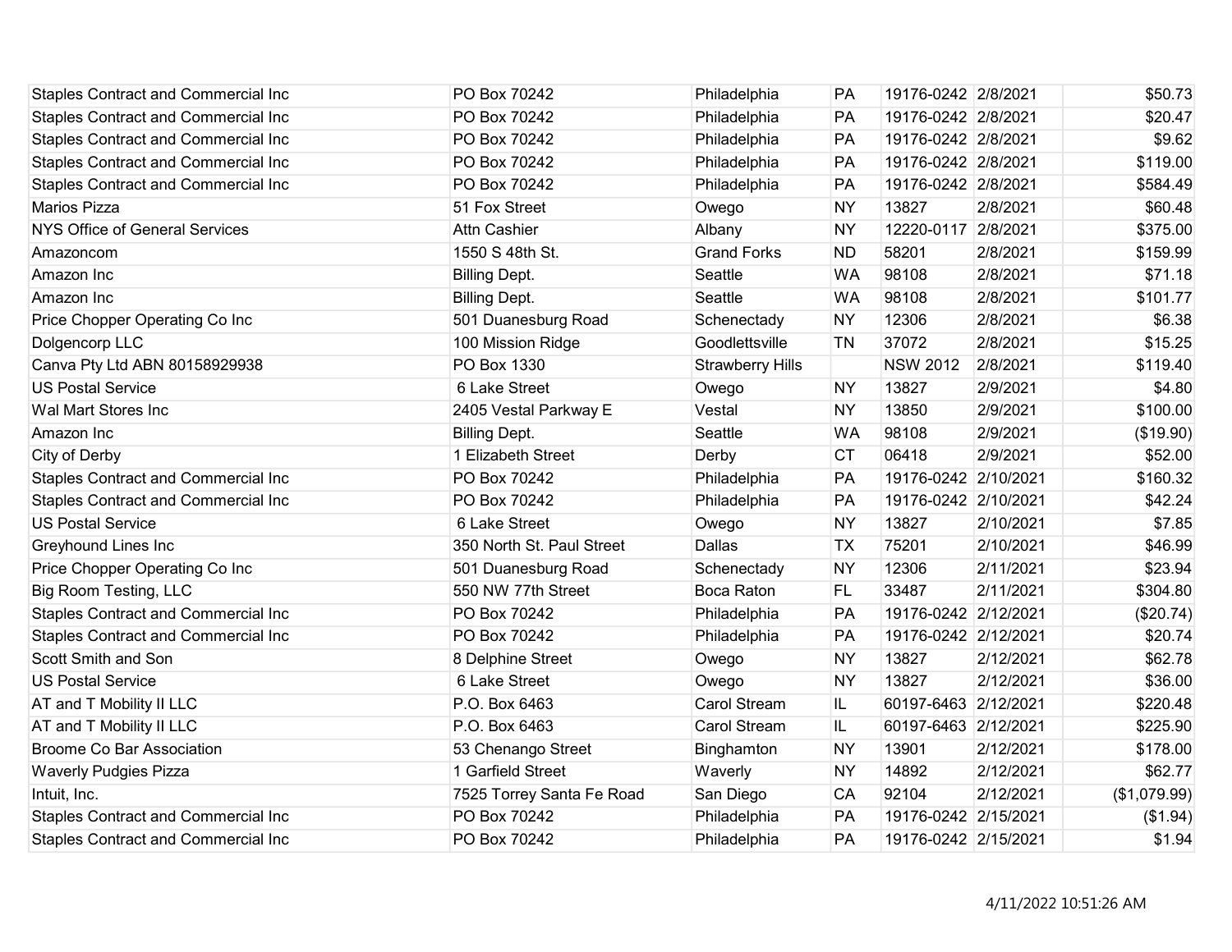| | | | | | | |
|---|---|---|---|---|---|---|
| Staples Contract and Commercial Inc | PO Box 70242 | Philadelphia | PA | 19176-0242 | 2/8/2021 | $50.73 |
| Staples Contract and Commercial Inc | PO Box 70242 | Philadelphia | PA | 19176-0242 | 2/8/2021 | $20.47 |
| Staples Contract and Commercial Inc | PO Box 70242 | Philadelphia | PA | 19176-0242 | 2/8/2021 | $9.62 |
| Staples Contract and Commercial Inc | PO Box 70242 | Philadelphia | PA | 19176-0242 | 2/8/2021 | $119.00 |
| Staples Contract and Commercial Inc | PO Box 70242 | Philadelphia | PA | 19176-0242 | 2/8/2021 | $584.49 |
| Marios Pizza | 51 Fox Street | Owego | NY | 13827 | 2/8/2021 | $60.48 |
| NYS Office of General Services | Attn Cashier | Albany | NY | 12220-0117 | 2/8/2021 | $375.00 |
| Amazoncom | 1550 S 48th St. | Grand Forks | ND | 58201 | 2/8/2021 | $159.99 |
| Amazon Inc | Billing Dept. | Seattle | WA | 98108 | 2/8/2021 | $71.18 |
| Amazon Inc | Billing Dept. | Seattle | WA | 98108 | 2/8/2021 | $101.77 |
| Price Chopper Operating Co Inc | 501 Duanesburg Road | Schenectady | NY | 12306 | 2/8/2021 | $6.38 |
| Dolgencorp LLC | 100 Mission Ridge | Goodlettsville | TN | 37072 | 2/8/2021 | $15.25 |
| Canva Pty Ltd ABN 80158929938 | PO Box 1330 | Strawberry Hills | | NSW 2012 | 2/8/2021 | $119.40 |
| US Postal Service | 6 Lake Street | Owego | NY | 13827 | 2/9/2021 | $4.80 |
| Wal Mart Stores Inc | 2405 Vestal Parkway E | Vestal | NY | 13850 | 2/9/2021 | $100.00 |
| Amazon Inc | Billing Dept. | Seattle | WA | 98108 | 2/9/2021 | ($19.90) |
| City of Derby | 1 Elizabeth Street | Derby | CT | 06418 | 2/9/2021 | $52.00 |
| Staples Contract and Commercial Inc | PO Box 70242 | Philadelphia | PA | 19176-0242 | 2/10/2021 | $160.32 |
| Staples Contract and Commercial Inc | PO Box 70242 | Philadelphia | PA | 19176-0242 | 2/10/2021 | $42.24 |
| US Postal Service | 6 Lake Street | Owego | NY | 13827 | 2/10/2021 | $7.85 |
| Greyhound Lines Inc | 350 North St. Paul Street | Dallas | TX | 75201 | 2/10/2021 | $46.99 |
| Price Chopper Operating Co Inc | 501 Duanesburg Road | Schenectady | NY | 12306 | 2/11/2021 | $23.94 |
| Big Room Testing, LLC | 550 NW 77th Street | Boca Raton | FL | 33487 | 2/11/2021 | $304.80 |
| Staples Contract and Commercial Inc | PO Box 70242 | Philadelphia | PA | 19176-0242 | 2/12/2021 | ($20.74) |
| Staples Contract and Commercial Inc | PO Box 70242 | Philadelphia | PA | 19176-0242 | 2/12/2021 | $20.74 |
| Scott Smith and Son | 8 Delphine Street | Owego | NY | 13827 | 2/12/2021 | $62.78 |
| US Postal Service | 6 Lake Street | Owego | NY | 13827 | 2/12/2021 | $36.00 |
| AT and T Mobility II LLC | P.O. Box 6463 | Carol Stream | IL | 60197-6463 | 2/12/2021 | $220.48 |
| AT and T Mobility II LLC | P.O. Box 6463 | Carol Stream | IL | 60197-6463 | 2/12/2021 | $225.90 |
| Broome Co Bar Association | 53 Chenango Street | Binghamton | NY | 13901 | 2/12/2021 | $178.00 |
| Waverly Pudgies Pizza | 1 Garfield Street | Waverly | NY | 14892 | 2/12/2021 | $62.77 |
| Intuit, Inc. | 7525 Torrey Santa Fe Road | San Diego | CA | 92104 | 2/12/2021 | ($1,079.99) |
| Staples Contract and Commercial Inc | PO Box 70242 | Philadelphia | PA | 19176-0242 | 2/15/2021 | ($1.94) |
| Staples Contract and Commercial Inc | PO Box 70242 | Philadelphia | PA | 19176-0242 | 2/15/2021 | $1.94 |

4/11/2022 10:51:26 AM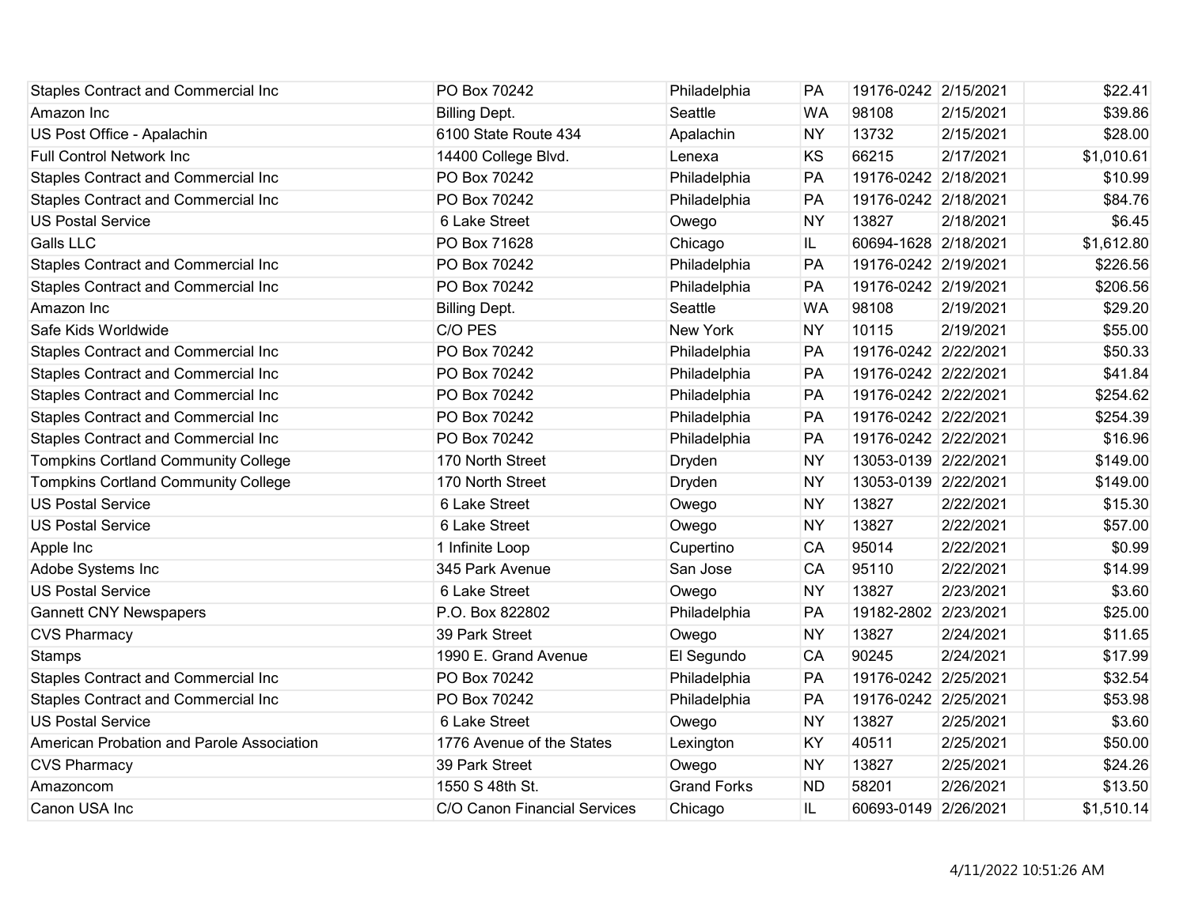| | | | | | | |
|---|---|---|---|---|---|---|
| Staples Contract and Commercial Inc | PO Box 70242 | Philadelphia | PA | 19176-0242 | 2/15/2021 | $22.41 |
| Amazon Inc | Billing Dept. | Seattle | WA | 98108 | 2/15/2021 | $39.86 |
| US Post Office - Apalachin | 6100 State Route 434 | Apalachin | NY | 13732 | 2/15/2021 | $28.00 |
| Full Control Network Inc | 14400 College Blvd. | Lenexa | KS | 66215 | 2/17/2021 | $1,010.61 |
| Staples Contract and Commercial Inc | PO Box 70242 | Philadelphia | PA | 19176-0242 | 2/18/2021 | $10.99 |
| Staples Contract and Commercial Inc | PO Box 70242 | Philadelphia | PA | 19176-0242 | 2/18/2021 | $84.76 |
| US Postal Service | 6 Lake Street | Owego | NY | 13827 | 2/18/2021 | $6.45 |
| Galls LLC | PO Box 71628 | Chicago | IL | 60694-1628 | 2/18/2021 | $1,612.80 |
| Staples Contract and Commercial Inc | PO Box 70242 | Philadelphia | PA | 19176-0242 | 2/19/2021 | $226.56 |
| Staples Contract and Commercial Inc | PO Box 70242 | Philadelphia | PA | 19176-0242 | 2/19/2021 | $206.56 |
| Amazon Inc | Billing Dept. | Seattle | WA | 98108 | 2/19/2021 | $29.20 |
| Safe Kids Worldwide | C/O PES | New York | NY | 10115 | 2/19/2021 | $55.00 |
| Staples Contract and Commercial Inc | PO Box 70242 | Philadelphia | PA | 19176-0242 | 2/22/2021 | $50.33 |
| Staples Contract and Commercial Inc | PO Box 70242 | Philadelphia | PA | 19176-0242 | 2/22/2021 | $41.84 |
| Staples Contract and Commercial Inc | PO Box 70242 | Philadelphia | PA | 19176-0242 | 2/22/2021 | $254.62 |
| Staples Contract and Commercial Inc | PO Box 70242 | Philadelphia | PA | 19176-0242 | 2/22/2021 | $254.39 |
| Staples Contract and Commercial Inc | PO Box 70242 | Philadelphia | PA | 19176-0242 | 2/22/2021 | $16.96 |
| Tompkins Cortland Community College | 170 North Street | Dryden | NY | 13053-0139 | 2/22/2021 | $149.00 |
| Tompkins Cortland Community College | 170 North Street | Dryden | NY | 13053-0139 | 2/22/2021 | $149.00 |
| US Postal Service | 6 Lake Street | Owego | NY | 13827 | 2/22/2021 | $15.30 |
| US Postal Service | 6 Lake Street | Owego | NY | 13827 | 2/22/2021 | $57.00 |
| Apple Inc | 1 Infinite Loop | Cupertino | CA | 95014 | 2/22/2021 | $0.99 |
| Adobe Systems Inc | 345 Park Avenue | San Jose | CA | 95110 | 2/22/2021 | $14.99 |
| US Postal Service | 6 Lake Street | Owego | NY | 13827 | 2/23/2021 | $3.60 |
| Gannett CNY Newspapers | P.O. Box 822802 | Philadelphia | PA | 19182-2802 | 2/23/2021 | $25.00 |
| CVS Pharmacy | 39 Park Street | Owego | NY | 13827 | 2/24/2021 | $11.65 |
| Stamps | 1990 E. Grand Avenue | El Segundo | CA | 90245 | 2/24/2021 | $17.99 |
| Staples Contract and Commercial Inc | PO Box 70242 | Philadelphia | PA | 19176-0242 | 2/25/2021 | $32.54 |
| Staples Contract and Commercial Inc | PO Box 70242 | Philadelphia | PA | 19176-0242 | 2/25/2021 | $53.98 |
| US Postal Service | 6 Lake Street | Owego | NY | 13827 | 2/25/2021 | $3.60 |
| American Probation and Parole Association | 1776 Avenue of the States | Lexington | KY | 40511 | 2/25/2021 | $50.00 |
| CVS Pharmacy | 39 Park Street | Owego | NY | 13827 | 2/25/2021 | $24.26 |
| Amazoncom | 1550 S 48th St. | Grand Forks | ND | 58201 | 2/26/2021 | $13.50 |
| Canon USA Inc | C/O Canon Financial Services | Chicago | IL | 60693-0149 | 2/26/2021 | $1,510.14 |

4/11/2022 10:51:26 AM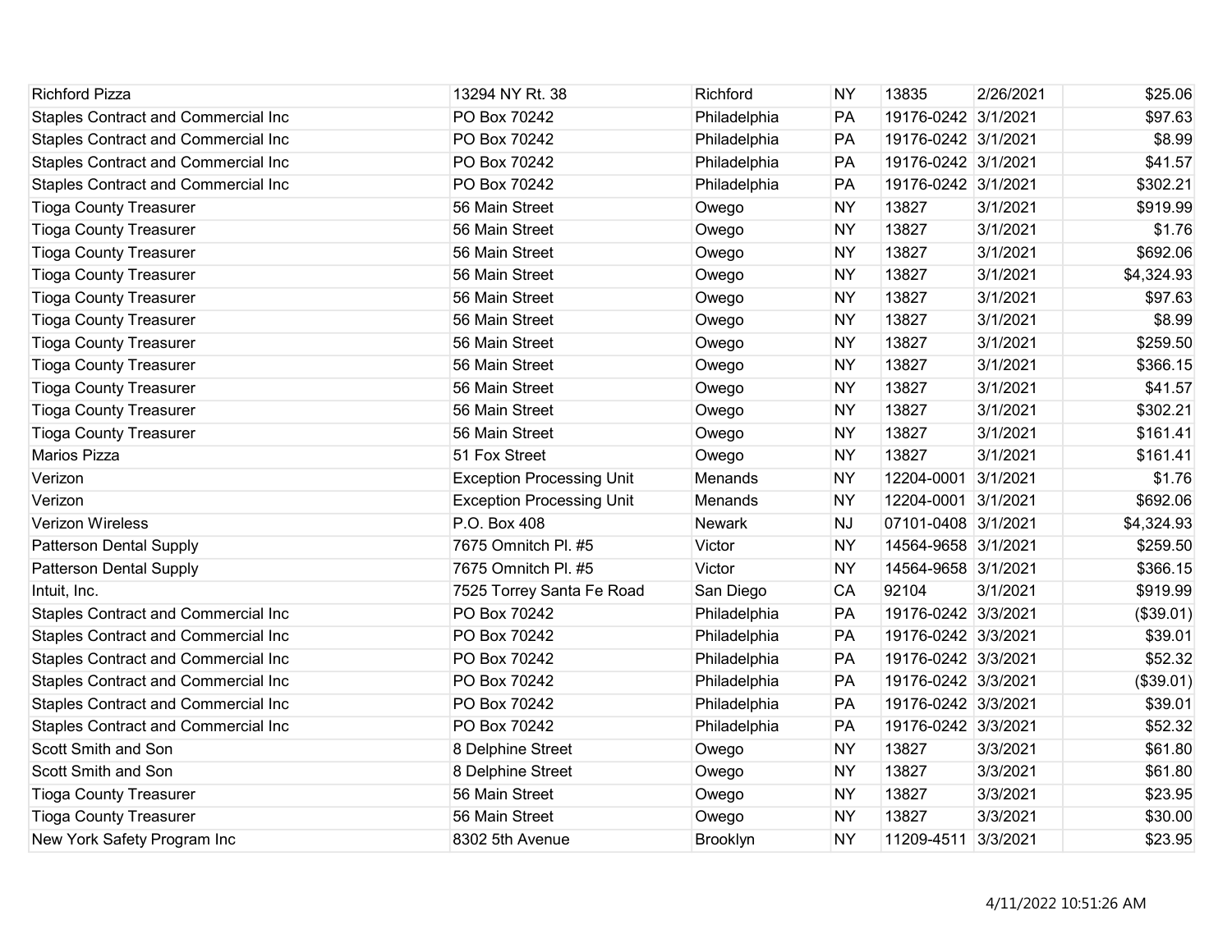| | | | | | | |
|---|---|---|---|---|---|---|
| Richford Pizza | 13294 NY Rt. 38 | Richford | NY | 13835 | 2/26/2021 | $25.06 |
| Staples Contract and Commercial Inc | PO Box 70242 | Philadelphia | PA | 19176-0242 | 3/1/2021 | $97.63 |
| Staples Contract and Commercial Inc | PO Box 70242 | Philadelphia | PA | 19176-0242 | 3/1/2021 | $8.99 |
| Staples Contract and Commercial Inc | PO Box 70242 | Philadelphia | PA | 19176-0242 | 3/1/2021 | $41.57 |
| Staples Contract and Commercial Inc | PO Box 70242 | Philadelphia | PA | 19176-0242 | 3/1/2021 | $302.21 |
| Tioga County Treasurer | 56 Main Street | Owego | NY | 13827 | 3/1/2021 | $919.99 |
| Tioga County Treasurer | 56 Main Street | Owego | NY | 13827 | 3/1/2021 | $1.76 |
| Tioga County Treasurer | 56 Main Street | Owego | NY | 13827 | 3/1/2021 | $692.06 |
| Tioga County Treasurer | 56 Main Street | Owego | NY | 13827 | 3/1/2021 | $4,324.93 |
| Tioga County Treasurer | 56 Main Street | Owego | NY | 13827 | 3/1/2021 | $97.63 |
| Tioga County Treasurer | 56 Main Street | Owego | NY | 13827 | 3/1/2021 | $8.99 |
| Tioga County Treasurer | 56 Main Street | Owego | NY | 13827 | 3/1/2021 | $259.50 |
| Tioga County Treasurer | 56 Main Street | Owego | NY | 13827 | 3/1/2021 | $366.15 |
| Tioga County Treasurer | 56 Main Street | Owego | NY | 13827 | 3/1/2021 | $41.57 |
| Tioga County Treasurer | 56 Main Street | Owego | NY | 13827 | 3/1/2021 | $302.21 |
| Tioga County Treasurer | 56 Main Street | Owego | NY | 13827 | 3/1/2021 | $161.41 |
| Marios Pizza | 51 Fox Street | Owego | NY | 13827 | 3/1/2021 | $161.41 |
| Verizon | Exception Processing Unit | Menands | NY | 12204-0001 | 3/1/2021 | $1.76 |
| Verizon | Exception Processing Unit | Menands | NY | 12204-0001 | 3/1/2021 | $692.06 |
| Verizon Wireless | P.O. Box 408 | Newark | NJ | 07101-0408 | 3/1/2021 | $4,324.93 |
| Patterson Dental Supply | 7675 Omnitch Pl. #5 | Victor | NY | 14564-9658 | 3/1/2021 | $259.50 |
| Patterson Dental Supply | 7675 Omnitch Pl. #5 | Victor | NY | 14564-9658 | 3/1/2021 | $366.15 |
| Intuit, Inc. | 7525 Torrey Santa Fe Road | San Diego | CA | 92104 | 3/1/2021 | $919.99 |
| Staples Contract and Commercial Inc | PO Box 70242 | Philadelphia | PA | 19176-0242 | 3/3/2021 | ($39.01) |
| Staples Contract and Commercial Inc | PO Box 70242 | Philadelphia | PA | 19176-0242 | 3/3/2021 | $39.01 |
| Staples Contract and Commercial Inc | PO Box 70242 | Philadelphia | PA | 19176-0242 | 3/3/2021 | $52.32 |
| Staples Contract and Commercial Inc | PO Box 70242 | Philadelphia | PA | 19176-0242 | 3/3/2021 | ($39.01) |
| Staples Contract and Commercial Inc | PO Box 70242 | Philadelphia | PA | 19176-0242 | 3/3/2021 | $39.01 |
| Staples Contract and Commercial Inc | PO Box 70242 | Philadelphia | PA | 19176-0242 | 3/3/2021 | $52.32 |
| Scott Smith and Son | 8 Delphine Street | Owego | NY | 13827 | 3/3/2021 | $61.80 |
| Scott Smith and Son | 8 Delphine Street | Owego | NY | 13827 | 3/3/2021 | $61.80 |
| Tioga County Treasurer | 56 Main Street | Owego | NY | 13827 | 3/3/2021 | $23.95 |
| Tioga County Treasurer | 56 Main Street | Owego | NY | 13827 | 3/3/2021 | $30.00 |
| New York Safety Program Inc | 8302 5th Avenue | Brooklyn | NY | 11209-4511 | 3/3/2021 | $23.95 |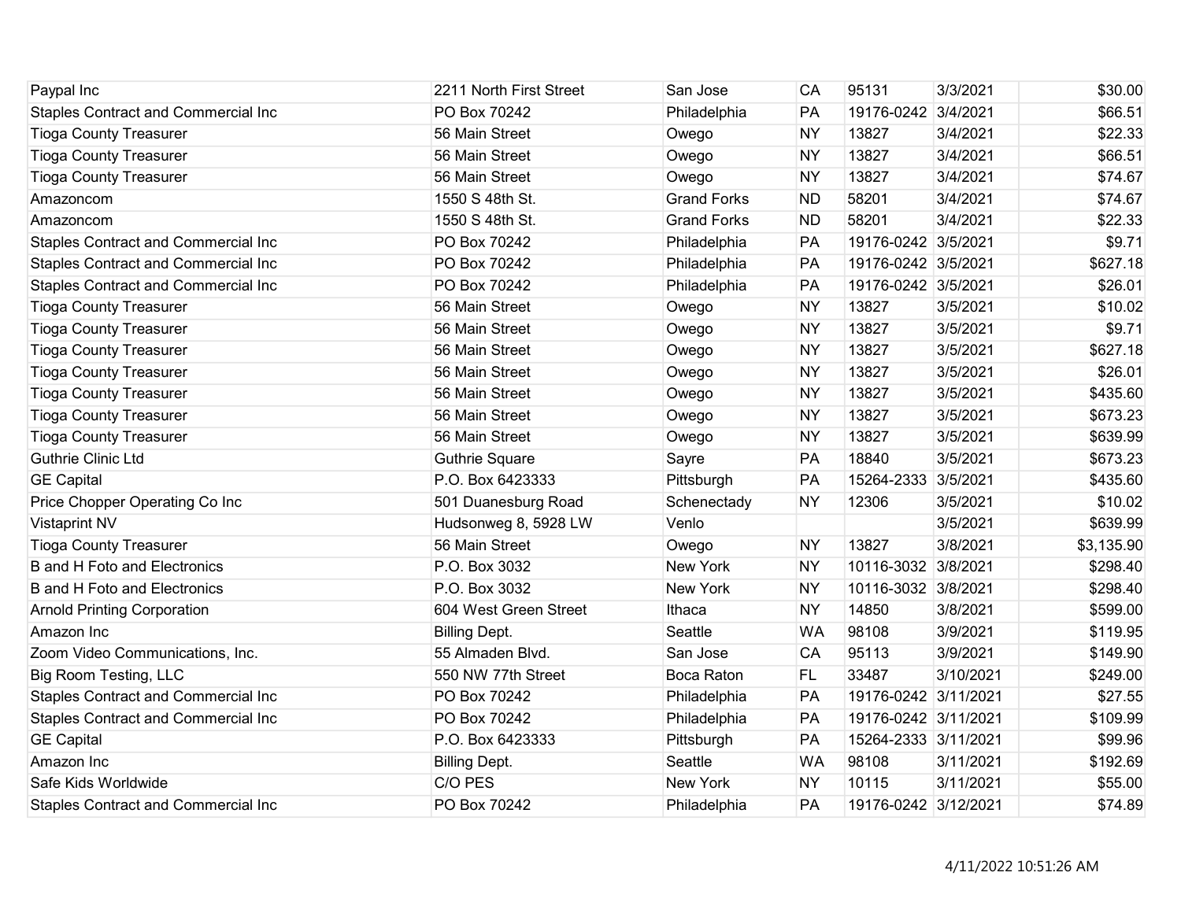| | | | | | | |
|---|---|---|---|---|---|---|
| Paypal Inc | 2211 North First Street | San Jose | CA | 95131 | 3/3/2021 | $30.00 |
| Staples Contract and Commercial Inc | PO Box 70242 | Philadelphia | PA | 19176-0242 | 3/4/2021 | $66.51 |
| Tioga County Treasurer | 56 Main Street | Owego | NY | 13827 | 3/4/2021 | $22.33 |
| Tioga County Treasurer | 56 Main Street | Owego | NY | 13827 | 3/4/2021 | $66.51 |
| Tioga County Treasurer | 56 Main Street | Owego | NY | 13827 | 3/4/2021 | $74.67 |
| Amazoncom | 1550 S 48th St. | Grand Forks | ND | 58201 | 3/4/2021 | $74.67 |
| Amazoncom | 1550 S 48th St. | Grand Forks | ND | 58201 | 3/4/2021 | $22.33 |
| Staples Contract and Commercial Inc | PO Box 70242 | Philadelphia | PA | 19176-0242 | 3/5/2021 | $9.71 |
| Staples Contract and Commercial Inc | PO Box 70242 | Philadelphia | PA | 19176-0242 | 3/5/2021 | $627.18 |
| Staples Contract and Commercial Inc | PO Box 70242 | Philadelphia | PA | 19176-0242 | 3/5/2021 | $26.01 |
| Tioga County Treasurer | 56 Main Street | Owego | NY | 13827 | 3/5/2021 | $10.02 |
| Tioga County Treasurer | 56 Main Street | Owego | NY | 13827 | 3/5/2021 | $9.71 |
| Tioga County Treasurer | 56 Main Street | Owego | NY | 13827 | 3/5/2021 | $627.18 |
| Tioga County Treasurer | 56 Main Street | Owego | NY | 13827 | 3/5/2021 | $26.01 |
| Tioga County Treasurer | 56 Main Street | Owego | NY | 13827 | 3/5/2021 | $435.60 |
| Tioga County Treasurer | 56 Main Street | Owego | NY | 13827 | 3/5/2021 | $673.23 |
| Tioga County Treasurer | 56 Main Street | Owego | NY | 13827 | 3/5/2021 | $639.99 |
| Guthrie Clinic Ltd | Guthrie Square | Sayre | PA | 18840 | 3/5/2021 | $673.23 |
| GE Capital | P.O. Box 6423333 | Pittsburgh | PA | 15264-2333 | 3/5/2021 | $435.60 |
| Price Chopper Operating Co Inc | 501 Duanesburg Road | Schenectady | NY | 12306 | 3/5/2021 | $10.02 |
| Vistaprint NV | Hudsonweg 8, 5928 LW | Venlo | | | 3/5/2021 | $639.99 |
| Tioga County Treasurer | 56 Main Street | Owego | NY | 13827 | 3/8/2021 | $3,135.90 |
| B and H Foto and Electronics | P.O. Box 3032 | New York | NY | 10116-3032 | 3/8/2021 | $298.40 |
| B and H Foto and Electronics | P.O. Box 3032 | New York | NY | 10116-3032 | 3/8/2021 | $298.40 |
| Arnold Printing Corporation | 604 West Green Street | Ithaca | NY | 14850 | 3/8/2021 | $599.00 |
| Amazon Inc | Billing Dept. | Seattle | WA | 98108 | 3/9/2021 | $119.95 |
| Zoom Video Communications, Inc. | 55 Almaden Blvd. | San Jose | CA | 95113 | 3/9/2021 | $149.90 |
| Big Room Testing, LLC | 550 NW 77th Street | Boca Raton | FL | 33487 | 3/10/2021 | $249.00 |
| Staples Contract and Commercial Inc | PO Box 70242 | Philadelphia | PA | 19176-0242 | 3/11/2021 | $27.55 |
| Staples Contract and Commercial Inc | PO Box 70242 | Philadelphia | PA | 19176-0242 | 3/11/2021 | $109.99 |
| GE Capital | P.O. Box 6423333 | Pittsburgh | PA | 15264-2333 | 3/11/2021 | $99.96 |
| Amazon Inc | Billing Dept. | Seattle | WA | 98108 | 3/11/2021 | $192.69 |
| Safe Kids Worldwide | C/O PES | New York | NY | 10115 | 3/11/2021 | $55.00 |
| Staples Contract and Commercial Inc | PO Box 70242 | Philadelphia | PA | 19176-0242 | 3/12/2021 | $74.89 |

4/11/2022 10:51:26 AM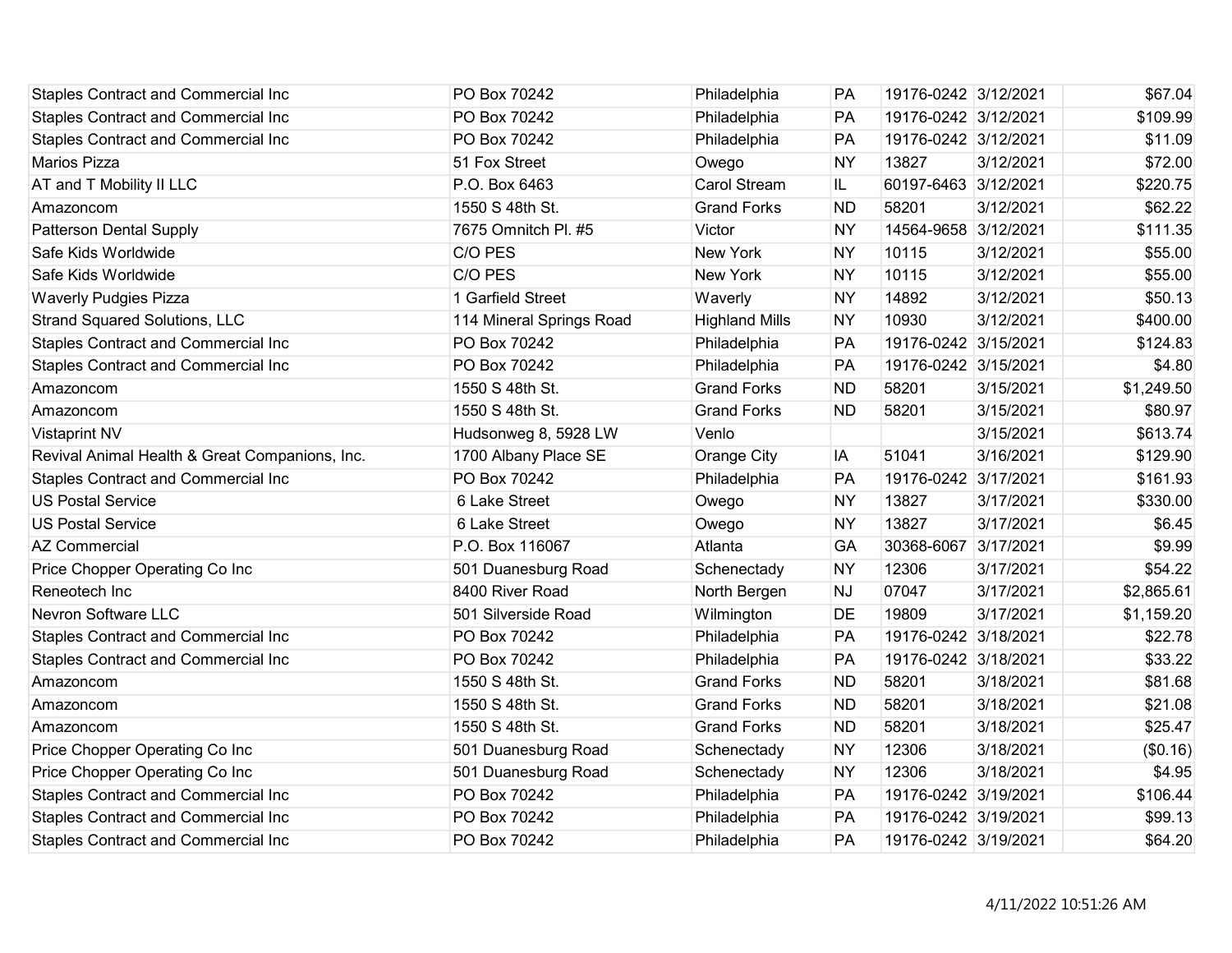| | | | | | | |
|---|---|---|---|---|---|---|
| Staples Contract and Commercial Inc | PO Box 70242 | Philadelphia | PA | 19176-0242 | 3/12/2021 | $67.04 |
| Staples Contract and Commercial Inc | PO Box 70242 | Philadelphia | PA | 19176-0242 | 3/12/2021 | $109.99 |
| Staples Contract and Commercial Inc | PO Box 70242 | Philadelphia | PA | 19176-0242 | 3/12/2021 | $11.09 |
| Marios Pizza | 51 Fox Street | Owego | NY | 13827 | 3/12/2021 | $72.00 |
| AT and T Mobility II LLC | P.O. Box 6463 | Carol Stream | IL | 60197-6463 | 3/12/2021 | $220.75 |
| Amazoncom | 1550 S 48th St. | Grand Forks | ND | 58201 | 3/12/2021 | $62.22 |
| Patterson Dental Supply | 7675 Omnitch Pl. #5 | Victor | NY | 14564-9658 | 3/12/2021 | $111.35 |
| Safe Kids Worldwide | C/O PES | New York | NY | 10115 | 3/12/2021 | $55.00 |
| Safe Kids Worldwide | C/O PES | New York | NY | 10115 | 3/12/2021 | $55.00 |
| Waverly Pudgies Pizza | 1 Garfield Street | Waverly | NY | 14892 | 3/12/2021 | $50.13 |
| Strand Squared Solutions, LLC | 114 Mineral Springs Road | Highland Mills | NY | 10930 | 3/12/2021 | $400.00 |
| Staples Contract and Commercial Inc | PO Box 70242 | Philadelphia | PA | 19176-0242 | 3/15/2021 | $124.83 |
| Staples Contract and Commercial Inc | PO Box 70242 | Philadelphia | PA | 19176-0242 | 3/15/2021 | $4.80 |
| Amazoncom | 1550 S 48th St. | Grand Forks | ND | 58201 | 3/15/2021 | $1,249.50 |
| Amazoncom | 1550 S 48th St. | Grand Forks | ND | 58201 | 3/15/2021 | $80.97 |
| Vistaprint NV | Hudsonweg 8, 5928 LW | Venlo | | | 3/15/2021 | $613.74 |
| Revival Animal Health & Great Companions, Inc. | 1700 Albany Place SE | Orange City | IA | 51041 | 3/16/2021 | $129.90 |
| Staples Contract and Commercial Inc | PO Box 70242 | Philadelphia | PA | 19176-0242 | 3/17/2021 | $161.93 |
| US Postal Service | 6 Lake Street | Owego | NY | 13827 | 3/17/2021 | $330.00 |
| US Postal Service | 6 Lake Street | Owego | NY | 13827 | 3/17/2021 | $6.45 |
| AZ Commercial | P.O. Box 116067 | Atlanta | GA | 30368-6067 | 3/17/2021 | $9.99 |
| Price Chopper Operating Co Inc | 501 Duanesburg Road | Schenectady | NY | 12306 | 3/17/2021 | $54.22 |
| Reneotech Inc | 8400 River Road | North Bergen | NJ | 07047 | 3/17/2021 | $2,865.61 |
| Nevron Software LLC | 501 Silverside Road | Wilmington | DE | 19809 | 3/17/2021 | $1,159.20 |
| Staples Contract and Commercial Inc | PO Box 70242 | Philadelphia | PA | 19176-0242 | 3/18/2021 | $22.78 |
| Staples Contract and Commercial Inc | PO Box 70242 | Philadelphia | PA | 19176-0242 | 3/18/2021 | $33.22 |
| Amazoncom | 1550 S 48th St. | Grand Forks | ND | 58201 | 3/18/2021 | $81.68 |
| Amazoncom | 1550 S 48th St. | Grand Forks | ND | 58201 | 3/18/2021 | $21.08 |
| Amazoncom | 1550 S 48th St. | Grand Forks | ND | 58201 | 3/18/2021 | $25.47 |
| Price Chopper Operating Co Inc | 501 Duanesburg Road | Schenectady | NY | 12306 | 3/18/2021 | ($0.16) |
| Price Chopper Operating Co Inc | 501 Duanesburg Road | Schenectady | NY | 12306 | 3/18/2021 | $4.95 |
| Staples Contract and Commercial Inc | PO Box 70242 | Philadelphia | PA | 19176-0242 | 3/19/2021 | $106.44 |
| Staples Contract and Commercial Inc | PO Box 70242 | Philadelphia | PA | 19176-0242 | 3/19/2021 | $99.13 |
| Staples Contract and Commercial Inc | PO Box 70242 | Philadelphia | PA | 19176-0242 | 3/19/2021 | $64.20 |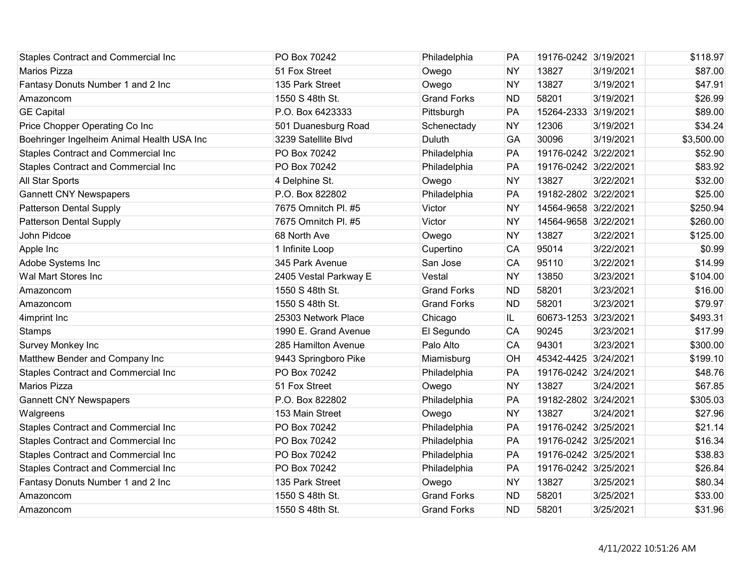| | | | | | | |
|---|---|---|---|---|---|---|
| Staples Contract and Commercial Inc | PO Box 70242 | Philadelphia | PA | 19176-0242 | 3/19/2021 | $118.97 |
| Marios Pizza | 51 Fox Street | Owego | NY | 13827 | 3/19/2021 | $87.00 |
| Fantasy Donuts Number 1 and 2 Inc | 135 Park Street | Owego | NY | 13827 | 3/19/2021 | $47.91 |
| Amazoncom | 1550 S 48th St. | Grand Forks | ND | 58201 | 3/19/2021 | $26.99 |
| GE Capital | P.O. Box 6423333 | Pittsburgh | PA | 15264-2333 | 3/19/2021 | $89.00 |
| Price Chopper Operating Co Inc | 501 Duanesburg Road | Schenectady | NY | 12306 | 3/19/2021 | $34.24 |
| Boehringer Ingelheim Animal Health USA Inc | 3239 Satellite Blvd | Duluth | GA | 30096 | 3/19/2021 | $3,500.00 |
| Staples Contract and Commercial Inc | PO Box 70242 | Philadelphia | PA | 19176-0242 | 3/22/2021 | $52.90 |
| Staples Contract and Commercial Inc | PO Box 70242 | Philadelphia | PA | 19176-0242 | 3/22/2021 | $83.92 |
| All Star Sports | 4 Delphine St. | Owego | NY | 13827 | 3/22/2021 | $32.00 |
| Gannett CNY Newspapers | P.O. Box 822802 | Philadelphia | PA | 19182-2802 | 3/22/2021 | $25.00 |
| Patterson Dental Supply | 7675 Omnitch Pl. #5 | Victor | NY | 14564-9658 | 3/22/2021 | $250.94 |
| Patterson Dental Supply | 7675 Omnitch Pl. #5 | Victor | NY | 14564-9658 | 3/22/2021 | $260.00 |
| John Pidcoe | 68 North Ave | Owego | NY | 13827 | 3/22/2021 | $125.00 |
| Apple Inc | 1 Infinite Loop | Cupertino | CA | 95014 | 3/22/2021 | $0.99 |
| Adobe Systems Inc | 345 Park Avenue | San Jose | CA | 95110 | 3/22/2021 | $14.99 |
| Wal Mart Stores Inc | 2405 Vestal Parkway E | Vestal | NY | 13850 | 3/23/2021 | $104.00 |
| Amazoncom | 1550 S 48th St. | Grand Forks | ND | 58201 | 3/23/2021 | $16.00 |
| Amazoncom | 1550 S 48th St. | Grand Forks | ND | 58201 | 3/23/2021 | $79.97 |
| 4imprint Inc | 25303 Network Place | Chicago | IL | 60673-1253 | 3/23/2021 | $493.31 |
| Stamps | 1990 E. Grand Avenue | El Segundo | CA | 90245 | 3/23/2021 | $17.99 |
| Survey Monkey Inc | 285 Hamilton Avenue | Palo Alto | CA | 94301 | 3/23/2021 | $300.00 |
| Matthew Bender and Company Inc | 9443 Springboro Pike | Miamisburg | OH | 45342-4425 | 3/24/2021 | $199.10 |
| Staples Contract and Commercial Inc | PO Box 70242 | Philadelphia | PA | 19176-0242 | 3/24/2021 | $48.76 |
| Marios Pizza | 51 Fox Street | Owego | NY | 13827 | 3/24/2021 | $67.85 |
| Gannett CNY Newspapers | P.O. Box 822802 | Philadelphia | PA | 19182-2802 | 3/24/2021 | $305.03 |
| Walgreens | 153 Main Street | Owego | NY | 13827 | 3/24/2021 | $27.96 |
| Staples Contract and Commercial Inc | PO Box 70242 | Philadelphia | PA | 19176-0242 | 3/25/2021 | $21.14 |
| Staples Contract and Commercial Inc | PO Box 70242 | Philadelphia | PA | 19176-0242 | 3/25/2021 | $16.34 |
| Staples Contract and Commercial Inc | PO Box 70242 | Philadelphia | PA | 19176-0242 | 3/25/2021 | $38.83 |
| Staples Contract and Commercial Inc | PO Box 70242 | Philadelphia | PA | 19176-0242 | 3/25/2021 | $26.84 |
| Fantasy Donuts Number 1 and 2 Inc | 135 Park Street | Owego | NY | 13827 | 3/25/2021 | $80.34 |
| Amazoncom | 1550 S 48th St. | Grand Forks | ND | 58201 | 3/25/2021 | $33.00 |
| Amazoncom | 1550 S 48th St. | Grand Forks | ND | 58201 | 3/25/2021 | $31.96 |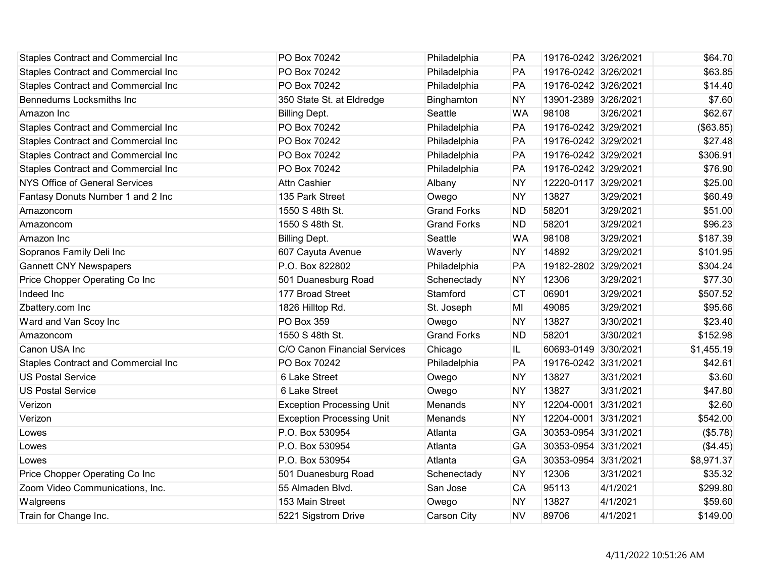| | | | | | | |
|---|---|---|---|---|---|---|
| Staples Contract and Commercial Inc | PO Box 70242 | Philadelphia | PA | 19176-0242 | 3/26/2021 | $64.70 |
| Staples Contract and Commercial Inc | PO Box 70242 | Philadelphia | PA | 19176-0242 | 3/26/2021 | $63.85 |
| Staples Contract and Commercial Inc | PO Box 70242 | Philadelphia | PA | 19176-0242 | 3/26/2021 | $14.40 |
| Bennedums Locksmiths Inc | 350 State St. at Eldredge | Binghamton | NY | 13901-2389 | 3/26/2021 | $7.60 |
| Amazon Inc | Billing Dept. | Seattle | WA | 98108 | 3/26/2021 | $62.67 |
| Staples Contract and Commercial Inc | PO Box 70242 | Philadelphia | PA | 19176-0242 | 3/29/2021 | ($63.85) |
| Staples Contract and Commercial Inc | PO Box 70242 | Philadelphia | PA | 19176-0242 | 3/29/2021 | $27.48 |
| Staples Contract and Commercial Inc | PO Box 70242 | Philadelphia | PA | 19176-0242 | 3/29/2021 | $306.91 |
| Staples Contract and Commercial Inc | PO Box 70242 | Philadelphia | PA | 19176-0242 | 3/29/2021 | $76.90 |
| NYS Office of General Services | Attn Cashier | Albany | NY | 12220-0117 | 3/29/2021 | $25.00 |
| Fantasy Donuts Number 1 and 2 Inc | 135 Park Street | Owego | NY | 13827 | 3/29/2021 | $60.49 |
| Amazoncom | 1550 S 48th St. | Grand Forks | ND | 58201 | 3/29/2021 | $51.00 |
| Amazoncom | 1550 S 48th St. | Grand Forks | ND | 58201 | 3/29/2021 | $96.23 |
| Amazon Inc | Billing Dept. | Seattle | WA | 98108 | 3/29/2021 | $187.39 |
| Sopranos Family Deli Inc | 607 Cayuta Avenue | Waverly | NY | 14892 | 3/29/2021 | $101.95 |
| Gannett CNY Newspapers | P.O. Box 822802 | Philadelphia | PA | 19182-2802 | 3/29/2021 | $304.24 |
| Price Chopper Operating Co Inc | 501 Duanesburg Road | Schenectady | NY | 12306 | 3/29/2021 | $77.30 |
| Indeed Inc | 177 Broad Street | Stamford | CT | 06901 | 3/29/2021 | $507.52 |
| Zbattery.com Inc | 1826 Hilltop Rd. | St. Joseph | MI | 49085 | 3/29/2021 | $95.66 |
| Ward and Van Scoy Inc | PO Box 359 | Owego | NY | 13827 | 3/30/2021 | $23.40 |
| Amazoncom | 1550 S 48th St. | Grand Forks | ND | 58201 | 3/30/2021 | $152.98 |
| Canon USA Inc | C/O Canon Financial Services | Chicago | IL | 60693-0149 | 3/30/2021 | $1,455.19 |
| Staples Contract and Commercial Inc | PO Box 70242 | Philadelphia | PA | 19176-0242 | 3/31/2021 | $42.61 |
| US Postal Service | 6 Lake Street | Owego | NY | 13827 | 3/31/2021 | $3.60 |
| US Postal Service | 6 Lake Street | Owego | NY | 13827 | 3/31/2021 | $47.80 |
| Verizon | Exception Processing Unit | Menands | NY | 12204-0001 | 3/31/2021 | $2.60 |
| Verizon | Exception Processing Unit | Menands | NY | 12204-0001 | 3/31/2021 | $542.00 |
| Lowes | P.O. Box 530954 | Atlanta | GA | 30353-0954 | 3/31/2021 | ($5.78) |
| Lowes | P.O. Box 530954 | Atlanta | GA | 30353-0954 | 3/31/2021 | ($4.45) |
| Lowes | P.O. Box 530954 | Atlanta | GA | 30353-0954 | 3/31/2021 | $8,971.37 |
| Price Chopper Operating Co Inc | 501 Duanesburg Road | Schenectady | NY | 12306 | 3/31/2021 | $35.32 |
| Zoom Video Communications, Inc. | 55 Almaden Blvd. | San Jose | CA | 95113 | 4/1/2021 | $299.80 |
| Walgreens | 153 Main Street | Owego | NY | 13827 | 4/1/2021 | $59.60 |
| Train for Change Inc. | 5221 Sigstrom Drive | Carson City | NV | 89706 | 4/1/2021 | $149.00 |

4/11/2022 10:51:26 AM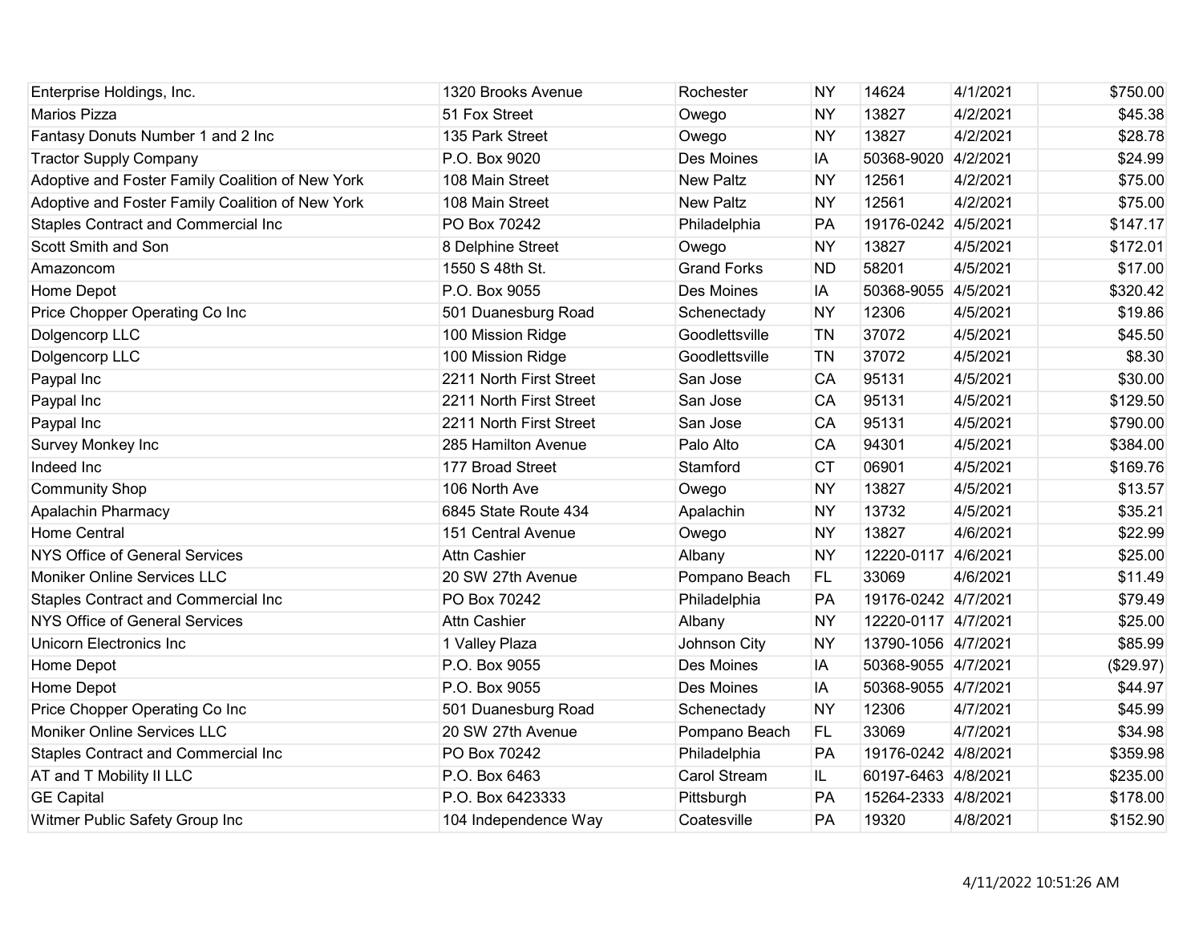| | | | | | | |
|---|---|---|---|---|---|---|
| Enterprise Holdings, Inc. | 1320 Brooks Avenue | Rochester | NY | 14624 | 4/1/2021 | $750.00 |
| Marios Pizza | 51 Fox Street | Owego | NY | 13827 | 4/2/2021 | $45.38 |
| Fantasy Donuts Number 1 and 2 Inc | 135 Park Street | Owego | NY | 13827 | 4/2/2021 | $28.78 |
| Tractor Supply Company | P.O. Box 9020 | Des Moines | IA | 50368-9020 | 4/2/2021 | $24.99 |
| Adoptive and Foster Family Coalition of New York | 108 Main Street | New Paltz | NY | 12561 | 4/2/2021 | $75.00 |
| Adoptive and Foster Family Coalition of New York | 108 Main Street | New Paltz | NY | 12561 | 4/2/2021 | $75.00 |
| Staples Contract and Commercial Inc | PO Box 70242 | Philadelphia | PA | 19176-0242 | 4/5/2021 | $147.17 |
| Scott Smith and Son | 8 Delphine Street | Owego | NY | 13827 | 4/5/2021 | $172.01 |
| Amazoncom | 1550 S 48th St. | Grand Forks | ND | 58201 | 4/5/2021 | $17.00 |
| Home Depot | P.O. Box 9055 | Des Moines | IA | 50368-9055 | 4/5/2021 | $320.42 |
| Price Chopper Operating Co Inc | 501 Duanesburg Road | Schenectady | NY | 12306 | 4/5/2021 | $19.86 |
| Dolgencorp LLC | 100 Mission Ridge | Goodlettsville | TN | 37072 | 4/5/2021 | $45.50 |
| Dolgencorp LLC | 100 Mission Ridge | Goodlettsville | TN | 37072 | 4/5/2021 | $8.30 |
| Paypal Inc | 2211 North First Street | San Jose | CA | 95131 | 4/5/2021 | $30.00 |
| Paypal Inc | 2211 North First Street | San Jose | CA | 95131 | 4/5/2021 | $129.50 |
| Paypal Inc | 2211 North First Street | San Jose | CA | 95131 | 4/5/2021 | $790.00 |
| Survey Monkey Inc | 285 Hamilton Avenue | Palo Alto | CA | 94301 | 4/5/2021 | $384.00 |
| Indeed Inc | 177 Broad Street | Stamford | CT | 06901 | 4/5/2021 | $169.76 |
| Community Shop | 106 North Ave | Owego | NY | 13827 | 4/5/2021 | $13.57 |
| Apalachin Pharmacy | 6845 State Route 434 | Apalachin | NY | 13732 | 4/5/2021 | $35.21 |
| Home Central | 151 Central Avenue | Owego | NY | 13827 | 4/6/2021 | $22.99 |
| NYS Office of General Services | Attn Cashier | Albany | NY | 12220-0117 | 4/6/2021 | $25.00 |
| Moniker Online Services LLC | 20 SW 27th Avenue | Pompano Beach | FL | 33069 | 4/6/2021 | $11.49 |
| Staples Contract and Commercial Inc | PO Box 70242 | Philadelphia | PA | 19176-0242 | 4/7/2021 | $79.49 |
| NYS Office of General Services | Attn Cashier | Albany | NY | 12220-0117 | 4/7/2021 | $25.00 |
| Unicorn Electronics Inc | 1 Valley Plaza | Johnson City | NY | 13790-1056 | 4/7/2021 | $85.99 |
| Home Depot | P.O. Box 9055 | Des Moines | IA | 50368-9055 | 4/7/2021 | ($29.97) |
| Home Depot | P.O. Box 9055 | Des Moines | IA | 50368-9055 | 4/7/2021 | $44.97 |
| Price Chopper Operating Co Inc | 501 Duanesburg Road | Schenectady | NY | 12306 | 4/7/2021 | $45.99 |
| Moniker Online Services LLC | 20 SW 27th Avenue | Pompano Beach | FL | 33069 | 4/7/2021 | $34.98 |
| Staples Contract and Commercial Inc | PO Box 70242 | Philadelphia | PA | 19176-0242 | 4/8/2021 | $359.98 |
| AT and T Mobility II LLC | P.O. Box 6463 | Carol Stream | IL | 60197-6463 | 4/8/2021 | $235.00 |
| GE Capital | P.O. Box 6423333 | Pittsburgh | PA | 15264-2333 | 4/8/2021 | $178.00 |
| Witmer Public Safety Group Inc | 104 Independence Way | Coatesville | PA | 19320 | 4/8/2021 | $152.90 |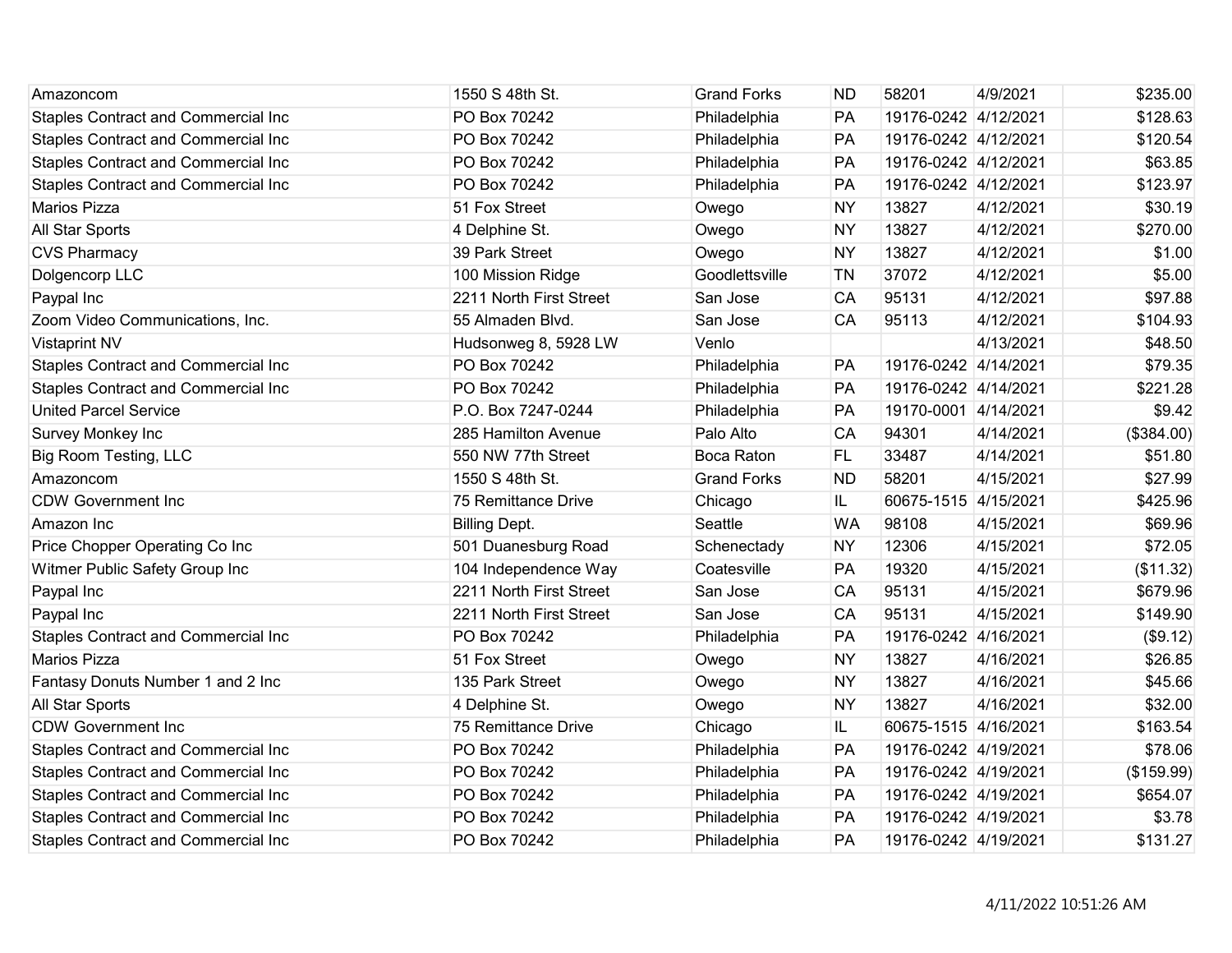| | | | | | | |
|---|---|---|---|---|---|---|
| Amazoncom | 1550 S 48th St. | Grand Forks | ND | 58201 | 4/9/2021 | $235.00 |
| Staples Contract and Commercial Inc | PO Box 70242 | Philadelphia | PA | 19176-0242 | 4/12/2021 | $128.63 |
| Staples Contract and Commercial Inc | PO Box 70242 | Philadelphia | PA | 19176-0242 | 4/12/2021 | $120.54 |
| Staples Contract and Commercial Inc | PO Box 70242 | Philadelphia | PA | 19176-0242 | 4/12/2021 | $63.85 |
| Staples Contract and Commercial Inc | PO Box 70242 | Philadelphia | PA | 19176-0242 | 4/12/2021 | $123.97 |
| Marios Pizza | 51 Fox Street | Owego | NY | 13827 | 4/12/2021 | $30.19 |
| All Star Sports | 4 Delphine St. | Owego | NY | 13827 | 4/12/2021 | $270.00 |
| CVS Pharmacy | 39 Park Street | Owego | NY | 13827 | 4/12/2021 | $1.00 |
| Dolgencorp LLC | 100 Mission Ridge | Goodlettsville | TN | 37072 | 4/12/2021 | $5.00 |
| Paypal Inc | 2211 North First Street | San Jose | CA | 95131 | 4/12/2021 | $97.88 |
| Zoom Video Communications, Inc. | 55 Almaden Blvd. | San Jose | CA | 95113 | 4/12/2021 | $104.93 |
| Vistaprint NV | Hudsonweg 8, 5928 LW | Venlo | | | 4/13/2021 | $48.50 |
| Staples Contract and Commercial Inc | PO Box 70242 | Philadelphia | PA | 19176-0242 | 4/14/2021 | $79.35 |
| Staples Contract and Commercial Inc | PO Box 70242 | Philadelphia | PA | 19176-0242 | 4/14/2021 | $221.28 |
| United Parcel Service | P.O. Box 7247-0244 | Philadelphia | PA | 19170-0001 | 4/14/2021 | $9.42 |
| Survey Monkey Inc | 285 Hamilton Avenue | Palo Alto | CA | 94301 | 4/14/2021 | ($384.00) |
| Big Room Testing, LLC | 550 NW 77th Street | Boca Raton | FL | 33487 | 4/14/2021 | $51.80 |
| Amazoncom | 1550 S 48th St. | Grand Forks | ND | 58201 | 4/15/2021 | $27.99 |
| CDW Government Inc | 75 Remittance Drive | Chicago | IL | 60675-1515 | 4/15/2021 | $425.96 |
| Amazon Inc | Billing Dept. | Seattle | WA | 98108 | 4/15/2021 | $69.96 |
| Price Chopper Operating Co Inc | 501 Duanesburg Road | Schenectady | NY | 12306 | 4/15/2021 | $72.05 |
| Witmer Public Safety Group Inc | 104 Independence Way | Coatesville | PA | 19320 | 4/15/2021 | ($11.32) |
| Paypal Inc | 2211 North First Street | San Jose | CA | 95131 | 4/15/2021 | $679.96 |
| Paypal Inc | 2211 North First Street | San Jose | CA | 95131 | 4/15/2021 | $149.90 |
| Staples Contract and Commercial Inc | PO Box 70242 | Philadelphia | PA | 19176-0242 | 4/16/2021 | ($9.12) |
| Marios Pizza | 51 Fox Street | Owego | NY | 13827 | 4/16/2021 | $26.85 |
| Fantasy Donuts Number 1 and 2 Inc | 135 Park Street | Owego | NY | 13827 | 4/16/2021 | $45.66 |
| All Star Sports | 4 Delphine St. | Owego | NY | 13827 | 4/16/2021 | $32.00 |
| CDW Government Inc | 75 Remittance Drive | Chicago | IL | 60675-1515 | 4/16/2021 | $163.54 |
| Staples Contract and Commercial Inc | PO Box 70242 | Philadelphia | PA | 19176-0242 | 4/19/2021 | $78.06 |
| Staples Contract and Commercial Inc | PO Box 70242 | Philadelphia | PA | 19176-0242 | 4/19/2021 | ($159.99) |
| Staples Contract and Commercial Inc | PO Box 70242 | Philadelphia | PA | 19176-0242 | 4/19/2021 | $654.07 |
| Staples Contract and Commercial Inc | PO Box 70242 | Philadelphia | PA | 19176-0242 | 4/19/2021 | $3.78 |
| Staples Contract and Commercial Inc | PO Box 70242 | Philadelphia | PA | 19176-0242 | 4/19/2021 | $131.27 |

4/11/2022 10:51:26 AM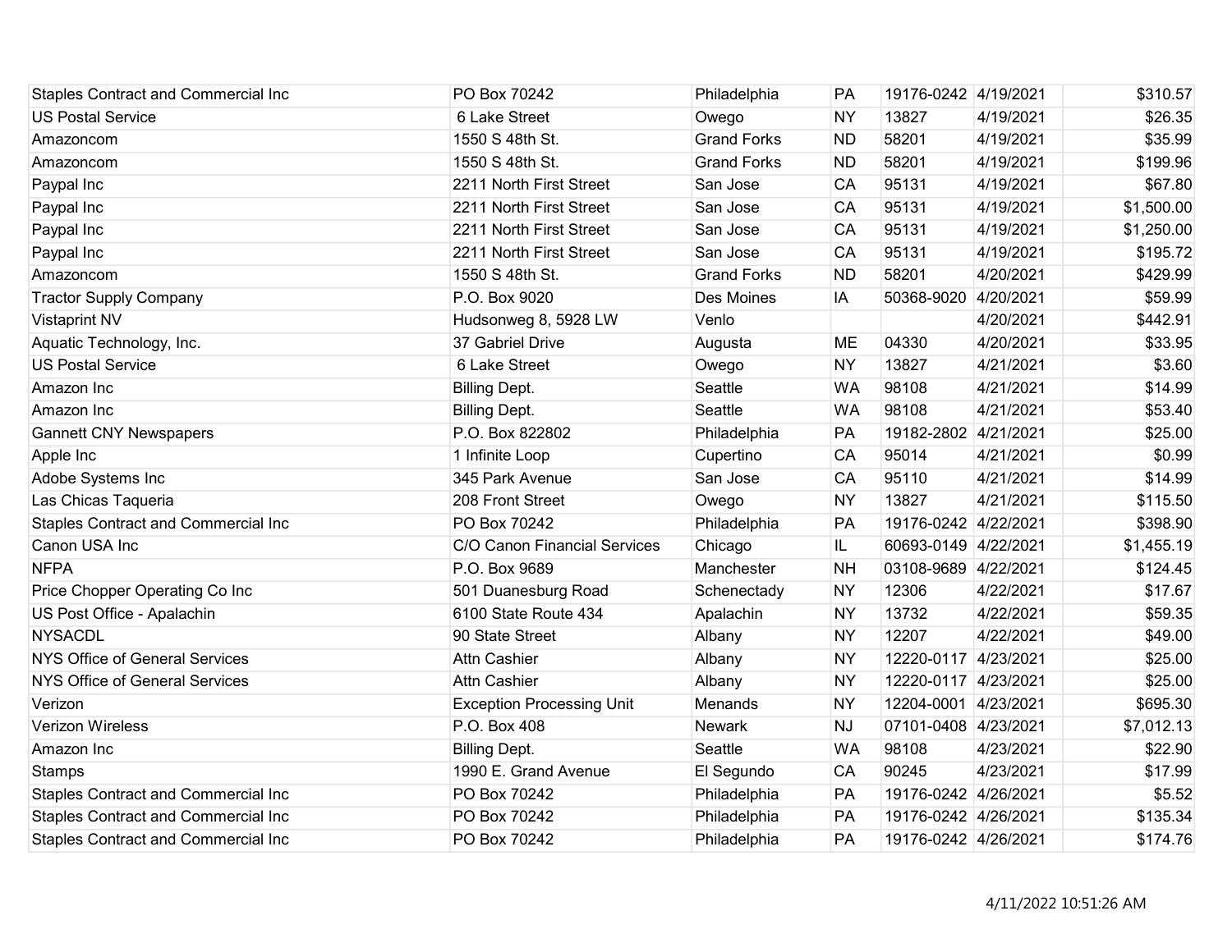| | | | | | | |
|---|---|---|---|---|---|---|
| Staples Contract and Commercial Inc | PO Box 70242 | Philadelphia | PA | 19176-0242 | 4/19/2021 | $310.57 |
| US Postal Service | 6 Lake Street | Owego | NY | 13827 | 4/19/2021 | $26.35 |
| Amazoncom | 1550 S 48th St. | Grand Forks | ND | 58201 | 4/19/2021 | $35.99 |
| Amazoncom | 1550 S 48th St. | Grand Forks | ND | 58201 | 4/19/2021 | $199.96 |
| Paypal Inc | 2211 North First Street | San Jose | CA | 95131 | 4/19/2021 | $67.80 |
| Paypal Inc | 2211 North First Street | San Jose | CA | 95131 | 4/19/2021 | $1,500.00 |
| Paypal Inc | 2211 North First Street | San Jose | CA | 95131 | 4/19/2021 | $1,250.00 |
| Paypal Inc | 2211 North First Street | San Jose | CA | 95131 | 4/19/2021 | $195.72 |
| Amazoncom | 1550 S 48th St. | Grand Forks | ND | 58201 | 4/20/2021 | $429.99 |
| Tractor Supply Company | P.O. Box 9020 | Des Moines | IA | 50368-9020 | 4/20/2021 | $59.99 |
| Vistaprint NV | Hudsonweg 8, 5928 LW | Venlo | | | 4/20/2021 | $442.91 |
| Aquatic Technology, Inc. | 37 Gabriel Drive | Augusta | ME | 04330 | 4/20/2021 | $33.95 |
| US Postal Service | 6 Lake Street | Owego | NY | 13827 | 4/21/2021 | $3.60 |
| Amazon Inc | Billing Dept. | Seattle | WA | 98108 | 4/21/2021 | $14.99 |
| Amazon Inc | Billing Dept. | Seattle | WA | 98108 | 4/21/2021 | $53.40 |
| Gannett CNY Newspapers | P.O. Box 822802 | Philadelphia | PA | 19182-2802 | 4/21/2021 | $25.00 |
| Apple Inc | 1 Infinite Loop | Cupertino | CA | 95014 | 4/21/2021 | $0.99 |
| Adobe Systems Inc | 345 Park Avenue | San Jose | CA | 95110 | 4/21/2021 | $14.99 |
| Las Chicas Taqueria | 208 Front Street | Owego | NY | 13827 | 4/21/2021 | $115.50 |
| Staples Contract and Commercial Inc | PO Box 70242 | Philadelphia | PA | 19176-0242 | 4/22/2021 | $398.90 |
| Canon USA Inc | C/O Canon Financial Services | Chicago | IL | 60693-0149 | 4/22/2021 | $1,455.19 |
| NFPA | P.O. Box 9689 | Manchester | NH | 03108-9689 | 4/22/2021 | $124.45 |
| Price Chopper Operating Co Inc | 501 Duanesburg Road | Schenectady | NY | 12306 | 4/22/2021 | $17.67 |
| US Post Office - Apalachin | 6100 State Route 434 | Apalachin | NY | 13732 | 4/22/2021 | $59.35 |
| NYSACDL | 90 State Street | Albany | NY | 12207 | 4/22/2021 | $49.00 |
| NYS Office of General Services | Attn Cashier | Albany | NY | 12220-0117 | 4/23/2021 | $25.00 |
| NYS Office of General Services | Attn Cashier | Albany | NY | 12220-0117 | 4/23/2021 | $25.00 |
| Verizon | Exception Processing Unit | Menands | NY | 12204-0001 | 4/23/2021 | $695.30 |
| Verizon Wireless | P.O. Box 408 | Newark | NJ | 07101-0408 | 4/23/2021 | $7,012.13 |
| Amazon Inc | Billing Dept. | Seattle | WA | 98108 | 4/23/2021 | $22.90 |
| Stamps | 1990 E. Grand Avenue | El Segundo | CA | 90245 | 4/23/2021 | $17.99 |
| Staples Contract and Commercial Inc | PO Box 70242 | Philadelphia | PA | 19176-0242 | 4/26/2021 | $5.52 |
| Staples Contract and Commercial Inc | PO Box 70242 | Philadelphia | PA | 19176-0242 | 4/26/2021 | $135.34 |
| Staples Contract and Commercial Inc | PO Box 70242 | Philadelphia | PA | 19176-0242 | 4/26/2021 | $174.76 |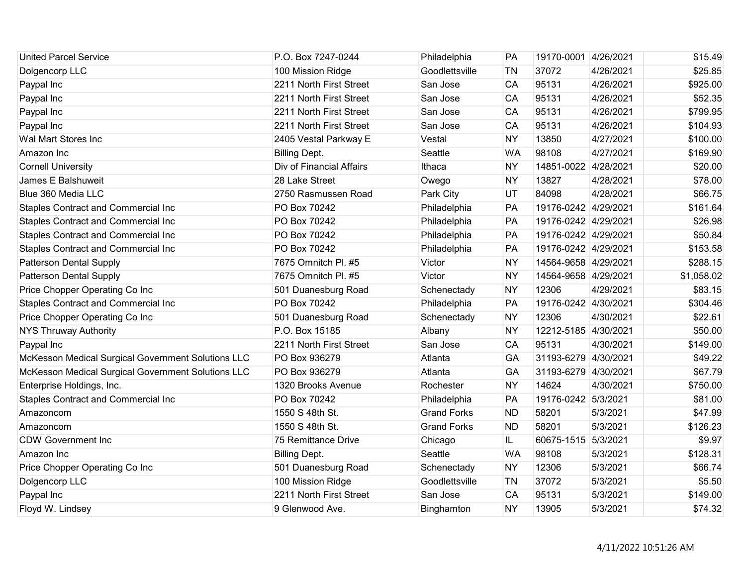| | | | | | | |
|---|---|---|---|---|---|---|
| United Parcel Service | P.O. Box 7247-0244 | Philadelphia | PA | 19170-0001 | 4/26/2021 | $15.49 |
| Dolgencorp LLC | 100 Mission Ridge | Goodlettsville | TN | 37072 | 4/26/2021 | $25.85 |
| Paypal Inc | 2211 North First Street | San Jose | CA | 95131 | 4/26/2021 | $925.00 |
| Paypal Inc | 2211 North First Street | San Jose | CA | 95131 | 4/26/2021 | $52.35 |
| Paypal Inc | 2211 North First Street | San Jose | CA | 95131 | 4/26/2021 | $799.95 |
| Paypal Inc | 2211 North First Street | San Jose | CA | 95131 | 4/26/2021 | $104.93 |
| Wal Mart Stores Inc | 2405 Vestal Parkway E | Vestal | NY | 13850 | 4/27/2021 | $100.00 |
| Amazon Inc | Billing Dept. | Seattle | WA | 98108 | 4/27/2021 | $169.90 |
| Cornell University | Div of Financial Affairs | Ithaca | NY | 14851-0022 | 4/28/2021 | $20.00 |
| James E Balshuweit | 28 Lake Street | Owego | NY | 13827 | 4/28/2021 | $78.00 |
| Blue 360 Media LLC | 2750 Rasmussen Road | Park City | UT | 84098 | 4/28/2021 | $66.75 |
| Staples Contract and Commercial Inc | PO Box 70242 | Philadelphia | PA | 19176-0242 | 4/29/2021 | $161.64 |
| Staples Contract and Commercial Inc | PO Box 70242 | Philadelphia | PA | 19176-0242 | 4/29/2021 | $26.98 |
| Staples Contract and Commercial Inc | PO Box 70242 | Philadelphia | PA | 19176-0242 | 4/29/2021 | $50.84 |
| Staples Contract and Commercial Inc | PO Box 70242 | Philadelphia | PA | 19176-0242 | 4/29/2021 | $153.58 |
| Patterson Dental Supply | 7675 Omnitch Pl. #5 | Victor | NY | 14564-9658 | 4/29/2021 | $288.15 |
| Patterson Dental Supply | 7675 Omnitch Pl. #5 | Victor | NY | 14564-9658 | 4/29/2021 | $1,058.02 |
| Price Chopper Operating Co Inc | 501 Duanesburg Road | Schenectady | NY | 12306 | 4/29/2021 | $83.15 |
| Staples Contract and Commercial Inc | PO Box 70242 | Philadelphia | PA | 19176-0242 | 4/30/2021 | $304.46 |
| Price Chopper Operating Co Inc | 501 Duanesburg Road | Schenectady | NY | 12306 | 4/30/2021 | $22.61 |
| NYS Thruway Authority | P.O. Box 15185 | Albany | NY | 12212-5185 | 4/30/2021 | $50.00 |
| Paypal Inc | 2211 North First Street | San Jose | CA | 95131 | 4/30/2021 | $149.00 |
| McKesson Medical Surgical Government Solutions LLC | PO Box 936279 | Atlanta | GA | 31193-6279 | 4/30/2021 | $49.22 |
| McKesson Medical Surgical Government Solutions LLC | PO Box 936279 | Atlanta | GA | 31193-6279 | 4/30/2021 | $67.79 |
| Enterprise Holdings, Inc. | 1320 Brooks Avenue | Rochester | NY | 14624 | 4/30/2021 | $750.00 |
| Staples Contract and Commercial Inc | PO Box 70242 | Philadelphia | PA | 19176-0242 | 5/3/2021 | $81.00 |
| Amazoncom | 1550 S 48th St. | Grand Forks | ND | 58201 | 5/3/2021 | $47.99 |
| Amazoncom | 1550 S 48th St. | Grand Forks | ND | 58201 | 5/3/2021 | $126.23 |
| CDW Government Inc | 75 Remittance Drive | Chicago | IL | 60675-1515 | 5/3/2021 | $9.97 |
| Amazon Inc | Billing Dept. | Seattle | WA | 98108 | 5/3/2021 | $128.31 |
| Price Chopper Operating Co Inc | 501 Duanesburg Road | Schenectady | NY | 12306 | 5/3/2021 | $66.74 |
| Dolgencorp LLC | 100 Mission Ridge | Goodlettsville | TN | 37072 | 5/3/2021 | $5.50 |
| Paypal Inc | 2211 North First Street | San Jose | CA | 95131 | 5/3/2021 | $149.00 |
| Floyd W. Lindsey | 9 Glenwood Ave. | Binghamton | NY | 13905 | 5/3/2021 | $74.32 |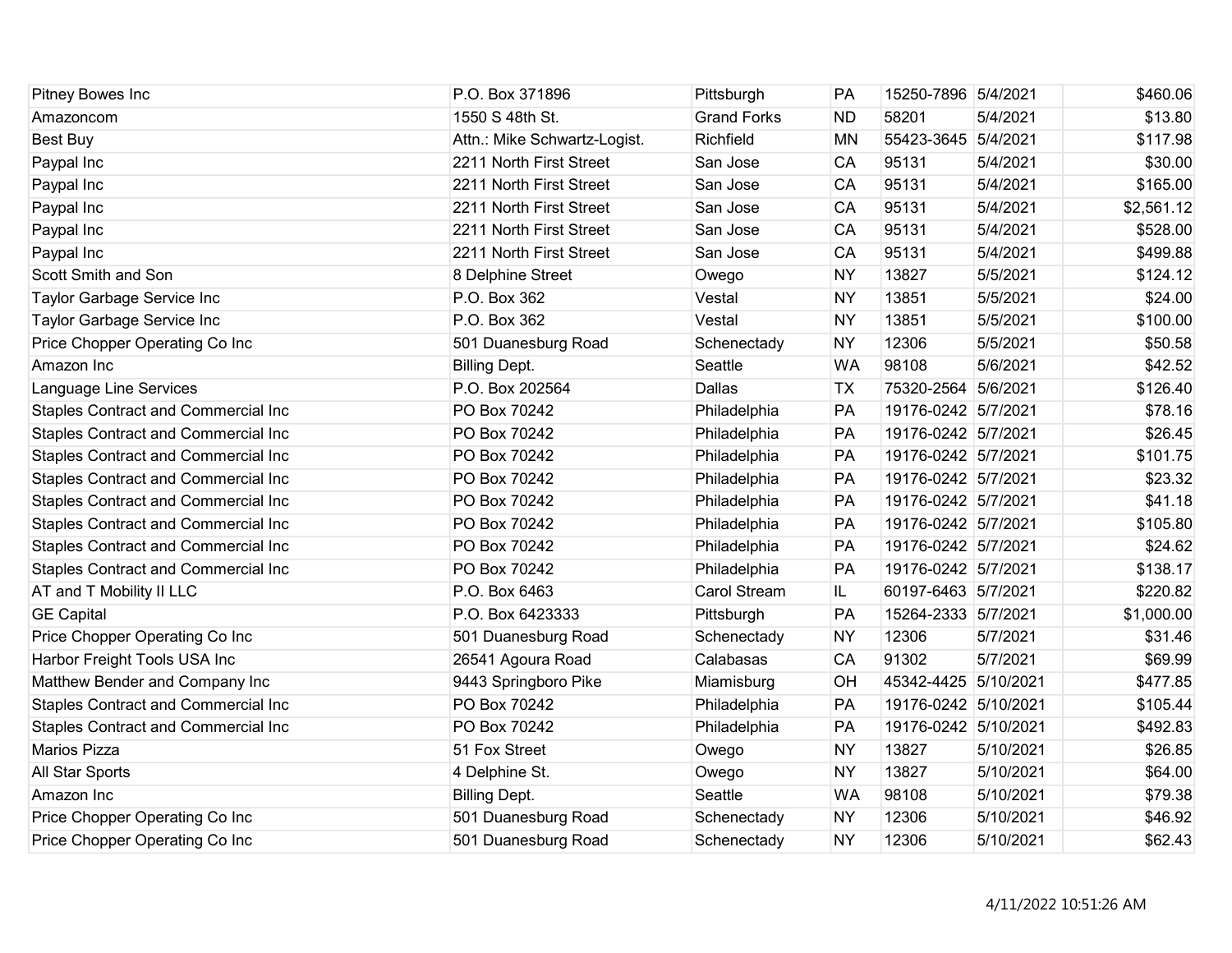| | | | | | | |
|---|---|---|---|---|---|---|
| Pitney Bowes Inc | P.O. Box 371896 | Pittsburgh | PA | 15250-7896 | 5/4/2021 | $460.06 |
| Amazoncom | 1550 S 48th St. | Grand Forks | ND | 58201 | 5/4/2021 | $13.80 |
| Best Buy | Attn.: Mike Schwartz-Logist. | Richfield | MN | 55423-3645 | 5/4/2021 | $117.98 |
| Paypal Inc | 2211 North First Street | San Jose | CA | 95131 | 5/4/2021 | $30.00 |
| Paypal Inc | 2211 North First Street | San Jose | CA | 95131 | 5/4/2021 | $165.00 |
| Paypal Inc | 2211 North First Street | San Jose | CA | 95131 | 5/4/2021 | $2,561.12 |
| Paypal Inc | 2211 North First Street | San Jose | CA | 95131 | 5/4/2021 | $528.00 |
| Paypal Inc | 2211 North First Street | San Jose | CA | 95131 | 5/4/2021 | $499.88 |
| Scott Smith and Son | 8 Delphine Street | Owego | NY | 13827 | 5/5/2021 | $124.12 |
| Taylor Garbage Service Inc | P.O. Box 362 | Vestal | NY | 13851 | 5/5/2021 | $24.00 |
| Taylor Garbage Service Inc | P.O. Box 362 | Vestal | NY | 13851 | 5/5/2021 | $100.00 |
| Price Chopper Operating Co Inc | 501 Duanesburg Road | Schenectady | NY | 12306 | 5/5/2021 | $50.58 |
| Amazon Inc | Billing Dept. | Seattle | WA | 98108 | 5/6/2021 | $42.52 |
| Language Line Services | P.O. Box 202564 | Dallas | TX | 75320-2564 | 5/6/2021 | $126.40 |
| Staples Contract and Commercial Inc | PO Box 70242 | Philadelphia | PA | 19176-0242 | 5/7/2021 | $78.16 |
| Staples Contract and Commercial Inc | PO Box 70242 | Philadelphia | PA | 19176-0242 | 5/7/2021 | $26.45 |
| Staples Contract and Commercial Inc | PO Box 70242 | Philadelphia | PA | 19176-0242 | 5/7/2021 | $101.75 |
| Staples Contract and Commercial Inc | PO Box 70242 | Philadelphia | PA | 19176-0242 | 5/7/2021 | $23.32 |
| Staples Contract and Commercial Inc | PO Box 70242 | Philadelphia | PA | 19176-0242 | 5/7/2021 | $41.18 |
| Staples Contract and Commercial Inc | PO Box 70242 | Philadelphia | PA | 19176-0242 | 5/7/2021 | $105.80 |
| Staples Contract and Commercial Inc | PO Box 70242 | Philadelphia | PA | 19176-0242 | 5/7/2021 | $24.62 |
| Staples Contract and Commercial Inc | PO Box 70242 | Philadelphia | PA | 19176-0242 | 5/7/2021 | $138.17 |
| AT and T Mobility II LLC | P.O. Box 6463 | Carol Stream | IL | 60197-6463 | 5/7/2021 | $220.82 |
| GE Capital | P.O. Box 6423333 | Pittsburgh | PA | 15264-2333 | 5/7/2021 | $1,000.00 |
| Price Chopper Operating Co Inc | 501 Duanesburg Road | Schenectady | NY | 12306 | 5/7/2021 | $31.46 |
| Harbor Freight Tools USA Inc | 26541 Agoura Road | Calabasas | CA | 91302 | 5/7/2021 | $69.99 |
| Matthew Bender and Company Inc | 9443 Springboro Pike | Miamisburg | OH | 45342-4425 | 5/10/2021 | $477.85 |
| Staples Contract and Commercial Inc | PO Box 70242 | Philadelphia | PA | 19176-0242 | 5/10/2021 | $105.44 |
| Staples Contract and Commercial Inc | PO Box 70242 | Philadelphia | PA | 19176-0242 | 5/10/2021 | $492.83 |
| Marios Pizza | 51 Fox Street | Owego | NY | 13827 | 5/10/2021 | $26.85 |
| All Star Sports | 4 Delphine St. | Owego | NY | 13827 | 5/10/2021 | $64.00 |
| Amazon Inc | Billing Dept. | Seattle | WA | 98108 | 5/10/2021 | $79.38 |
| Price Chopper Operating Co Inc | 501 Duanesburg Road | Schenectady | NY | 12306 | 5/10/2021 | $46.92 |
| Price Chopper Operating Co Inc | 501 Duanesburg Road | Schenectady | NY | 12306 | 5/10/2021 | $62.43 |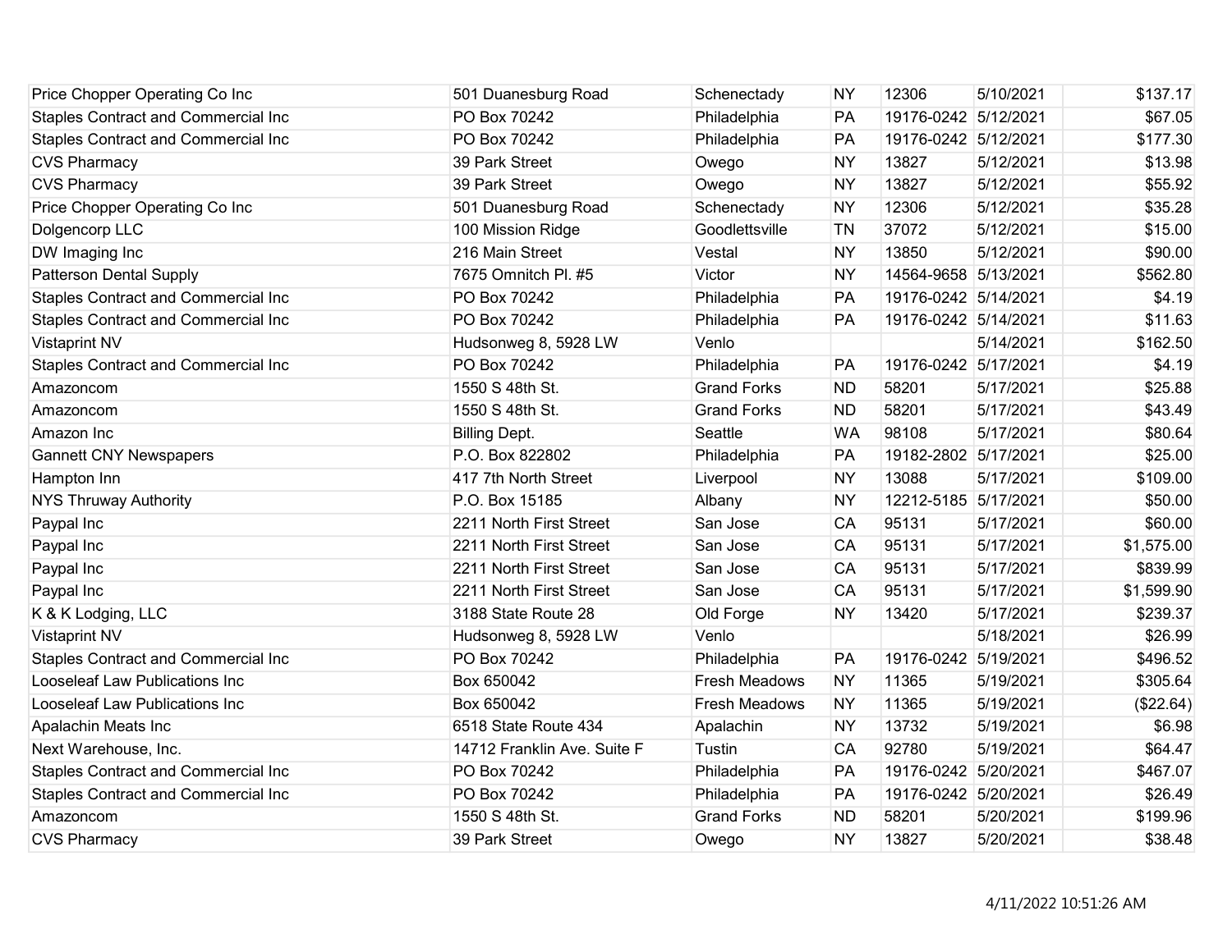| | | | | | | |
|---|---|---|---|---|---|---|
| Price Chopper Operating Co Inc | 501 Duanesburg Road | Schenectady | NY | 12306 | 5/10/2021 | $137.17 |
| Staples Contract and Commercial Inc | PO Box 70242 | Philadelphia | PA | 19176-0242 | 5/12/2021 | $67.05 |
| Staples Contract and Commercial Inc | PO Box 70242 | Philadelphia | PA | 19176-0242 | 5/12/2021 | $177.30 |
| CVS Pharmacy | 39 Park Street | Owego | NY | 13827 | 5/12/2021 | $13.98 |
| CVS Pharmacy | 39 Park Street | Owego | NY | 13827 | 5/12/2021 | $55.92 |
| Price Chopper Operating Co Inc | 501 Duanesburg Road | Schenectady | NY | 12306 | 5/12/2021 | $35.28 |
| Dolgencorp LLC | 100 Mission Ridge | Goodlettsville | TN | 37072 | 5/12/2021 | $15.00 |
| DW Imaging Inc | 216 Main Street | Vestal | NY | 13850 | 5/12/2021 | $90.00 |
| Patterson Dental Supply | 7675 Omnitch Pl. #5 | Victor | NY | 14564-9658 | 5/13/2021 | $562.80 |
| Staples Contract and Commercial Inc | PO Box 70242 | Philadelphia | PA | 19176-0242 | 5/14/2021 | $4.19 |
| Staples Contract and Commercial Inc | PO Box 70242 | Philadelphia | PA | 19176-0242 | 5/14/2021 | $11.63 |
| Vistaprint NV | Hudsonweg 8, 5928 LW | Venlo | | | 5/14/2021 | $162.50 |
| Staples Contract and Commercial Inc | PO Box 70242 | Philadelphia | PA | 19176-0242 | 5/17/2021 | $4.19 |
| Amazoncom | 1550 S 48th St. | Grand Forks | ND | 58201 | 5/17/2021 | $25.88 |
| Amazoncom | 1550 S 48th St. | Grand Forks | ND | 58201 | 5/17/2021 | $43.49 |
| Amazon Inc | Billing Dept. | Seattle | WA | 98108 | 5/17/2021 | $80.64 |
| Gannett CNY Newspapers | P.O. Box 822802 | Philadelphia | PA | 19182-2802 | 5/17/2021 | $25.00 |
| Hampton Inn | 417 7th North Street | Liverpool | NY | 13088 | 5/17/2021 | $109.00 |
| NYS Thruway Authority | P.O. Box 15185 | Albany | NY | 12212-5185 | 5/17/2021 | $50.00 |
| Paypal Inc | 2211 North First Street | San Jose | CA | 95131 | 5/17/2021 | $60.00 |
| Paypal Inc | 2211 North First Street | San Jose | CA | 95131 | 5/17/2021 | $1,575.00 |
| Paypal Inc | 2211 North First Street | San Jose | CA | 95131 | 5/17/2021 | $839.99 |
| Paypal Inc | 2211 North First Street | San Jose | CA | 95131 | 5/17/2021 | $1,599.90 |
| K & K Lodging, LLC | 3188 State Route 28 | Old Forge | NY | 13420 | 5/17/2021 | $239.37 |
| Vistaprint NV | Hudsonweg 8, 5928 LW | Venlo | | | 5/18/2021 | $26.99 |
| Staples Contract and Commercial Inc | PO Box 70242 | Philadelphia | PA | 19176-0242 | 5/19/2021 | $496.52 |
| Looseleaf Law Publications Inc | Box 650042 | Fresh Meadows | NY | 11365 | 5/19/2021 | $305.64 |
| Looseleaf Law Publications Inc | Box 650042 | Fresh Meadows | NY | 11365 | 5/19/2021 | ($22.64) |
| Apalachin Meats Inc | 6518 State Route 434 | Apalachin | NY | 13732 | 5/19/2021 | $6.98 |
| Next Warehouse, Inc. | 14712 Franklin Ave. Suite F | Tustin | CA | 92780 | 5/19/2021 | $64.47 |
| Staples Contract and Commercial Inc | PO Box 70242 | Philadelphia | PA | 19176-0242 | 5/20/2021 | $467.07 |
| Staples Contract and Commercial Inc | PO Box 70242 | Philadelphia | PA | 19176-0242 | 5/20/2021 | $26.49 |
| Amazoncom | 1550 S 48th St. | Grand Forks | ND | 58201 | 5/20/2021 | $199.96 |
| CVS Pharmacy | 39 Park Street | Owego | NY | 13827 | 5/20/2021 | $38.48 |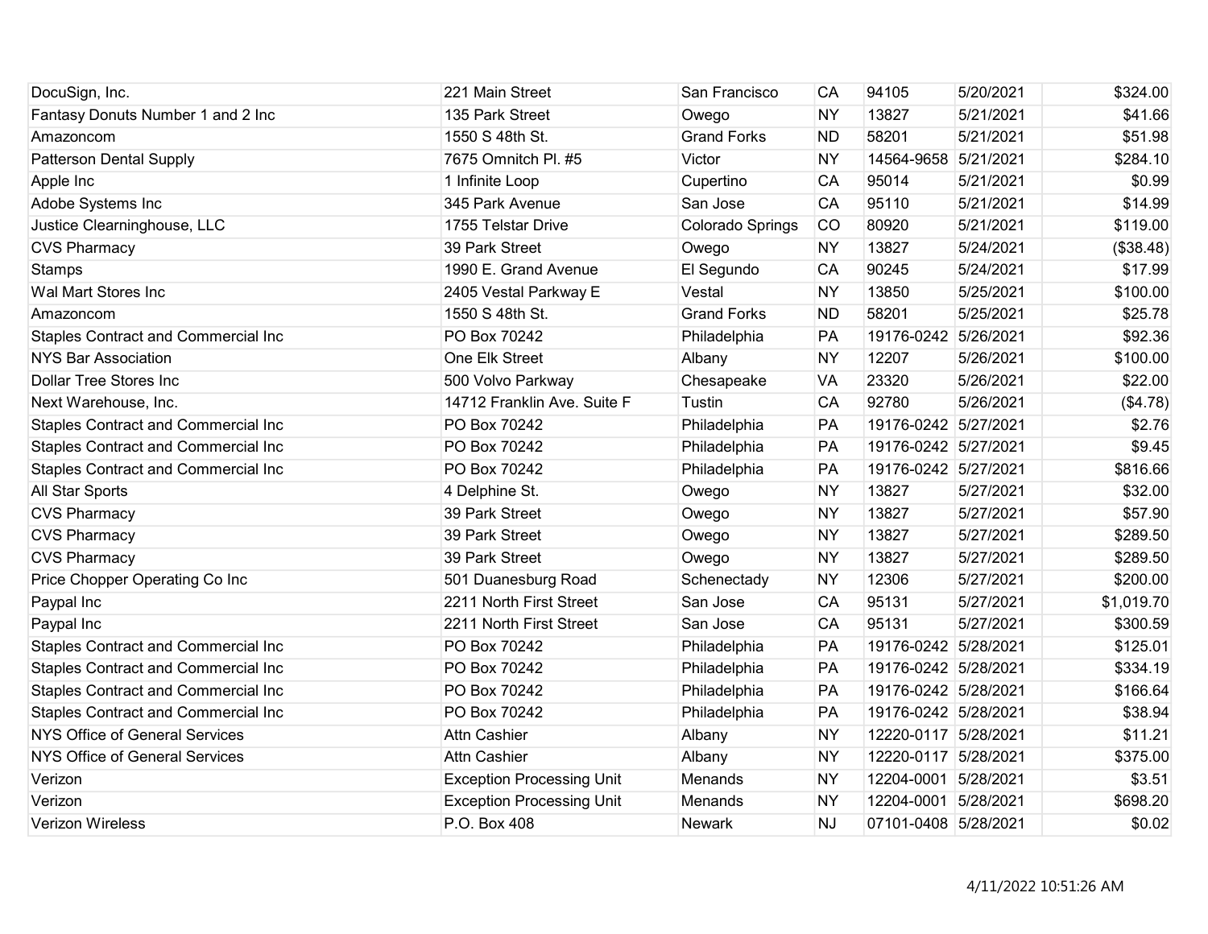| | | | | | | |
|---|---|---|---|---|---|---|
| DocuSign, Inc. | 221 Main Street | San Francisco | CA | 94105 | 5/20/2021 | $324.00 |
| Fantasy Donuts Number 1 and 2 Inc | 135 Park Street | Owego | NY | 13827 | 5/21/2021 | $41.66 |
| Amazoncom | 1550 S 48th St. | Grand Forks | ND | 58201 | 5/21/2021 | $51.98 |
| Patterson Dental Supply | 7675 Omnitch Pl. #5 | Victor | NY | 14564-9658 | 5/21/2021 | $284.10 |
| Apple Inc | 1 Infinite Loop | Cupertino | CA | 95014 | 5/21/2021 | $0.99 |
| Adobe Systems Inc | 345 Park Avenue | San Jose | CA | 95110 | 5/21/2021 | $14.99 |
| Justice Clearninghouse, LLC | 1755 Telstar Drive | Colorado Springs | CO | 80920 | 5/21/2021 | $119.00 |
| CVS Pharmacy | 39 Park Street | Owego | NY | 13827 | 5/24/2021 | ($38.48) |
| Stamps | 1990 E. Grand Avenue | El Segundo | CA | 90245 | 5/24/2021 | $17.99 |
| Wal Mart Stores Inc | 2405 Vestal Parkway E | Vestal | NY | 13850 | 5/25/2021 | $100.00 |
| Amazoncom | 1550 S 48th St. | Grand Forks | ND | 58201 | 5/25/2021 | $25.78 |
| Staples Contract and Commercial Inc | PO Box 70242 | Philadelphia | PA | 19176-0242 | 5/26/2021 | $92.36 |
| NYS Bar Association | One Elk Street | Albany | NY | 12207 | 5/26/2021 | $100.00 |
| Dollar Tree Stores Inc | 500 Volvo Parkway | Chesapeake | VA | 23320 | 5/26/2021 | $22.00 |
| Next Warehouse, Inc. | 14712 Franklin Ave. Suite F | Tustin | CA | 92780 | 5/26/2021 | ($4.78) |
| Staples Contract and Commercial Inc | PO Box 70242 | Philadelphia | PA | 19176-0242 | 5/27/2021 | $2.76 |
| Staples Contract and Commercial Inc | PO Box 70242 | Philadelphia | PA | 19176-0242 | 5/27/2021 | $9.45 |
| Staples Contract and Commercial Inc | PO Box 70242 | Philadelphia | PA | 19176-0242 | 5/27/2021 | $816.66 |
| All Star Sports | 4 Delphine St. | Owego | NY | 13827 | 5/27/2021 | $32.00 |
| CVS Pharmacy | 39 Park Street | Owego | NY | 13827 | 5/27/2021 | $57.90 |
| CVS Pharmacy | 39 Park Street | Owego | NY | 13827 | 5/27/2021 | $289.50 |
| CVS Pharmacy | 39 Park Street | Owego | NY | 13827 | 5/27/2021 | $289.50 |
| Price Chopper Operating Co Inc | 501 Duanesburg Road | Schenectady | NY | 12306 | 5/27/2021 | $200.00 |
| Paypal Inc | 2211 North First Street | San Jose | CA | 95131 | 5/27/2021 | $1,019.70 |
| Paypal Inc | 2211 North First Street | San Jose | CA | 95131 | 5/27/2021 | $300.59 |
| Staples Contract and Commercial Inc | PO Box 70242 | Philadelphia | PA | 19176-0242 | 5/28/2021 | $125.01 |
| Staples Contract and Commercial Inc | PO Box 70242 | Philadelphia | PA | 19176-0242 | 5/28/2021 | $334.19 |
| Staples Contract and Commercial Inc | PO Box 70242 | Philadelphia | PA | 19176-0242 | 5/28/2021 | $166.64 |
| Staples Contract and Commercial Inc | PO Box 70242 | Philadelphia | PA | 19176-0242 | 5/28/2021 | $38.94 |
| NYS Office of General Services | Attn Cashier | Albany | NY | 12220-0117 | 5/28/2021 | $11.21 |
| NYS Office of General Services | Attn Cashier | Albany | NY | 12220-0117 | 5/28/2021 | $375.00 |
| Verizon | Exception Processing Unit | Menands | NY | 12204-0001 | 5/28/2021 | $3.51 |
| Verizon | Exception Processing Unit | Menands | NY | 12204-0001 | 5/28/2021 | $698.20 |
| Verizon Wireless | P.O. Box 408 | Newark | NJ | 07101-0408 | 5/28/2021 | $0.02 |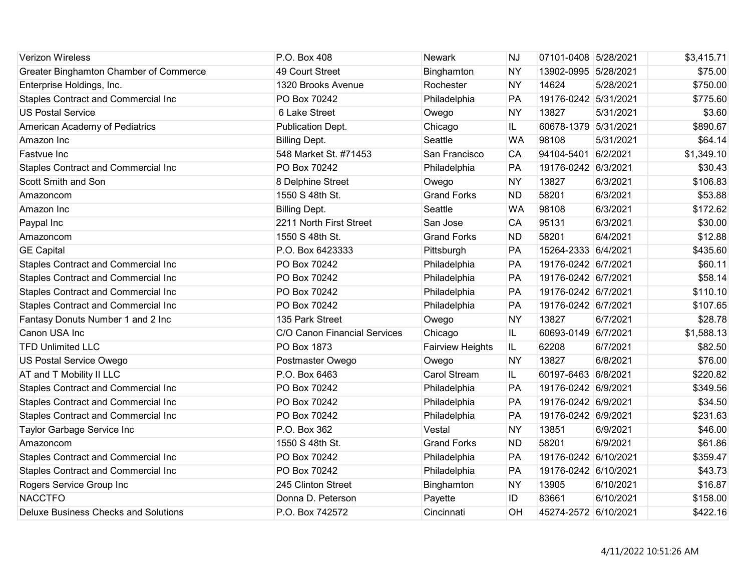| | | | | | | |
|---|---|---|---|---|---|---|
| Verizon Wireless | P.O. Box 408 | Newark | NJ | 07101-0408 | 5/28/2021 | $3,415.71 |
| Greater Binghamton Chamber of Commerce | 49 Court Street | Binghamton | NY | 13902-0995 | 5/28/2021 | $75.00 |
| Enterprise Holdings, Inc. | 1320 Brooks Avenue | Rochester | NY | 14624 | 5/28/2021 | $750.00 |
| Staples Contract and Commercial Inc | PO Box 70242 | Philadelphia | PA | 19176-0242 | 5/31/2021 | $775.60 |
| US Postal Service | 6 Lake Street | Owego | NY | 13827 | 5/31/2021 | $3.60 |
| American Academy of Pediatrics | Publication Dept. | Chicago | IL | 60678-1379 | 5/31/2021 | $890.67 |
| Amazon Inc | Billing Dept. | Seattle | WA | 98108 | 5/31/2021 | $64.14 |
| Fastvue Inc | 548 Market St. #71453 | San Francisco | CA | 94104-5401 | 6/2/2021 | $1,349.10 |
| Staples Contract and Commercial Inc | PO Box 70242 | Philadelphia | PA | 19176-0242 | 6/3/2021 | $30.43 |
| Scott Smith and Son | 8 Delphine Street | Owego | NY | 13827 | 6/3/2021 | $106.83 |
| Amazoncom | 1550 S 48th St. | Grand Forks | ND | 58201 | 6/3/2021 | $53.88 |
| Amazon Inc | Billing Dept. | Seattle | WA | 98108 | 6/3/2021 | $172.62 |
| Paypal Inc | 2211 North First Street | San Jose | CA | 95131 | 6/3/2021 | $30.00 |
| Amazoncom | 1550 S 48th St. | Grand Forks | ND | 58201 | 6/4/2021 | $12.88 |
| GE Capital | P.O. Box 6423333 | Pittsburgh | PA | 15264-2333 | 6/4/2021 | $435.60 |
| Staples Contract and Commercial Inc | PO Box 70242 | Philadelphia | PA | 19176-0242 | 6/7/2021 | $60.11 |
| Staples Contract and Commercial Inc | PO Box 70242 | Philadelphia | PA | 19176-0242 | 6/7/2021 | $58.14 |
| Staples Contract and Commercial Inc | PO Box 70242 | Philadelphia | PA | 19176-0242 | 6/7/2021 | $110.10 |
| Staples Contract and Commercial Inc | PO Box 70242 | Philadelphia | PA | 19176-0242 | 6/7/2021 | $107.65 |
| Fantasy Donuts Number 1 and 2 Inc | 135 Park Street | Owego | NY | 13827 | 6/7/2021 | $28.78 |
| Canon USA Inc | C/O Canon Financial Services | Chicago | IL | 60693-0149 | 6/7/2021 | $1,588.13 |
| TFD Unlimited LLC | PO Box 1873 | Fairview Heights | IL | 62208 | 6/7/2021 | $82.50 |
| US Postal Service Owego | Postmaster Owego | Owego | NY | 13827 | 6/8/2021 | $76.00 |
| AT and T Mobility II LLC | P.O. Box 6463 | Carol Stream | IL | 60197-6463 | 6/8/2021 | $220.82 |
| Staples Contract and Commercial Inc | PO Box 70242 | Philadelphia | PA | 19176-0242 | 6/9/2021 | $349.56 |
| Staples Contract and Commercial Inc | PO Box 70242 | Philadelphia | PA | 19176-0242 | 6/9/2021 | $34.50 |
| Staples Contract and Commercial Inc | PO Box 70242 | Philadelphia | PA | 19176-0242 | 6/9/2021 | $231.63 |
| Taylor Garbage Service Inc | P.O. Box 362 | Vestal | NY | 13851 | 6/9/2021 | $46.00 |
| Amazoncom | 1550 S 48th St. | Grand Forks | ND | 58201 | 6/9/2021 | $61.86 |
| Staples Contract and Commercial Inc | PO Box 70242 | Philadelphia | PA | 19176-0242 | 6/10/2021 | $359.47 |
| Staples Contract and Commercial Inc | PO Box 70242 | Philadelphia | PA | 19176-0242 | 6/10/2021 | $43.73 |
| Rogers Service Group Inc | 245 Clinton Street | Binghamton | NY | 13905 | 6/10/2021 | $16.87 |
| NACCTFO | Donna D. Peterson | Payette | ID | 83661 | 6/10/2021 | $158.00 |
| Deluxe Business Checks and Solutions | P.O. Box 742572 | Cincinnati | OH | 45274-2572 | 6/10/2021 | $422.16 |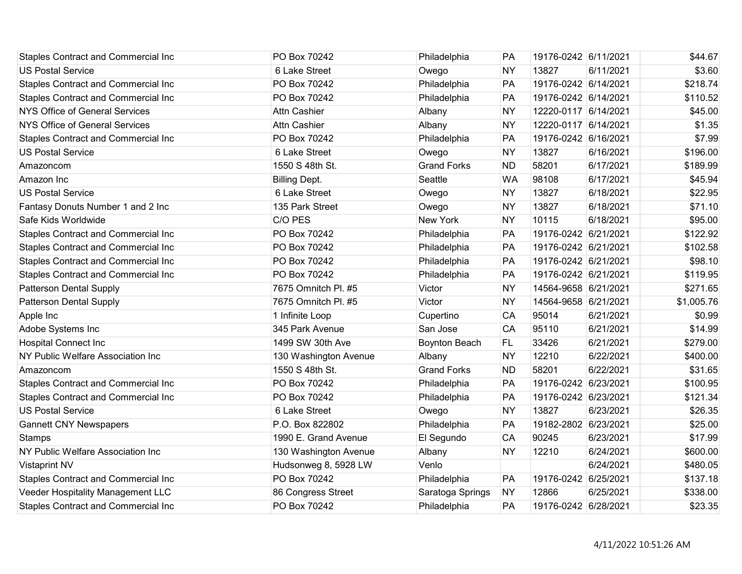| | | | | | | |
|---|---|---|---|---|---|---|
| Staples Contract and Commercial Inc | PO Box 70242 | Philadelphia | PA | 19176-0242 | 6/11/2021 | $44.67 |
| US Postal Service | 6 Lake Street | Owego | NY | 13827 | 6/11/2021 | $3.60 |
| Staples Contract and Commercial Inc | PO Box 70242 | Philadelphia | PA | 19176-0242 | 6/14/2021 | $218.74 |
| Staples Contract and Commercial Inc | PO Box 70242 | Philadelphia | PA | 19176-0242 | 6/14/2021 | $110.52 |
| NYS Office of General Services | Attn Cashier | Albany | NY | 12220-0117 | 6/14/2021 | $45.00 |
| NYS Office of General Services | Attn Cashier | Albany | NY | 12220-0117 | 6/14/2021 | $1.35 |
| Staples Contract and Commercial Inc | PO Box 70242 | Philadelphia | PA | 19176-0242 | 6/16/2021 | $7.99 |
| US Postal Service | 6 Lake Street | Owego | NY | 13827 | 6/16/2021 | $196.00 |
| Amazoncom | 1550 S 48th St. | Grand Forks | ND | 58201 | 6/17/2021 | $189.99 |
| Amazon Inc | Billing Dept. | Seattle | WA | 98108 | 6/17/2021 | $45.94 |
| US Postal Service | 6 Lake Street | Owego | NY | 13827 | 6/18/2021 | $22.95 |
| Fantasy Donuts Number 1 and 2 Inc | 135 Park Street | Owego | NY | 13827 | 6/18/2021 | $71.10 |
| Safe Kids Worldwide | C/O PES | New York | NY | 10115 | 6/18/2021 | $95.00 |
| Staples Contract and Commercial Inc | PO Box 70242 | Philadelphia | PA | 19176-0242 | 6/21/2021 | $122.92 |
| Staples Contract and Commercial Inc | PO Box 70242 | Philadelphia | PA | 19176-0242 | 6/21/2021 | $102.58 |
| Staples Contract and Commercial Inc | PO Box 70242 | Philadelphia | PA | 19176-0242 | 6/21/2021 | $98.10 |
| Staples Contract and Commercial Inc | PO Box 70242 | Philadelphia | PA | 19176-0242 | 6/21/2021 | $119.95 |
| Patterson Dental Supply | 7675 Omnitch Pl. #5 | Victor | NY | 14564-9658 | 6/21/2021 | $271.65 |
| Patterson Dental Supply | 7675 Omnitch Pl. #5 | Victor | NY | 14564-9658 | 6/21/2021 | $1,005.76 |
| Apple Inc | 1 Infinite Loop | Cupertino | CA | 95014 | 6/21/2021 | $0.99 |
| Adobe Systems Inc | 345 Park Avenue | San Jose | CA | 95110 | 6/21/2021 | $14.99 |
| Hospital Connect Inc | 1499 SW 30th Ave | Boynton Beach | FL | 33426 | 6/21/2021 | $279.00 |
| NY Public Welfare Association Inc | 130 Washington Avenue | Albany | NY | 12210 | 6/22/2021 | $400.00 |
| Amazoncom | 1550 S 48th St. | Grand Forks | ND | 58201 | 6/22/2021 | $31.65 |
| Staples Contract and Commercial Inc | PO Box 70242 | Philadelphia | PA | 19176-0242 | 6/23/2021 | $100.95 |
| Staples Contract and Commercial Inc | PO Box 70242 | Philadelphia | PA | 19176-0242 | 6/23/2021 | $121.34 |
| US Postal Service | 6 Lake Street | Owego | NY | 13827 | 6/23/2021 | $26.35 |
| Gannett CNY Newspapers | P.O. Box 822802 | Philadelphia | PA | 19182-2802 | 6/23/2021 | $25.00 |
| Stamps | 1990 E. Grand Avenue | El Segundo | CA | 90245 | 6/23/2021 | $17.99 |
| NY Public Welfare Association Inc | 130 Washington Avenue | Albany | NY | 12210 | 6/24/2021 | $600.00 |
| Vistaprint NV | Hudsonweg 8, 5928 LW | Venlo | | | 6/24/2021 | $480.05 |
| Staples Contract and Commercial Inc | PO Box 70242 | Philadelphia | PA | 19176-0242 | 6/25/2021 | $137.18 |
| Veeder Hospitality Management LLC | 86 Congress Street | Saratoga Springs | NY | 12866 | 6/25/2021 | $338.00 |
| Staples Contract and Commercial Inc | PO Box 70242 | Philadelphia | PA | 19176-0242 | 6/28/2021 | $23.35 |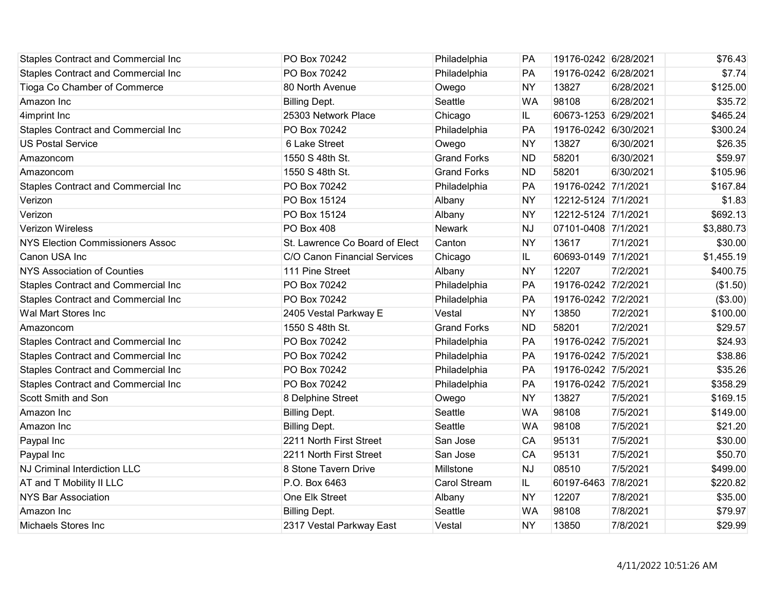| | | | | | | |
|---|---|---|---|---|---|---|
| Staples Contract and Commercial Inc | PO Box 70242 | Philadelphia | PA | 19176-0242 | 6/28/2021 | $76.43 |
| Staples Contract and Commercial Inc | PO Box 70242 | Philadelphia | PA | 19176-0242 | 6/28/2021 | $7.74 |
| Tioga Co Chamber of Commerce | 80 North Avenue | Owego | NY | 13827 | 6/28/2021 | $125.00 |
| Amazon Inc | Billing Dept. | Seattle | WA | 98108 | 6/28/2021 | $35.72 |
| 4imprint Inc | 25303 Network Place | Chicago | IL | 60673-1253 | 6/29/2021 | $465.24 |
| Staples Contract and Commercial Inc | PO Box 70242 | Philadelphia | PA | 19176-0242 | 6/30/2021 | $300.24 |
| US Postal Service | 6 Lake Street | Owego | NY | 13827 | 6/30/2021 | $26.35 |
| Amazoncom | 1550 S 48th St. | Grand Forks | ND | 58201 | 6/30/2021 | $59.97 |
| Amazoncom | 1550 S 48th St. | Grand Forks | ND | 58201 | 6/30/2021 | $105.96 |
| Staples Contract and Commercial Inc | PO Box 70242 | Philadelphia | PA | 19176-0242 | 7/1/2021 | $167.84 |
| Verizon | PO Box 15124 | Albany | NY | 12212-5124 | 7/1/2021 | $1.83 |
| Verizon | PO Box 15124 | Albany | NY | 12212-5124 | 7/1/2021 | $692.13 |
| Verizon Wireless | PO Box 408 | Newark | NJ | 07101-0408 | 7/1/2021 | $3,880.73 |
| NYS Election Commissioners Assoc | St. Lawrence Co Board of Elect | Canton | NY | 13617 | 7/1/2021 | $30.00 |
| Canon USA Inc | C/O Canon Financial Services | Chicago | IL | 60693-0149 | 7/1/2021 | $1,455.19 |
| NYS Association of Counties | 111 Pine Street | Albany | NY | 12207 | 7/2/2021 | $400.75 |
| Staples Contract and Commercial Inc | PO Box 70242 | Philadelphia | PA | 19176-0242 | 7/2/2021 | ($1.50) |
| Staples Contract and Commercial Inc | PO Box 70242 | Philadelphia | PA | 19176-0242 | 7/2/2021 | ($3.00) |
| Wal Mart Stores Inc | 2405 Vestal Parkway E | Vestal | NY | 13850 | 7/2/2021 | $100.00 |
| Amazoncom | 1550 S 48th St. | Grand Forks | ND | 58201 | 7/2/2021 | $29.57 |
| Staples Contract and Commercial Inc | PO Box 70242 | Philadelphia | PA | 19176-0242 | 7/5/2021 | $24.93 |
| Staples Contract and Commercial Inc | PO Box 70242 | Philadelphia | PA | 19176-0242 | 7/5/2021 | $38.86 |
| Staples Contract and Commercial Inc | PO Box 70242 | Philadelphia | PA | 19176-0242 | 7/5/2021 | $35.26 |
| Staples Contract and Commercial Inc | PO Box 70242 | Philadelphia | PA | 19176-0242 | 7/5/2021 | $358.29 |
| Scott Smith and Son | 8 Delphine Street | Owego | NY | 13827 | 7/5/2021 | $169.15 |
| Amazon Inc | Billing Dept. | Seattle | WA | 98108 | 7/5/2021 | $149.00 |
| Amazon Inc | Billing Dept. | Seattle | WA | 98108 | 7/5/2021 | $21.20 |
| Paypal Inc | 2211 North First Street | San Jose | CA | 95131 | 7/5/2021 | $30.00 |
| Paypal Inc | 2211 North First Street | San Jose | CA | 95131 | 7/5/2021 | $50.70 |
| NJ Criminal Interdiction LLC | 8 Stone Tavern Drive | Millstone | NJ | 08510 | 7/5/2021 | $499.00 |
| AT and T Mobility II LLC | P.O. Box 6463 | Carol Stream | IL | 60197-6463 | 7/8/2021 | $220.82 |
| NYS Bar Association | One Elk Street | Albany | NY | 12207 | 7/8/2021 | $35.00 |
| Amazon Inc | Billing Dept. | Seattle | WA | 98108 | 7/8/2021 | $79.97 |
| Michaels Stores Inc | 2317 Vestal Parkway East | Vestal | NY | 13850 | 7/8/2021 | $29.99 |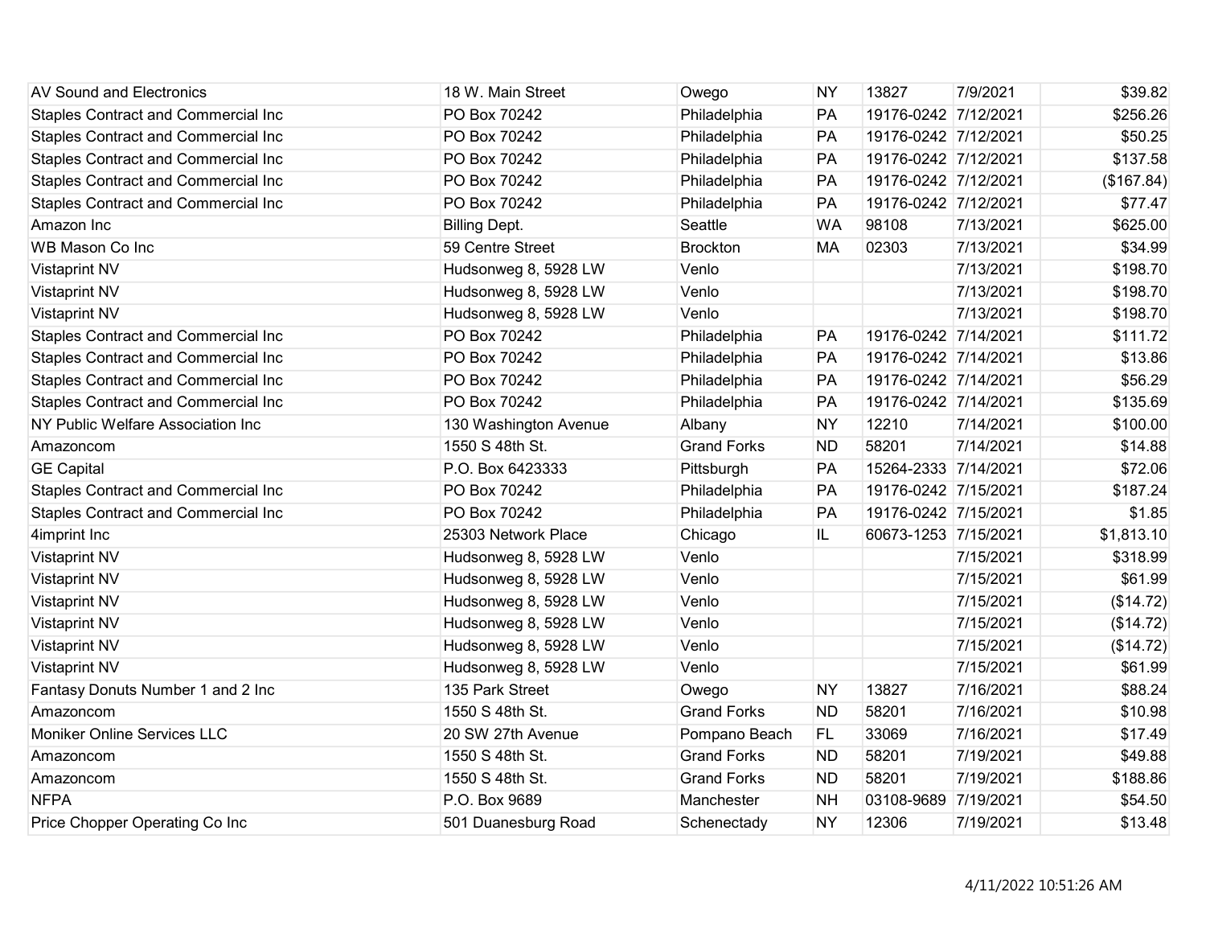| | | | | | | |
|---|---|---|---|---|---|---|
| AV Sound and Electronics | 18 W. Main Street | Owego | NY | 13827 | 7/9/2021 | $39.82 |
| Staples Contract and Commercial Inc | PO Box 70242 | Philadelphia | PA | 19176-0242 | 7/12/2021 | $256.26 |
| Staples Contract and Commercial Inc | PO Box 70242 | Philadelphia | PA | 19176-0242 | 7/12/2021 | $50.25 |
| Staples Contract and Commercial Inc | PO Box 70242 | Philadelphia | PA | 19176-0242 | 7/12/2021 | $137.58 |
| Staples Contract and Commercial Inc | PO Box 70242 | Philadelphia | PA | 19176-0242 | 7/12/2021 | ($167.84) |
| Staples Contract and Commercial Inc | PO Box 70242 | Philadelphia | PA | 19176-0242 | 7/12/2021 | $77.47 |
| Amazon Inc | Billing Dept. | Seattle | WA | 98108 | 7/13/2021 | $625.00 |
| WB Mason Co Inc | 59 Centre Street | Brockton | MA | 02303 | 7/13/2021 | $34.99 |
| Vistaprint NV | Hudsonweg 8, 5928 LW | Venlo | | | 7/13/2021 | $198.70 |
| Vistaprint NV | Hudsonweg 8, 5928 LW | Venlo | | | 7/13/2021 | $198.70 |
| Vistaprint NV | Hudsonweg 8, 5928 LW | Venlo | | | 7/13/2021 | $198.70 |
| Staples Contract and Commercial Inc | PO Box 70242 | Philadelphia | PA | 19176-0242 | 7/14/2021 | $111.72 |
| Staples Contract and Commercial Inc | PO Box 70242 | Philadelphia | PA | 19176-0242 | 7/14/2021 | $13.86 |
| Staples Contract and Commercial Inc | PO Box 70242 | Philadelphia | PA | 19176-0242 | 7/14/2021 | $56.29 |
| Staples Contract and Commercial Inc | PO Box 70242 | Philadelphia | PA | 19176-0242 | 7/14/2021 | $135.69 |
| NY Public Welfare Association Inc | 130 Washington Avenue | Albany | NY | 12210 | 7/14/2021 | $100.00 |
| Amazoncom | 1550 S 48th St. | Grand Forks | ND | 58201 | 7/14/2021 | $14.88 |
| GE Capital | P.O. Box 6423333 | Pittsburgh | PA | 15264-2333 | 7/14/2021 | $72.06 |
| Staples Contract and Commercial Inc | PO Box 70242 | Philadelphia | PA | 19176-0242 | 7/15/2021 | $187.24 |
| Staples Contract and Commercial Inc | PO Box 70242 | Philadelphia | PA | 19176-0242 | 7/15/2021 | $1.85 |
| 4imprint Inc | 25303 Network Place | Chicago | IL | 60673-1253 | 7/15/2021 | $1,813.10 |
| Vistaprint NV | Hudsonweg 8, 5928 LW | Venlo | | | 7/15/2021 | $318.99 |
| Vistaprint NV | Hudsonweg 8, 5928 LW | Venlo | | | 7/15/2021 | $61.99 |
| Vistaprint NV | Hudsonweg 8, 5928 LW | Venlo | | | 7/15/2021 | ($14.72) |
| Vistaprint NV | Hudsonweg 8, 5928 LW | Venlo | | | 7/15/2021 | ($14.72) |
| Vistaprint NV | Hudsonweg 8, 5928 LW | Venlo | | | 7/15/2021 | ($14.72) |
| Vistaprint NV | Hudsonweg 8, 5928 LW | Venlo | | | 7/15/2021 | $61.99 |
| Fantasy Donuts Number 1 and 2 Inc | 135 Park Street | Owego | NY | 13827 | 7/16/2021 | $88.24 |
| Amazoncom | 1550 S 48th St. | Grand Forks | ND | 58201 | 7/16/2021 | $10.98 |
| Moniker Online Services LLC | 20 SW 27th Avenue | Pompano Beach | FL | 33069 | 7/16/2021 | $17.49 |
| Amazoncom | 1550 S 48th St. | Grand Forks | ND | 58201 | 7/19/2021 | $49.88 |
| Amazoncom | 1550 S 48th St. | Grand Forks | ND | 58201 | 7/19/2021 | $188.86 |
| NFPA | P.O. Box 9689 | Manchester | NH | 03108-9689 | 7/19/2021 | $54.50 |
| Price Chopper Operating Co Inc | 501 Duanesburg Road | Schenectady | NY | 12306 | 7/19/2021 | $13.48 |

4/11/2022 10:51:26 AM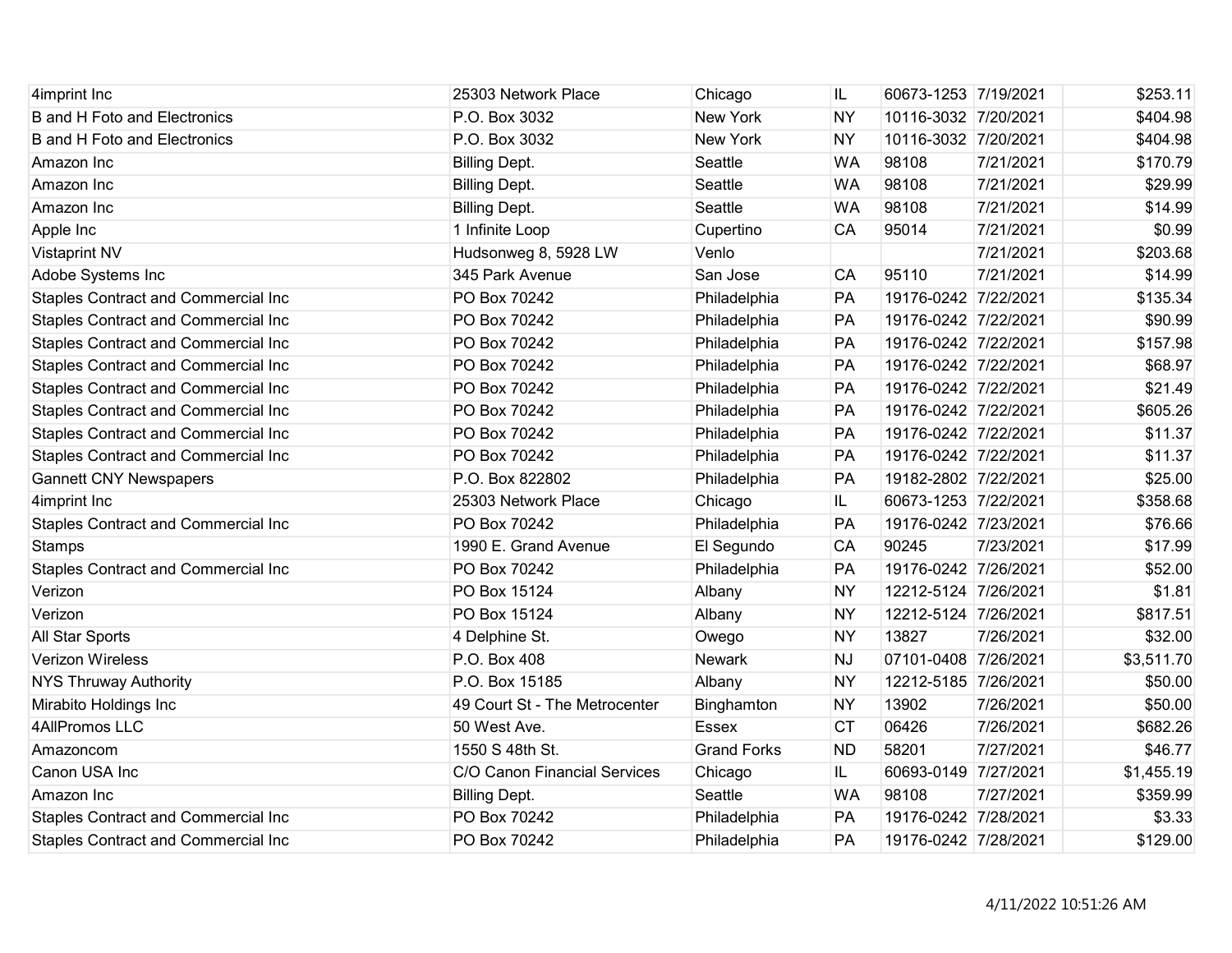| | | | | | | |
|---|---|---|---|---|---|---|
| 4imprint Inc | 25303 Network Place | Chicago | IL | 60673-1253 | 7/19/2021 | $253.11 |
| B and H Foto and Electronics | P.O. Box 3032 | New York | NY | 10116-3032 | 7/20/2021 | $404.98 |
| B and H Foto and Electronics | P.O. Box 3032 | New York | NY | 10116-3032 | 7/20/2021 | $404.98 |
| Amazon Inc | Billing Dept. | Seattle | WA | 98108 | 7/21/2021 | $170.79 |
| Amazon Inc | Billing Dept. | Seattle | WA | 98108 | 7/21/2021 | $29.99 |
| Amazon Inc | Billing Dept. | Seattle | WA | 98108 | 7/21/2021 | $14.99 |
| Apple Inc | 1 Infinite Loop | Cupertino | CA | 95014 | 7/21/2021 | $0.99 |
| Vistaprint NV | Hudsonweg 8, 5928 LW | Venlo | | | 7/21/2021 | $203.68 |
| Adobe Systems Inc | 345 Park Avenue | San Jose | CA | 95110 | 7/21/2021 | $14.99 |
| Staples Contract and Commercial Inc | PO Box 70242 | Philadelphia | PA | 19176-0242 | 7/22/2021 | $135.34 |
| Staples Contract and Commercial Inc | PO Box 70242 | Philadelphia | PA | 19176-0242 | 7/22/2021 | $90.99 |
| Staples Contract and Commercial Inc | PO Box 70242 | Philadelphia | PA | 19176-0242 | 7/22/2021 | $157.98 |
| Staples Contract and Commercial Inc | PO Box 70242 | Philadelphia | PA | 19176-0242 | 7/22/2021 | $68.97 |
| Staples Contract and Commercial Inc | PO Box 70242 | Philadelphia | PA | 19176-0242 | 7/22/2021 | $21.49 |
| Staples Contract and Commercial Inc | PO Box 70242 | Philadelphia | PA | 19176-0242 | 7/22/2021 | $605.26 |
| Staples Contract and Commercial Inc | PO Box 70242 | Philadelphia | PA | 19176-0242 | 7/22/2021 | $11.37 |
| Staples Contract and Commercial Inc | PO Box 70242 | Philadelphia | PA | 19176-0242 | 7/22/2021 | $11.37 |
| Gannett CNY Newspapers | P.O. Box 822802 | Philadelphia | PA | 19182-2802 | 7/22/2021 | $25.00 |
| 4imprint Inc | 25303 Network Place | Chicago | IL | 60673-1253 | 7/22/2021 | $358.68 |
| Staples Contract and Commercial Inc | PO Box 70242 | Philadelphia | PA | 19176-0242 | 7/23/2021 | $76.66 |
| Stamps | 1990 E. Grand Avenue | El Segundo | CA | 90245 | 7/23/2021 | $17.99 |
| Staples Contract and Commercial Inc | PO Box 70242 | Philadelphia | PA | 19176-0242 | 7/26/2021 | $52.00 |
| Verizon | PO Box 15124 | Albany | NY | 12212-5124 | 7/26/2021 | $1.81 |
| Verizon | PO Box 15124 | Albany | NY | 12212-5124 | 7/26/2021 | $817.51 |
| All Star Sports | 4 Delphine St. | Owego | NY | 13827 | 7/26/2021 | $32.00 |
| Verizon Wireless | P.O. Box 408 | Newark | NJ | 07101-0408 | 7/26/2021 | $3,511.70 |
| NYS Thruway Authority | P.O. Box 15185 | Albany | NY | 12212-5185 | 7/26/2021 | $50.00 |
| Mirabito Holdings Inc | 49 Court St - The Metrocenter | Binghamton | NY | 13902 | 7/26/2021 | $50.00 |
| 4AllPromos LLC | 50 West Ave. | Essex | CT | 06426 | 7/26/2021 | $682.26 |
| Amazoncom | 1550 S 48th St. | Grand Forks | ND | 58201 | 7/27/2021 | $46.77 |
| Canon USA Inc | C/O Canon Financial Services | Chicago | IL | 60693-0149 | 7/27/2021 | $1,455.19 |
| Amazon Inc | Billing Dept. | Seattle | WA | 98108 | 7/27/2021 | $359.99 |
| Staples Contract and Commercial Inc | PO Box 70242 | Philadelphia | PA | 19176-0242 | 7/28/2021 | $3.33 |
| Staples Contract and Commercial Inc | PO Box 70242 | Philadelphia | PA | 19176-0242 | 7/28/2021 | $129.00 |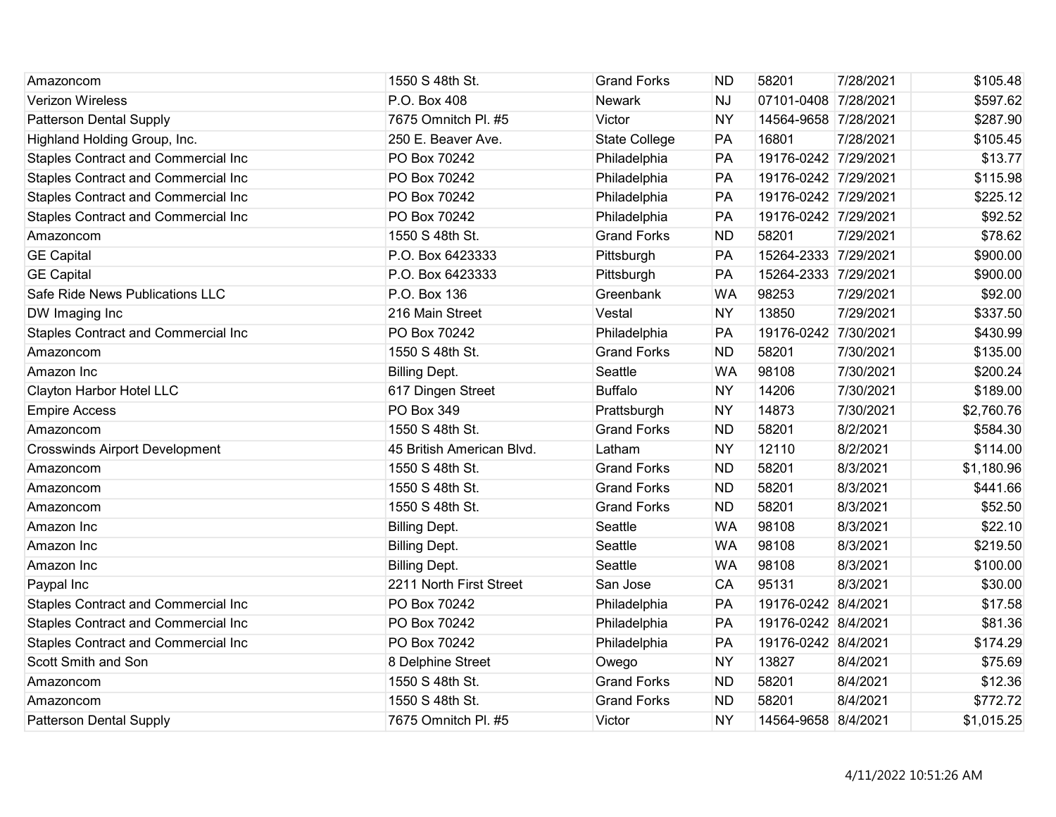| | | | | | | |
|---|---|---|---|---|---|---|
| Amazoncom | 1550 S 48th St. | Grand Forks | ND | 58201 | 7/28/2021 | $105.48 |
| Verizon Wireless | P.O. Box 408 | Newark | NJ | 07101-0408 | 7/28/2021 | $597.62 |
| Patterson Dental Supply | 7675 Omnitch Pl. #5 | Victor | NY | 14564-9658 | 7/28/2021 | $287.90 |
| Highland Holding Group, Inc. | 250 E. Beaver Ave. | State College | PA | 16801 | 7/28/2021 | $105.45 |
| Staples Contract and Commercial Inc | PO Box 70242 | Philadelphia | PA | 19176-0242 | 7/29/2021 | $13.77 |
| Staples Contract and Commercial Inc | PO Box 70242 | Philadelphia | PA | 19176-0242 | 7/29/2021 | $115.98 |
| Staples Contract and Commercial Inc | PO Box 70242 | Philadelphia | PA | 19176-0242 | 7/29/2021 | $225.12 |
| Staples Contract and Commercial Inc | PO Box 70242 | Philadelphia | PA | 19176-0242 | 7/29/2021 | $92.52 |
| Amazoncom | 1550 S 48th St. | Grand Forks | ND | 58201 | 7/29/2021 | $78.62 |
| GE Capital | P.O. Box 6423333 | Pittsburgh | PA | 15264-2333 | 7/29/2021 | $900.00 |
| GE Capital | P.O. Box 6423333 | Pittsburgh | PA | 15264-2333 | 7/29/2021 | $900.00 |
| Safe Ride News Publications LLC | P.O. Box 136 | Greenbank | WA | 98253 | 7/29/2021 | $92.00 |
| DW Imaging Inc | 216 Main Street | Vestal | NY | 13850 | 7/29/2021 | $337.50 |
| Staples Contract and Commercial Inc | PO Box 70242 | Philadelphia | PA | 19176-0242 | 7/30/2021 | $430.99 |
| Amazoncom | 1550 S 48th St. | Grand Forks | ND | 58201 | 7/30/2021 | $135.00 |
| Amazon Inc | Billing Dept. | Seattle | WA | 98108 | 7/30/2021 | $200.24 |
| Clayton Harbor Hotel LLC | 617 Dingen Street | Buffalo | NY | 14206 | 7/30/2021 | $189.00 |
| Empire Access | PO Box 349 | Prattsburgh | NY | 14873 | 7/30/2021 | $2,760.76 |
| Amazoncom | 1550 S 48th St. | Grand Forks | ND | 58201 | 8/2/2021 | $584.30 |
| Crosswinds Airport Development | 45 British American Blvd. | Latham | NY | 12110 | 8/2/2021 | $114.00 |
| Amazoncom | 1550 S 48th St. | Grand Forks | ND | 58201 | 8/3/2021 | $1,180.96 |
| Amazoncom | 1550 S 48th St. | Grand Forks | ND | 58201 | 8/3/2021 | $441.66 |
| Amazoncom | 1550 S 48th St. | Grand Forks | ND | 58201 | 8/3/2021 | $52.50 |
| Amazon Inc | Billing Dept. | Seattle | WA | 98108 | 8/3/2021 | $22.10 |
| Amazon Inc | Billing Dept. | Seattle | WA | 98108 | 8/3/2021 | $219.50 |
| Amazon Inc | Billing Dept. | Seattle | WA | 98108 | 8/3/2021 | $100.00 |
| Paypal Inc | 2211 North First Street | San Jose | CA | 95131 | 8/3/2021 | $30.00 |
| Staples Contract and Commercial Inc | PO Box 70242 | Philadelphia | PA | 19176-0242 | 8/4/2021 | $17.58 |
| Staples Contract and Commercial Inc | PO Box 70242 | Philadelphia | PA | 19176-0242 | 8/4/2021 | $81.36 |
| Staples Contract and Commercial Inc | PO Box 70242 | Philadelphia | PA | 19176-0242 | 8/4/2021 | $174.29 |
| Scott Smith and Son | 8 Delphine Street | Owego | NY | 13827 | 8/4/2021 | $75.69 |
| Amazoncom | 1550 S 48th St. | Grand Forks | ND | 58201 | 8/4/2021 | $12.36 |
| Amazoncom | 1550 S 48th St. | Grand Forks | ND | 58201 | 8/4/2021 | $772.72 |
| Patterson Dental Supply | 7675 Omnitch Pl. #5 | Victor | NY | 14564-9658 | 8/4/2021 | $1,015.25 |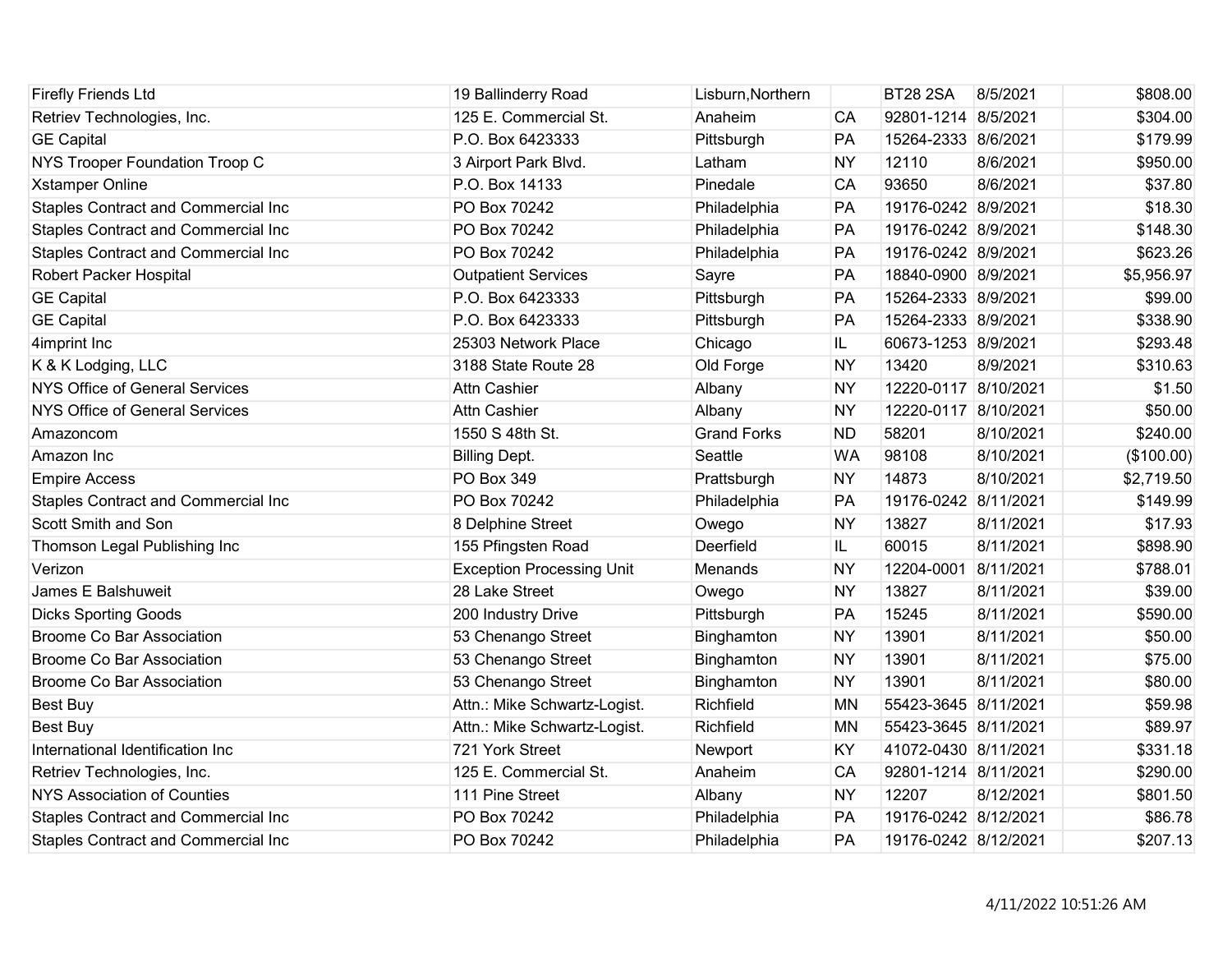| | | | | | | |
|---|---|---|---|---|---|---|
| Firefly Friends Ltd | 19 Ballinderry Road | Lisburn,Northern | | BT28 2SA | 8/5/2021 | $808.00 |
| Retriev Technologies, Inc. | 125 E. Commercial St. | Anaheim | CA | 92801-1214 | 8/5/2021 | $304.00 |
| GE Capital | P.O. Box 6423333 | Pittsburgh | PA | 15264-2333 | 8/6/2021 | $179.99 |
| NYS Trooper Foundation Troop C | 3 Airport Park Blvd. | Latham | NY | 12110 | 8/6/2021 | $950.00 |
| Xstamper Online | P.O. Box 14133 | Pinedale | CA | 93650 | 8/6/2021 | $37.80 |
| Staples Contract and Commercial Inc | PO Box 70242 | Philadelphia | PA | 19176-0242 | 8/9/2021 | $18.30 |
| Staples Contract and Commercial Inc | PO Box 70242 | Philadelphia | PA | 19176-0242 | 8/9/2021 | $148.30 |
| Staples Contract and Commercial Inc | PO Box 70242 | Philadelphia | PA | 19176-0242 | 8/9/2021 | $623.26 |
| Robert Packer Hospital | Outpatient Services | Sayre | PA | 18840-0900 | 8/9/2021 | $5,956.97 |
| GE Capital | P.O. Box 6423333 | Pittsburgh | PA | 15264-2333 | 8/9/2021 | $99.00 |
| GE Capital | P.O. Box 6423333 | Pittsburgh | PA | 15264-2333 | 8/9/2021 | $338.90 |
| 4imprint Inc | 25303 Network Place | Chicago | IL | 60673-1253 | 8/9/2021 | $293.48 |
| K & K Lodging, LLC | 3188 State Route 28 | Old Forge | NY | 13420 | 8/9/2021 | $310.63 |
| NYS Office of General Services | Attn Cashier | Albany | NY | 12220-0117 | 8/10/2021 | $1.50 |
| NYS Office of General Services | Attn Cashier | Albany | NY | 12220-0117 | 8/10/2021 | $50.00 |
| Amazoncom | 1550 S 48th St. | Grand Forks | ND | 58201 | 8/10/2021 | $240.00 |
| Amazon Inc | Billing Dept. | Seattle | WA | 98108 | 8/10/2021 | ($100.00) |
| Empire Access | PO Box 349 | Prattsburgh | NY | 14873 | 8/10/2021 | $2,719.50 |
| Staples Contract and Commercial Inc | PO Box 70242 | Philadelphia | PA | 19176-0242 | 8/11/2021 | $149.99 |
| Scott Smith and Son | 8 Delphine Street | Owego | NY | 13827 | 8/11/2021 | $17.93 |
| Thomson Legal Publishing Inc | 155 Pfingsten Road | Deerfield | IL | 60015 | 8/11/2021 | $898.90 |
| Verizon | Exception Processing Unit | Menands | NY | 12204-0001 | 8/11/2021 | $788.01 |
| James E Balshuweit | 28 Lake Street | Owego | NY | 13827 | 8/11/2021 | $39.00 |
| Dicks Sporting Goods | 200 Industry Drive | Pittsburgh | PA | 15245 | 8/11/2021 | $590.00 |
| Broome Co Bar Association | 53 Chenango Street | Binghamton | NY | 13901 | 8/11/2021 | $50.00 |
| Broome Co Bar Association | 53 Chenango Street | Binghamton | NY | 13901 | 8/11/2021 | $75.00 |
| Broome Co Bar Association | 53 Chenango Street | Binghamton | NY | 13901 | 8/11/2021 | $80.00 |
| Best Buy | Attn.: Mike Schwartz-Logist. | Richfield | MN | 55423-3645 | 8/11/2021 | $59.98 |
| Best Buy | Attn.: Mike Schwartz-Logist. | Richfield | MN | 55423-3645 | 8/11/2021 | $89.97 |
| International Identification Inc | 721 York Street | Newport | KY | 41072-0430 | 8/11/2021 | $331.18 |
| Retriev Technologies, Inc. | 125 E. Commercial St. | Anaheim | CA | 92801-1214 | 8/11/2021 | $290.00 |
| NYS Association of Counties | 111 Pine Street | Albany | NY | 12207 | 8/12/2021 | $801.50 |
| Staples Contract and Commercial Inc | PO Box 70242 | Philadelphia | PA | 19176-0242 | 8/12/2021 | $86.78 |
| Staples Contract and Commercial Inc | PO Box 70242 | Philadelphia | PA | 19176-0242 | 8/12/2021 | $207.13 |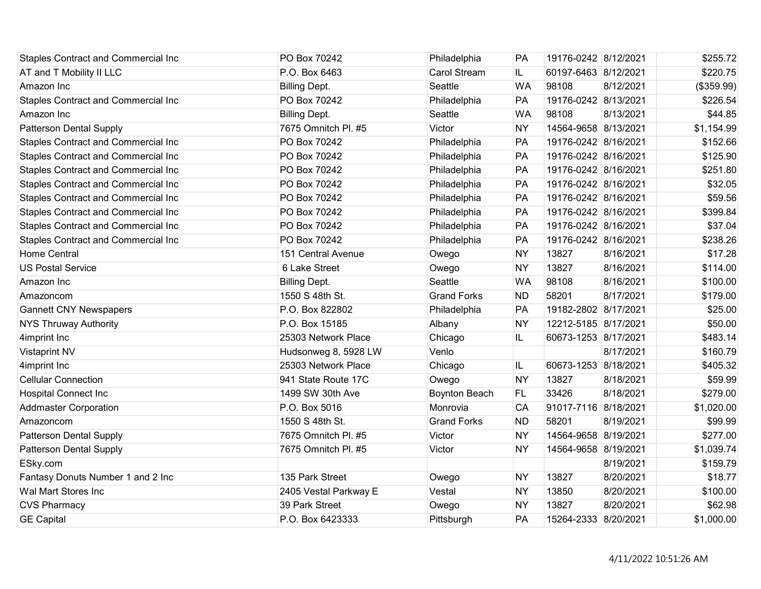| | | | | | | |
|---|---|---|---|---|---|---|
| Staples Contract and Commercial Inc | PO Box 70242 | Philadelphia | PA | 19176-0242 | 8/12/2021 | $255.72 |
| AT and T Mobility II LLC | P.O. Box 6463 | Carol Stream | IL | 60197-6463 | 8/12/2021 | $220.75 |
| Amazon Inc | Billing Dept. | Seattle | WA | 98108 | 8/12/2021 | ($359.99) |
| Staples Contract and Commercial Inc | PO Box 70242 | Philadelphia | PA | 19176-0242 | 8/13/2021 | $226.54 |
| Amazon Inc | Billing Dept. | Seattle | WA | 98108 | 8/13/2021 | $44.85 |
| Patterson Dental Supply | 7675 Omnitch Pl. #5 | Victor | NY | 14564-9658 | 8/13/2021 | $1,154.99 |
| Staples Contract and Commercial Inc | PO Box 70242 | Philadelphia | PA | 19176-0242 | 8/16/2021 | $152.66 |
| Staples Contract and Commercial Inc | PO Box 70242 | Philadelphia | PA | 19176-0242 | 8/16/2021 | $125.90 |
| Staples Contract and Commercial Inc | PO Box 70242 | Philadelphia | PA | 19176-0242 | 8/16/2021 | $251.80 |
| Staples Contract and Commercial Inc | PO Box 70242 | Philadelphia | PA | 19176-0242 | 8/16/2021 | $32.05 |
| Staples Contract and Commercial Inc | PO Box 70242 | Philadelphia | PA | 19176-0242 | 8/16/2021 | $59.56 |
| Staples Contract and Commercial Inc | PO Box 70242 | Philadelphia | PA | 19176-0242 | 8/16/2021 | $399.84 |
| Staples Contract and Commercial Inc | PO Box 70242 | Philadelphia | PA | 19176-0242 | 8/16/2021 | $37.04 |
| Staples Contract and Commercial Inc | PO Box 70242 | Philadelphia | PA | 19176-0242 | 8/16/2021 | $238.26 |
| Home Central | 151 Central Avenue | Owego | NY | 13827 | 8/16/2021 | $17.28 |
| US Postal Service | 6 Lake Street | Owego | NY | 13827 | 8/16/2021 | $114.00 |
| Amazon Inc | Billing Dept. | Seattle | WA | 98108 | 8/16/2021 | $100.00 |
| Amazoncom | 1550 S 48th St. | Grand Forks | ND | 58201 | 8/17/2021 | $179.00 |
| Gannett CNY Newspapers | P.O. Box 822802 | Philadelphia | PA | 19182-2802 | 8/17/2021 | $25.00 |
| NYS Thruway Authority | P.O. Box 15185 | Albany | NY | 12212-5185 | 8/17/2021 | $50.00 |
| 4imprint Inc | 25303 Network Place | Chicago | IL | 60673-1253 | 8/17/2021 | $483.14 |
| Vistaprint NV | Hudsonweg 8, 5928 LW | Venlo | | | 8/17/2021 | $160.79 |
| 4imprint Inc | 25303 Network Place | Chicago | IL | 60673-1253 | 8/18/2021 | $405.32 |
| Cellular Connection | 941 State Route 17C | Owego | NY | 13827 | 8/18/2021 | $59.99 |
| Hospital Connect Inc | 1499 SW 30th Ave | Boynton Beach | FL | 33426 | 8/18/2021 | $279.00 |
| Addmaster Corporation | P.O. Box 5016 | Monrovia | CA | 91017-7116 | 8/18/2021 | $1,020.00 |
| Amazoncom | 1550 S 48th St. | Grand Forks | ND | 58201 | 8/19/2021 | $99.99 |
| Patterson Dental Supply | 7675 Omnitch Pl. #5 | Victor | NY | 14564-9658 | 8/19/2021 | $277.00 |
| Patterson Dental Supply | 7675 Omnitch Pl. #5 | Victor | NY | 14564-9658 | 8/19/2021 | $1,039.74 |
| ESky.com | | | | | 8/19/2021 | $159.79 |
| Fantasy Donuts Number 1 and 2 Inc | 135 Park Street | Owego | NY | 13827 | 8/20/2021 | $18.77 |
| Wal Mart Stores Inc | 2405 Vestal Parkway E | Vestal | NY | 13850 | 8/20/2021 | $100.00 |
| CVS Pharmacy | 39 Park Street | Owego | NY | 13827 | 8/20/2021 | $62.98 |
| GE Capital | P.O. Box 6423333 | Pittsburgh | PA | 15264-2333 | 8/20/2021 | $1,000.00 |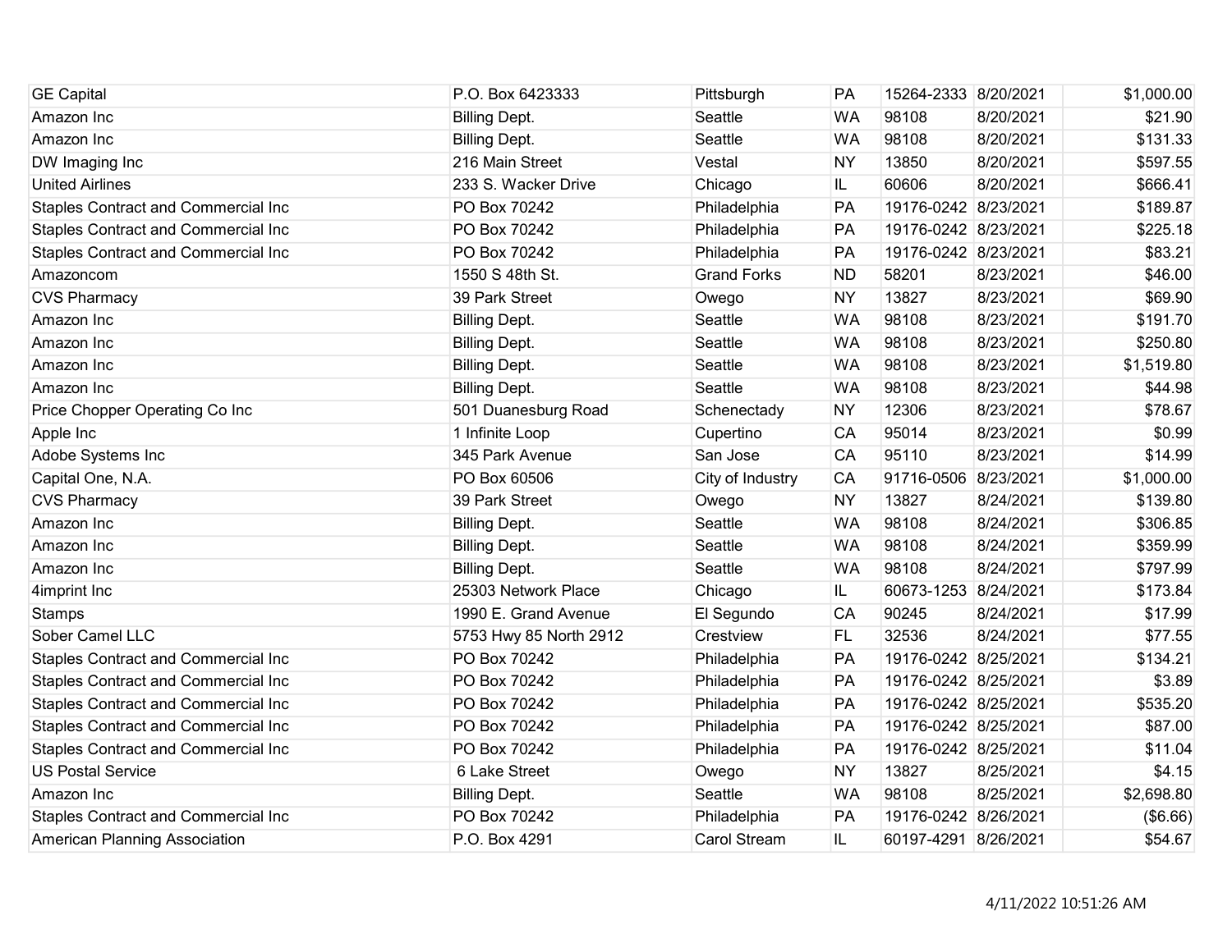| | | | | | | |
|---|---|---|---|---|---|---|
| GE Capital | P.O. Box 6423333 | Pittsburgh | PA | 15264-2333 | 8/20/2021 | $1,000.00 |
| Amazon Inc | Billing Dept. | Seattle | WA | 98108 | 8/20/2021 | $21.90 |
| Amazon Inc | Billing Dept. | Seattle | WA | 98108 | 8/20/2021 | $131.33 |
| DW Imaging Inc | 216 Main Street | Vestal | NY | 13850 | 8/20/2021 | $597.55 |
| United Airlines | 233 S. Wacker Drive | Chicago | IL | 60606 | 8/20/2021 | $666.41 |
| Staples Contract and Commercial Inc | PO Box 70242 | Philadelphia | PA | 19176-0242 | 8/23/2021 | $189.87 |
| Staples Contract and Commercial Inc | PO Box 70242 | Philadelphia | PA | 19176-0242 | 8/23/2021 | $225.18 |
| Staples Contract and Commercial Inc | PO Box 70242 | Philadelphia | PA | 19176-0242 | 8/23/2021 | $83.21 |
| Amazoncom | 1550 S 48th St. | Grand Forks | ND | 58201 | 8/23/2021 | $46.00 |
| CVS Pharmacy | 39 Park Street | Owego | NY | 13827 | 8/23/2021 | $69.90 |
| Amazon Inc | Billing Dept. | Seattle | WA | 98108 | 8/23/2021 | $191.70 |
| Amazon Inc | Billing Dept. | Seattle | WA | 98108 | 8/23/2021 | $250.80 |
| Amazon Inc | Billing Dept. | Seattle | WA | 98108 | 8/23/2021 | $1,519.80 |
| Amazon Inc | Billing Dept. | Seattle | WA | 98108 | 8/23/2021 | $44.98 |
| Price Chopper Operating Co Inc | 501 Duanesburg Road | Schenectady | NY | 12306 | 8/23/2021 | $78.67 |
| Apple Inc | 1 Infinite Loop | Cupertino | CA | 95014 | 8/23/2021 | $0.99 |
| Adobe Systems Inc | 345 Park Avenue | San Jose | CA | 95110 | 8/23/2021 | $14.99 |
| Capital One, N.A. | PO Box 60506 | City of Industry | CA | 91716-0506 | 8/23/2021 | $1,000.00 |
| CVS Pharmacy | 39 Park Street | Owego | NY | 13827 | 8/24/2021 | $139.80 |
| Amazon Inc | Billing Dept. | Seattle | WA | 98108 | 8/24/2021 | $306.85 |
| Amazon Inc | Billing Dept. | Seattle | WA | 98108 | 8/24/2021 | $359.99 |
| Amazon Inc | Billing Dept. | Seattle | WA | 98108 | 8/24/2021 | $797.99 |
| 4imprint Inc | 25303 Network Place | Chicago | IL | 60673-1253 | 8/24/2021 | $173.84 |
| Stamps | 1990 E. Grand Avenue | El Segundo | CA | 90245 | 8/24/2021 | $17.99 |
| Sober Camel LLC | 5753 Hwy 85 North 2912 | Crestview | FL | 32536 | 8/24/2021 | $77.55 |
| Staples Contract and Commercial Inc | PO Box 70242 | Philadelphia | PA | 19176-0242 | 8/25/2021 | $134.21 |
| Staples Contract and Commercial Inc | PO Box 70242 | Philadelphia | PA | 19176-0242 | 8/25/2021 | $3.89 |
| Staples Contract and Commercial Inc | PO Box 70242 | Philadelphia | PA | 19176-0242 | 8/25/2021 | $535.20 |
| Staples Contract and Commercial Inc | PO Box 70242 | Philadelphia | PA | 19176-0242 | 8/25/2021 | $87.00 |
| Staples Contract and Commercial Inc | PO Box 70242 | Philadelphia | PA | 19176-0242 | 8/25/2021 | $11.04 |
| US Postal Service | 6 Lake Street | Owego | NY | 13827 | 8/25/2021 | $4.15 |
| Amazon Inc | Billing Dept. | Seattle | WA | 98108 | 8/25/2021 | $2,698.80 |
| Staples Contract and Commercial Inc | PO Box 70242 | Philadelphia | PA | 19176-0242 | 8/26/2021 | ($6.66) |
| American Planning Association | P.O. Box 4291 | Carol Stream | IL | 60197-4291 | 8/26/2021 | $54.67 |

4/11/2022 10:51:26 AM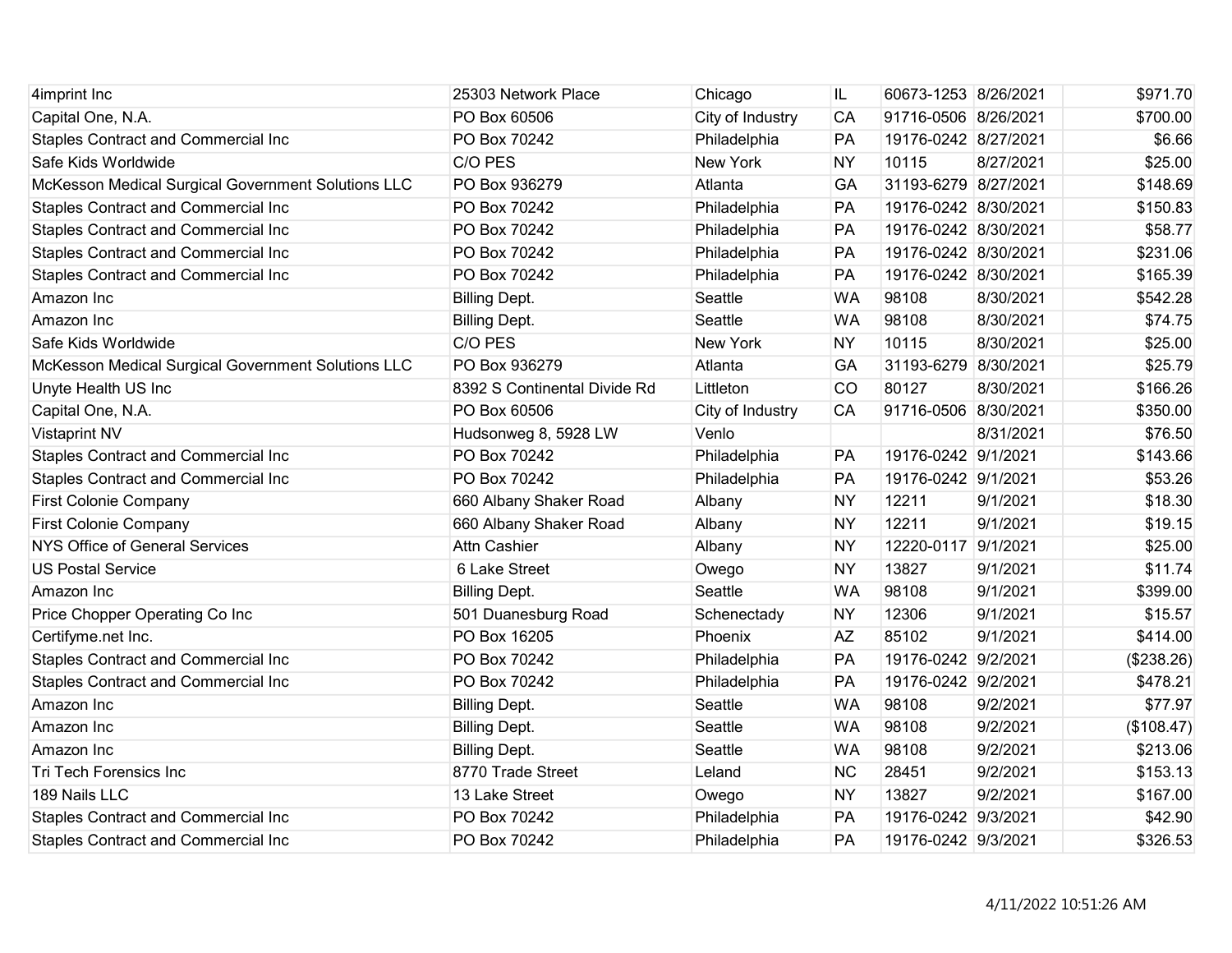| | | | | | | |
|---|---|---|---|---|---|---|
| 4imprint Inc | 25303 Network Place | Chicago | IL | 60673-1253 | 8/26/2021 | $971.70 |
| Capital One, N.A. | PO Box 60506 | City of Industry | CA | 91716-0506 | 8/26/2021 | $700.00 |
| Staples Contract and Commercial Inc | PO Box 70242 | Philadelphia | PA | 19176-0242 | 8/27/2021 | $6.66 |
| Safe Kids Worldwide | C/O PES | New York | NY | 10115 | 8/27/2021 | $25.00 |
| McKesson Medical Surgical Government Solutions LLC | PO Box 936279 | Atlanta | GA | 31193-6279 | 8/27/2021 | $148.69 |
| Staples Contract and Commercial Inc | PO Box 70242 | Philadelphia | PA | 19176-0242 | 8/30/2021 | $150.83 |
| Staples Contract and Commercial Inc | PO Box 70242 | Philadelphia | PA | 19176-0242 | 8/30/2021 | $58.77 |
| Staples Contract and Commercial Inc | PO Box 70242 | Philadelphia | PA | 19176-0242 | 8/30/2021 | $231.06 |
| Staples Contract and Commercial Inc | PO Box 70242 | Philadelphia | PA | 19176-0242 | 8/30/2021 | $165.39 |
| Amazon Inc | Billing Dept. | Seattle | WA | 98108 | 8/30/2021 | $542.28 |
| Amazon Inc | Billing Dept. | Seattle | WA | 98108 | 8/30/2021 | $74.75 |
| Safe Kids Worldwide | C/O PES | New York | NY | 10115 | 8/30/2021 | $25.00 |
| McKesson Medical Surgical Government Solutions LLC | PO Box 936279 | Atlanta | GA | 31193-6279 | 8/30/2021 | $25.79 |
| Unyte Health US Inc | 8392 S Continental Divide Rd | Littleton | CO | 80127 | 8/30/2021 | $166.26 |
| Capital One, N.A. | PO Box 60506 | City of Industry | CA | 91716-0506 | 8/30/2021 | $350.00 |
| Vistaprint NV | Hudsonweg 8, 5928 LW | Venlo | | | 8/31/2021 | $76.50 |
| Staples Contract and Commercial Inc | PO Box 70242 | Philadelphia | PA | 19176-0242 | 9/1/2021 | $143.66 |
| Staples Contract and Commercial Inc | PO Box 70242 | Philadelphia | PA | 19176-0242 | 9/1/2021 | $53.26 |
| First Colonie Company | 660 Albany Shaker Road | Albany | NY | 12211 | 9/1/2021 | $18.30 |
| First Colonie Company | 660 Albany Shaker Road | Albany | NY | 12211 | 9/1/2021 | $19.15 |
| NYS Office of General Services | Attn Cashier | Albany | NY | 12220-0117 | 9/1/2021 | $25.00 |
| US Postal Service | 6 Lake Street | Owego | NY | 13827 | 9/1/2021 | $11.74 |
| Amazon Inc | Billing Dept. | Seattle | WA | 98108 | 9/1/2021 | $399.00 |
| Price Chopper Operating Co Inc | 501 Duanesburg Road | Schenectady | NY | 12306 | 9/1/2021 | $15.57 |
| Certifyme.net Inc. | PO Box 16205 | Phoenix | AZ | 85102 | 9/1/2021 | $414.00 |
| Staples Contract and Commercial Inc | PO Box 70242 | Philadelphia | PA | 19176-0242 | 9/2/2021 | ($238.26) |
| Staples Contract and Commercial Inc | PO Box 70242 | Philadelphia | PA | 19176-0242 | 9/2/2021 | $478.21 |
| Amazon Inc | Billing Dept. | Seattle | WA | 98108 | 9/2/2021 | $77.97 |
| Amazon Inc | Billing Dept. | Seattle | WA | 98108 | 9/2/2021 | ($108.47) |
| Amazon Inc | Billing Dept. | Seattle | WA | 98108 | 9/2/2021 | $213.06 |
| Tri Tech Forensics Inc | 8770 Trade Street | Leland | NC | 28451 | 9/2/2021 | $153.13 |
| 189 Nails LLC | 13 Lake Street | Owego | NY | 13827 | 9/2/2021 | $167.00 |
| Staples Contract and Commercial Inc | PO Box 70242 | Philadelphia | PA | 19176-0242 | 9/3/2021 | $42.90 |
| Staples Contract and Commercial Inc | PO Box 70242 | Philadelphia | PA | 19176-0242 | 9/3/2021 | $326.53 |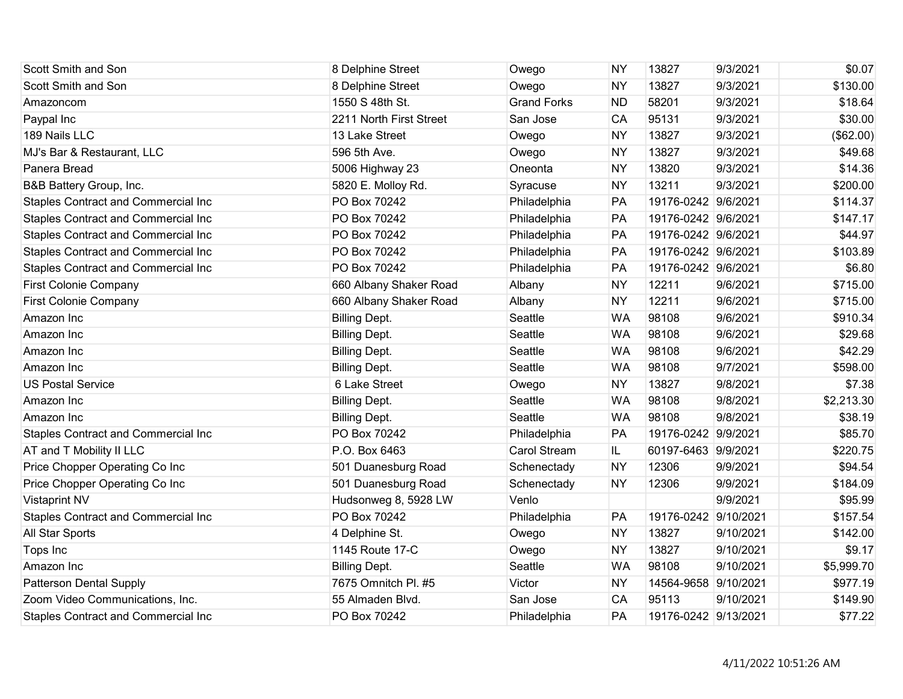| | | | | | | |
|---|---|---|---|---|---|---|
| Scott Smith and Son | 8 Delphine Street | Owego | NY | 13827 | 9/3/2021 | $0.07 |
| Scott Smith and Son | 8 Delphine Street | Owego | NY | 13827 | 9/3/2021 | $130.00 |
| Amazoncom | 1550 S 48th St. | Grand Forks | ND | 58201 | 9/3/2021 | $18.64 |
| Paypal Inc | 2211 North First Street | San Jose | CA | 95131 | 9/3/2021 | $30.00 |
| 189 Nails LLC | 13 Lake Street | Owego | NY | 13827 | 9/3/2021 | ($62.00) |
| MJ's Bar & Restaurant, LLC | 596 5th Ave. | Owego | NY | 13827 | 9/3/2021 | $49.68 |
| Panera Bread | 5006 Highway 23 | Oneonta | NY | 13820 | 9/3/2021 | $14.36 |
| B&B Battery Group, Inc. | 5820 E. Molloy Rd. | Syracuse | NY | 13211 | 9/3/2021 | $200.00 |
| Staples Contract and Commercial Inc | PO Box 70242 | Philadelphia | PA | 19176-0242 | 9/6/2021 | $114.37 |
| Staples Contract and Commercial Inc | PO Box 70242 | Philadelphia | PA | 19176-0242 | 9/6/2021 | $147.17 |
| Staples Contract and Commercial Inc | PO Box 70242 | Philadelphia | PA | 19176-0242 | 9/6/2021 | $44.97 |
| Staples Contract and Commercial Inc | PO Box 70242 | Philadelphia | PA | 19176-0242 | 9/6/2021 | $103.89 |
| Staples Contract and Commercial Inc | PO Box 70242 | Philadelphia | PA | 19176-0242 | 9/6/2021 | $6.80 |
| First Colonie Company | 660 Albany Shaker Road | Albany | NY | 12211 | 9/6/2021 | $715.00 |
| First Colonie Company | 660 Albany Shaker Road | Albany | NY | 12211 | 9/6/2021 | $715.00 |
| Amazon Inc | Billing Dept. | Seattle | WA | 98108 | 9/6/2021 | $910.34 |
| Amazon Inc | Billing Dept. | Seattle | WA | 98108 | 9/6/2021 | $29.68 |
| Amazon Inc | Billing Dept. | Seattle | WA | 98108 | 9/6/2021 | $42.29 |
| Amazon Inc | Billing Dept. | Seattle | WA | 98108 | 9/7/2021 | $598.00 |
| US Postal Service | 6 Lake Street | Owego | NY | 13827 | 9/8/2021 | $7.38 |
| Amazon Inc | Billing Dept. | Seattle | WA | 98108 | 9/8/2021 | $2,213.30 |
| Amazon Inc | Billing Dept. | Seattle | WA | 98108 | 9/8/2021 | $38.19 |
| Staples Contract and Commercial Inc | PO Box 70242 | Philadelphia | PA | 19176-0242 | 9/9/2021 | $85.70 |
| AT and T Mobility II LLC | P.O. Box 6463 | Carol Stream | IL | 60197-6463 | 9/9/2021 | $220.75 |
| Price Chopper Operating Co Inc | 501 Duanesburg Road | Schenectady | NY | 12306 | 9/9/2021 | $94.54 |
| Price Chopper Operating Co Inc | 501 Duanesburg Road | Schenectady | NY | 12306 | 9/9/2021 | $184.09 |
| Vistaprint NV | Hudsonweg 8, 5928 LW | Venlo | | | 9/9/2021 | $95.99 |
| Staples Contract and Commercial Inc | PO Box 70242 | Philadelphia | PA | 19176-0242 | 9/10/2021 | $157.54 |
| All Star Sports | 4 Delphine St. | Owego | NY | 13827 | 9/10/2021 | $142.00 |
| Tops Inc | 1145 Route 17-C | Owego | NY | 13827 | 9/10/2021 | $9.17 |
| Amazon Inc | Billing Dept. | Seattle | WA | 98108 | 9/10/2021 | $5,999.70 |
| Patterson Dental Supply | 7675 Omnitch Pl. #5 | Victor | NY | 14564-9658 | 9/10/2021 | $977.19 |
| Zoom Video Communications, Inc. | 55 Almaden Blvd. | San Jose | CA | 95113 | 9/10/2021 | $149.90 |
| Staples Contract and Commercial Inc | PO Box 70242 | Philadelphia | PA | 19176-0242 | 9/13/2021 | $77.22 |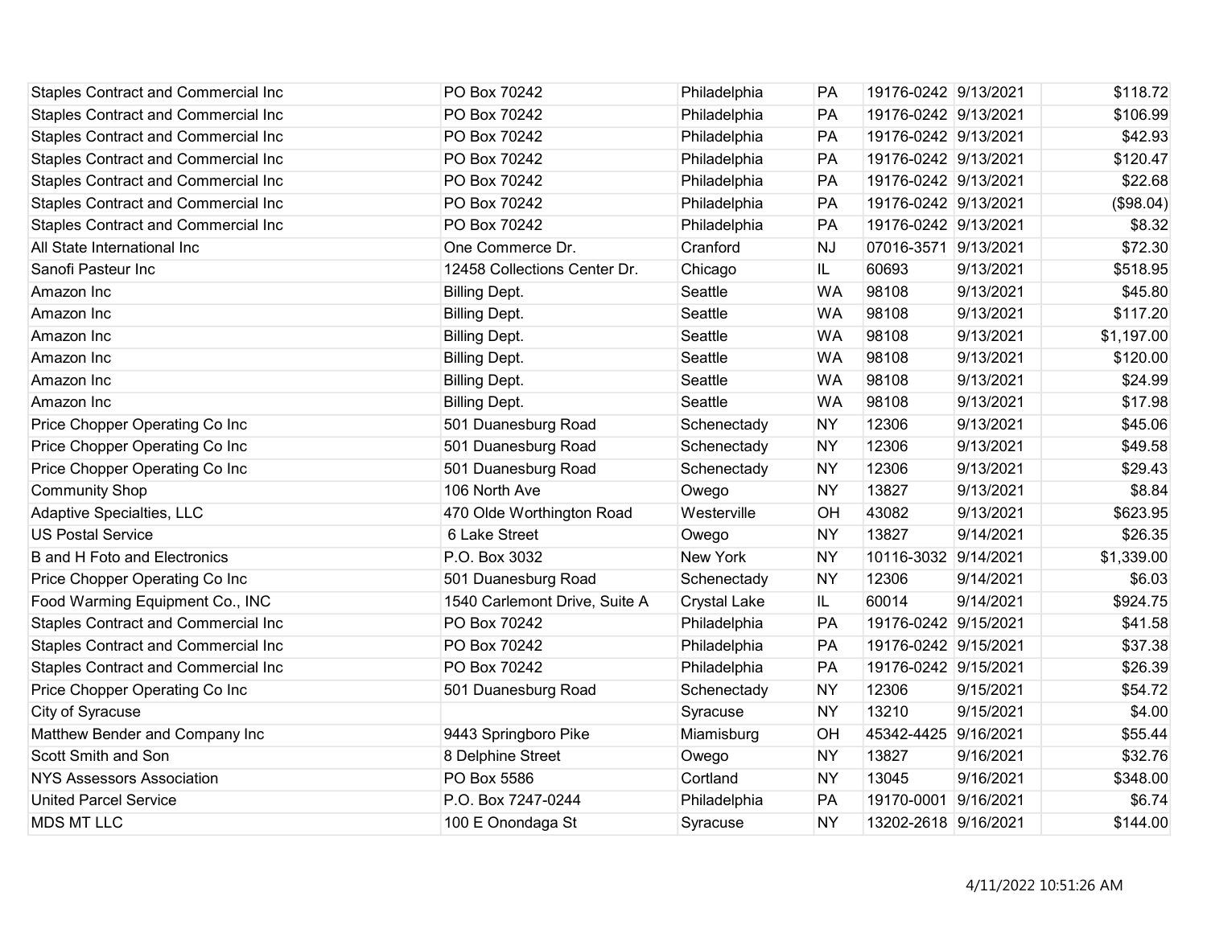| | | | | | | |
|---|---|---|---|---|---|---|
| Staples Contract and Commercial Inc | PO Box 70242 | Philadelphia | PA | 19176-0242 | 9/13/2021 | $118.72 |
| Staples Contract and Commercial Inc | PO Box 70242 | Philadelphia | PA | 19176-0242 | 9/13/2021 | $106.99 |
| Staples Contract and Commercial Inc | PO Box 70242 | Philadelphia | PA | 19176-0242 | 9/13/2021 | $42.93 |
| Staples Contract and Commercial Inc | PO Box 70242 | Philadelphia | PA | 19176-0242 | 9/13/2021 | $120.47 |
| Staples Contract and Commercial Inc | PO Box 70242 | Philadelphia | PA | 19176-0242 | 9/13/2021 | $22.68 |
| Staples Contract and Commercial Inc | PO Box 70242 | Philadelphia | PA | 19176-0242 | 9/13/2021 | ($98.04) |
| Staples Contract and Commercial Inc | PO Box 70242 | Philadelphia | PA | 19176-0242 | 9/13/2021 | $8.32 |
| All State International Inc | One Commerce Dr. | Cranford | NJ | 07016-3571 | 9/13/2021 | $72.30 |
| Sanofi Pasteur Inc | 12458 Collections Center Dr. | Chicago | IL | 60693 | 9/13/2021 | $518.95 |
| Amazon Inc | Billing Dept. | Seattle | WA | 98108 | 9/13/2021 | $45.80 |
| Amazon Inc | Billing Dept. | Seattle | WA | 98108 | 9/13/2021 | $117.20 |
| Amazon Inc | Billing Dept. | Seattle | WA | 98108 | 9/13/2021 | $1,197.00 |
| Amazon Inc | Billing Dept. | Seattle | WA | 98108 | 9/13/2021 | $120.00 |
| Amazon Inc | Billing Dept. | Seattle | WA | 98108 | 9/13/2021 | $24.99 |
| Amazon Inc | Billing Dept. | Seattle | WA | 98108 | 9/13/2021 | $17.98 |
| Price Chopper Operating Co Inc | 501 Duanesburg Road | Schenectady | NY | 12306 | 9/13/2021 | $45.06 |
| Price Chopper Operating Co Inc | 501 Duanesburg Road | Schenectady | NY | 12306 | 9/13/2021 | $49.58 |
| Price Chopper Operating Co Inc | 501 Duanesburg Road | Schenectady | NY | 12306 | 9/13/2021 | $29.43 |
| Community Shop | 106 North Ave | Owego | NY | 13827 | 9/13/2021 | $8.84 |
| Adaptive Specialties, LLC | 470 Olde Worthington Road | Westerville | OH | 43082 | 9/13/2021 | $623.95 |
| US Postal Service | 6 Lake Street | Owego | NY | 13827 | 9/14/2021 | $26.35 |
| B and H Foto and Electronics | P.O. Box 3032 | New York | NY | 10116-3032 | 9/14/2021 | $1,339.00 |
| Price Chopper Operating Co Inc | 501 Duanesburg Road | Schenectady | NY | 12306 | 9/14/2021 | $6.03 |
| Food Warming Equipment Co., INC | 1540 Carlemont Drive, Suite A | Crystal Lake | IL | 60014 | 9/14/2021 | $924.75 |
| Staples Contract and Commercial Inc | PO Box 70242 | Philadelphia | PA | 19176-0242 | 9/15/2021 | $41.58 |
| Staples Contract and Commercial Inc | PO Box 70242 | Philadelphia | PA | 19176-0242 | 9/15/2021 | $37.38 |
| Staples Contract and Commercial Inc | PO Box 70242 | Philadelphia | PA | 19176-0242 | 9/15/2021 | $26.39 |
| Price Chopper Operating Co Inc | 501 Duanesburg Road | Schenectady | NY | 12306 | 9/15/2021 | $54.72 |
| City of Syracuse | | Syracuse | NY | 13210 | 9/15/2021 | $4.00 |
| Matthew Bender and Company Inc | 9443 Springboro Pike | Miamisburg | OH | 45342-4425 | 9/16/2021 | $55.44 |
| Scott Smith and Son | 8 Delphine Street | Owego | NY | 13827 | 9/16/2021 | $32.76 |
| NYS Assessors Association | PO Box 5586 | Cortland | NY | 13045 | 9/16/2021 | $348.00 |
| United Parcel Service | P.O. Box 7247-0244 | Philadelphia | PA | 19170-0001 | 9/16/2021 | $6.74 |
| MDS MT LLC | 100 E Onondaga St | Syracuse | NY | 13202-2618 | 9/16/2021 | $144.00 |

4/11/2022 10:51:26 AM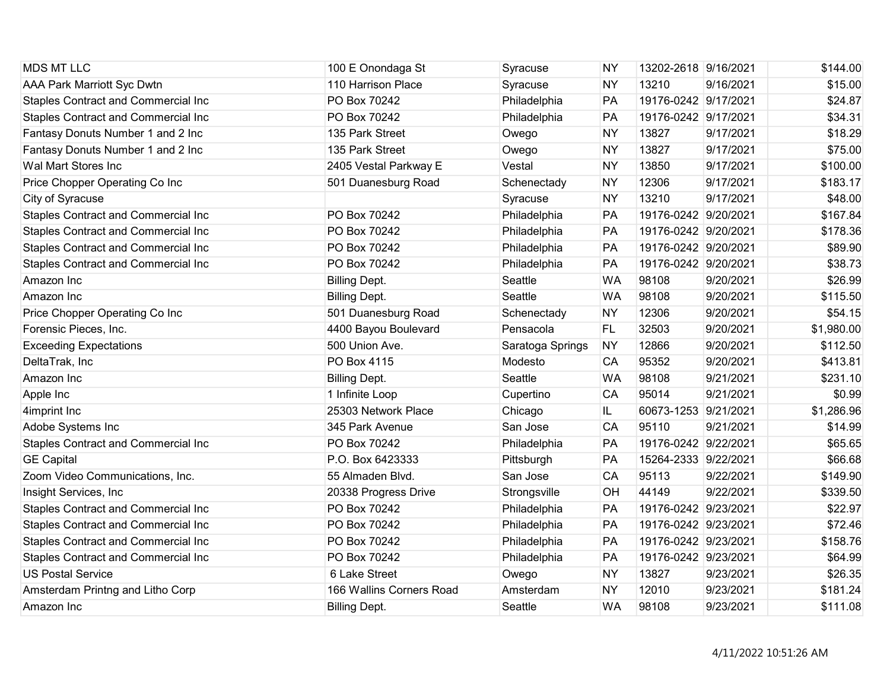| | | | | | | |
|---|---|---|---|---|---|---|
| MDS MT LLC | 100 E Onondaga St | Syracuse | NY | 13202-2618 | 9/16/2021 | $144.00 |
| AAA Park Marriott Syc Dwtn | 110 Harrison Place | Syracuse | NY | 13210 | 9/16/2021 | $15.00 |
| Staples Contract and Commercial Inc | PO Box 70242 | Philadelphia | PA | 19176-0242 | 9/17/2021 | $24.87 |
| Staples Contract and Commercial Inc | PO Box 70242 | Philadelphia | PA | 19176-0242 | 9/17/2021 | $34.31 |
| Fantasy Donuts Number 1 and 2 Inc | 135 Park Street | Owego | NY | 13827 | 9/17/2021 | $18.29 |
| Fantasy Donuts Number 1 and 2 Inc | 135 Park Street | Owego | NY | 13827 | 9/17/2021 | $75.00 |
| Wal Mart Stores Inc | 2405 Vestal Parkway E | Vestal | NY | 13850 | 9/17/2021 | $100.00 |
| Price Chopper Operating Co Inc | 501 Duanesburg Road | Schenectady | NY | 12306 | 9/17/2021 | $183.17 |
| City of Syracuse | | Syracuse | NY | 13210 | 9/17/2021 | $48.00 |
| Staples Contract and Commercial Inc | PO Box 70242 | Philadelphia | PA | 19176-0242 | 9/20/2021 | $167.84 |
| Staples Contract and Commercial Inc | PO Box 70242 | Philadelphia | PA | 19176-0242 | 9/20/2021 | $178.36 |
| Staples Contract and Commercial Inc | PO Box 70242 | Philadelphia | PA | 19176-0242 | 9/20/2021 | $89.90 |
| Staples Contract and Commercial Inc | PO Box 70242 | Philadelphia | PA | 19176-0242 | 9/20/2021 | $38.73 |
| Amazon Inc | Billing Dept. | Seattle | WA | 98108 | 9/20/2021 | $26.99 |
| Amazon Inc | Billing Dept. | Seattle | WA | 98108 | 9/20/2021 | $115.50 |
| Price Chopper Operating Co Inc | 501 Duanesburg Road | Schenectady | NY | 12306 | 9/20/2021 | $54.15 |
| Forensic Pieces, Inc. | 4400 Bayou Boulevard | Pensacola | FL | 32503 | 9/20/2021 | $1,980.00 |
| Exceeding Expectations | 500 Union Ave. | Saratoga Springs | NY | 12866 | 9/20/2021 | $112.50 |
| DeltaTrak, Inc | PO Box 4115 | Modesto | CA | 95352 | 9/20/2021 | $413.81 |
| Amazon Inc | Billing Dept. | Seattle | WA | 98108 | 9/21/2021 | $231.10 |
| Apple Inc | 1 Infinite Loop | Cupertino | CA | 95014 | 9/21/2021 | $0.99 |
| 4imprint Inc | 25303 Network Place | Chicago | IL | 60673-1253 | 9/21/2021 | $1,286.96 |
| Adobe Systems Inc | 345 Park Avenue | San Jose | CA | 95110 | 9/21/2021 | $14.99 |
| Staples Contract and Commercial Inc | PO Box 70242 | Philadelphia | PA | 19176-0242 | 9/22/2021 | $65.65 |
| GE Capital | P.O. Box 6423333 | Pittsburgh | PA | 15264-2333 | 9/22/2021 | $66.68 |
| Zoom Video Communications, Inc. | 55 Almaden Blvd. | San Jose | CA | 95113 | 9/22/2021 | $149.90 |
| Insight Services, Inc | 20338 Progress Drive | Strongsville | OH | 44149 | 9/22/2021 | $339.50 |
| Staples Contract and Commercial Inc | PO Box 70242 | Philadelphia | PA | 19176-0242 | 9/23/2021 | $22.97 |
| Staples Contract and Commercial Inc | PO Box 70242 | Philadelphia | PA | 19176-0242 | 9/23/2021 | $72.46 |
| Staples Contract and Commercial Inc | PO Box 70242 | Philadelphia | PA | 19176-0242 | 9/23/2021 | $158.76 |
| Staples Contract and Commercial Inc | PO Box 70242 | Philadelphia | PA | 19176-0242 | 9/23/2021 | $64.99 |
| US Postal Service | 6 Lake Street | Owego | NY | 13827 | 9/23/2021 | $26.35 |
| Amsterdam Printng and Litho Corp | 166 Wallins Corners Road | Amsterdam | NY | 12010 | 9/23/2021 | $181.24 |
| Amazon Inc | Billing Dept. | Seattle | WA | 98108 | 9/23/2021 | $111.08 |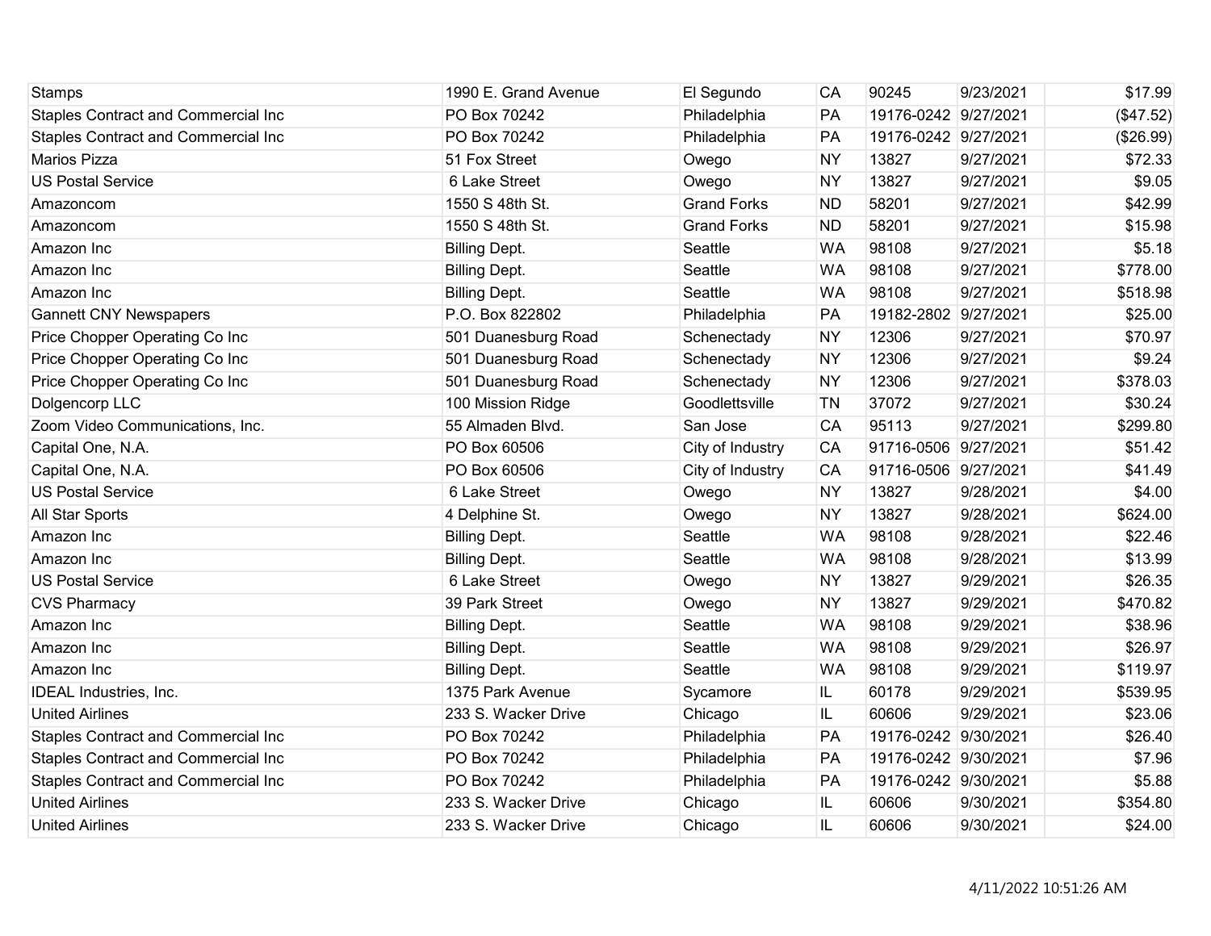| | | | | | | |
|---|---|---|---|---|---|---|
| Stamps | 1990 E. Grand Avenue | El Segundo | CA | 90245 | 9/23/2021 | $17.99 |
| Staples Contract and Commercial Inc | PO Box 70242 | Philadelphia | PA | 19176-0242 | 9/27/2021 | ($47.52) |
| Staples Contract and Commercial Inc | PO Box 70242 | Philadelphia | PA | 19176-0242 | 9/27/2021 | ($26.99) |
| Marios Pizza | 51 Fox Street | Owego | NY | 13827 | 9/27/2021 | $72.33 |
| US Postal Service | 6 Lake Street | Owego | NY | 13827 | 9/27/2021 | $9.05 |
| Amazoncom | 1550 S 48th St. | Grand Forks | ND | 58201 | 9/27/2021 | $42.99 |
| Amazoncom | 1550 S 48th St. | Grand Forks | ND | 58201 | 9/27/2021 | $15.98 |
| Amazon Inc | Billing Dept. | Seattle | WA | 98108 | 9/27/2021 | $5.18 |
| Amazon Inc | Billing Dept. | Seattle | WA | 98108 | 9/27/2021 | $778.00 |
| Amazon Inc | Billing Dept. | Seattle | WA | 98108 | 9/27/2021 | $518.98 |
| Gannett CNY Newspapers | P.O. Box 822802 | Philadelphia | PA | 19182-2802 | 9/27/2021 | $25.00 |
| Price Chopper Operating Co Inc | 501 Duanesburg Road | Schenectady | NY | 12306 | 9/27/2021 | $70.97 |
| Price Chopper Operating Co Inc | 501 Duanesburg Road | Schenectady | NY | 12306 | 9/27/2021 | $9.24 |
| Price Chopper Operating Co Inc | 501 Duanesburg Road | Schenectady | NY | 12306 | 9/27/2021 | $378.03 |
| Dolgencorp LLC | 100 Mission Ridge | Goodlettsville | TN | 37072 | 9/27/2021 | $30.24 |
| Zoom Video Communications, Inc. | 55 Almaden Blvd. | San Jose | CA | 95113 | 9/27/2021 | $299.80 |
| Capital One, N.A. | PO Box 60506 | City of Industry | CA | 91716-0506 | 9/27/2021 | $51.42 |
| Capital One, N.A. | PO Box 60506 | City of Industry | CA | 91716-0506 | 9/27/2021 | $41.49 |
| US Postal Service | 6 Lake Street | Owego | NY | 13827 | 9/28/2021 | $4.00 |
| All Star Sports | 4 Delphine St. | Owego | NY | 13827 | 9/28/2021 | $624.00 |
| Amazon Inc | Billing Dept. | Seattle | WA | 98108 | 9/28/2021 | $22.46 |
| Amazon Inc | Billing Dept. | Seattle | WA | 98108 | 9/28/2021 | $13.99 |
| US Postal Service | 6 Lake Street | Owego | NY | 13827 | 9/29/2021 | $26.35 |
| CVS Pharmacy | 39 Park Street | Owego | NY | 13827 | 9/29/2021 | $470.82 |
| Amazon Inc | Billing Dept. | Seattle | WA | 98108 | 9/29/2021 | $38.96 |
| Amazon Inc | Billing Dept. | Seattle | WA | 98108 | 9/29/2021 | $26.97 |
| Amazon Inc | Billing Dept. | Seattle | WA | 98108 | 9/29/2021 | $119.97 |
| IDEAL Industries, Inc. | 1375 Park Avenue | Sycamore | IL | 60178 | 9/29/2021 | $539.95 |
| United Airlines | 233 S. Wacker Drive | Chicago | IL | 60606 | 9/29/2021 | $23.06 |
| Staples Contract and Commercial Inc | PO Box 70242 | Philadelphia | PA | 19176-0242 | 9/30/2021 | $26.40 |
| Staples Contract and Commercial Inc | PO Box 70242 | Philadelphia | PA | 19176-0242 | 9/30/2021 | $7.96 |
| Staples Contract and Commercial Inc | PO Box 70242 | Philadelphia | PA | 19176-0242 | 9/30/2021 | $5.88 |
| United Airlines | 233 S. Wacker Drive | Chicago | IL | 60606 | 9/30/2021 | $354.80 |
| United Airlines | 233 S. Wacker Drive | Chicago | IL | 60606 | 9/30/2021 | $24.00 |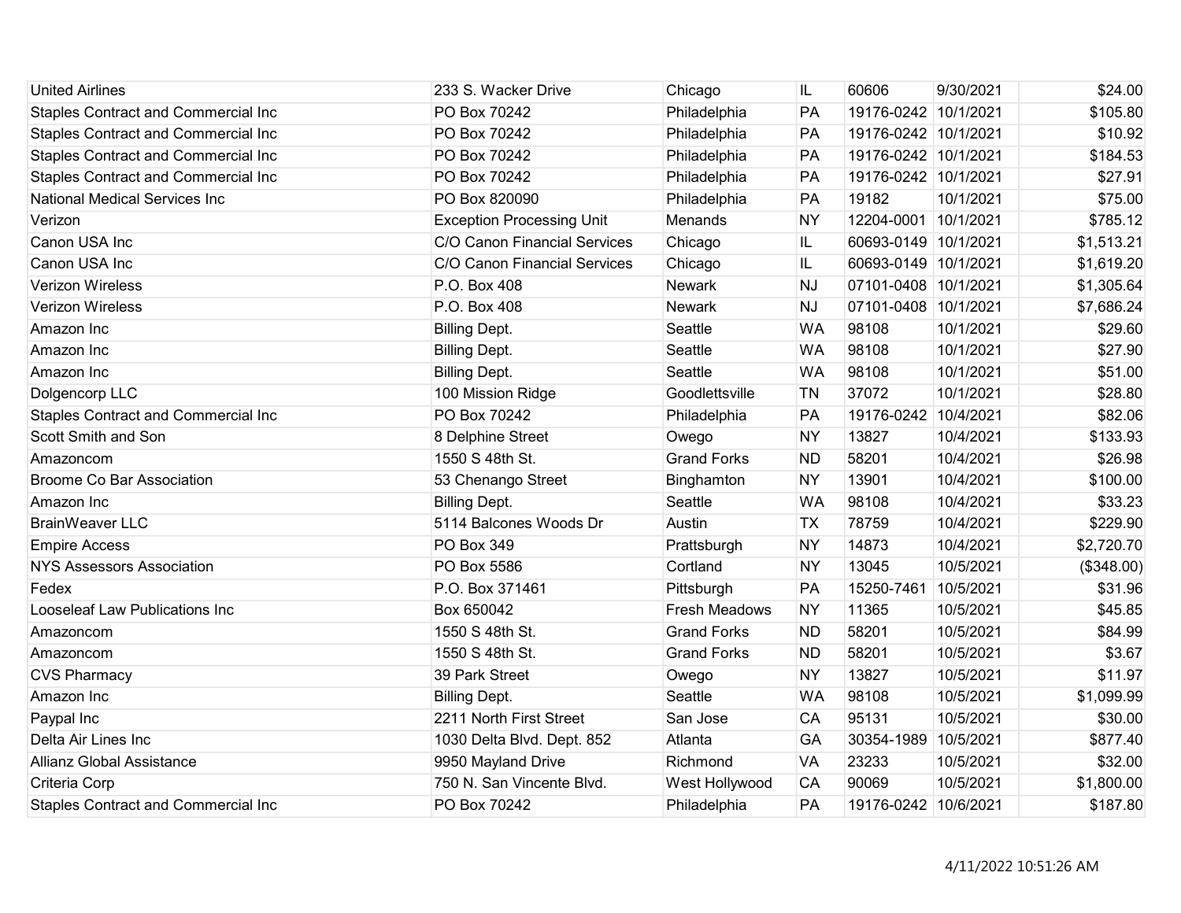| | | | | | | |
|---|---|---|---|---|---|---|
| United Airlines | 233 S. Wacker Drive | Chicago | IL | 60606 | 9/30/2021 | $24.00 |
| Staples Contract and Commercial Inc | PO Box 70242 | Philadelphia | PA | 19176-0242 | 10/1/2021 | $105.80 |
| Staples Contract and Commercial Inc | PO Box 70242 | Philadelphia | PA | 19176-0242 | 10/1/2021 | $10.92 |
| Staples Contract and Commercial Inc | PO Box 70242 | Philadelphia | PA | 19176-0242 | 10/1/2021 | $184.53 |
| Staples Contract and Commercial Inc | PO Box 70242 | Philadelphia | PA | 19176-0242 | 10/1/2021 | $27.91 |
| National Medical Services Inc | PO Box 820090 | Philadelphia | PA | 19182 | 10/1/2021 | $75.00 |
| Verizon | Exception Processing Unit | Menands | NY | 12204-0001 | 10/1/2021 | $785.12 |
| Canon USA Inc | C/O Canon Financial Services | Chicago | IL | 60693-0149 | 10/1/2021 | $1,513.21 |
| Canon USA Inc | C/O Canon Financial Services | Chicago | IL | 60693-0149 | 10/1/2021 | $1,619.20 |
| Verizon Wireless | P.O. Box 408 | Newark | NJ | 07101-0408 | 10/1/2021 | $1,305.64 |
| Verizon Wireless | P.O. Box 408 | Newark | NJ | 07101-0408 | 10/1/2021 | $7,686.24 |
| Amazon Inc | Billing Dept. | Seattle | WA | 98108 | 10/1/2021 | $29.60 |
| Amazon Inc | Billing Dept. | Seattle | WA | 98108 | 10/1/2021 | $27.90 |
| Amazon Inc | Billing Dept. | Seattle | WA | 98108 | 10/1/2021 | $51.00 |
| Dolgencorp LLC | 100 Mission Ridge | Goodlettsville | TN | 37072 | 10/1/2021 | $28.80 |
| Staples Contract and Commercial Inc | PO Box 70242 | Philadelphia | PA | 19176-0242 | 10/4/2021 | $82.06 |
| Scott Smith and Son | 8 Delphine Street | Owego | NY | 13827 | 10/4/2021 | $133.93 |
| Amazoncom | 1550 S 48th St. | Grand Forks | ND | 58201 | 10/4/2021 | $26.98 |
| Broome Co Bar Association | 53 Chenango Street | Binghamton | NY | 13901 | 10/4/2021 | $100.00 |
| Amazon Inc | Billing Dept. | Seattle | WA | 98108 | 10/4/2021 | $33.23 |
| BrainWeaver LLC | 5114 Balcones Woods Dr | Austin | TX | 78759 | 10/4/2021 | $229.90 |
| Empire Access | PO Box 349 | Prattsburgh | NY | 14873 | 10/4/2021 | $2,720.70 |
| NYS Assessors Association | PO Box 5586 | Cortland | NY | 13045 | 10/5/2021 | ($348.00) |
| Fedex | P.O. Box 371461 | Pittsburgh | PA | 15250-7461 | 10/5/2021 | $31.96 |
| Looseleaf Law Publications Inc | Box 650042 | Fresh Meadows | NY | 11365 | 10/5/2021 | $45.85 |
| Amazoncom | 1550 S 48th St. | Grand Forks | ND | 58201 | 10/5/2021 | $84.99 |
| Amazoncom | 1550 S 48th St. | Grand Forks | ND | 58201 | 10/5/2021 | $3.67 |
| CVS Pharmacy | 39 Park Street | Owego | NY | 13827 | 10/5/2021 | $11.97 |
| Amazon Inc | Billing Dept. | Seattle | WA | 98108 | 10/5/2021 | $1,099.99 |
| Paypal Inc | 2211 North First Street | San Jose | CA | 95131 | 10/5/2021 | $30.00 |
| Delta Air Lines Inc | 1030 Delta Blvd. Dept. 852 | Atlanta | GA | 30354-1989 | 10/5/2021 | $877.40 |
| Allianz Global Assistance | 9950 Mayland Drive | Richmond | VA | 23233 | 10/5/2021 | $32.00 |
| Criteria Corp | 750 N. San Vincente Blvd. | West Hollywood | CA | 90069 | 10/5/2021 | $1,800.00 |
| Staples Contract and Commercial Inc | PO Box 70242 | Philadelphia | PA | 19176-0242 | 10/6/2021 | $187.80 |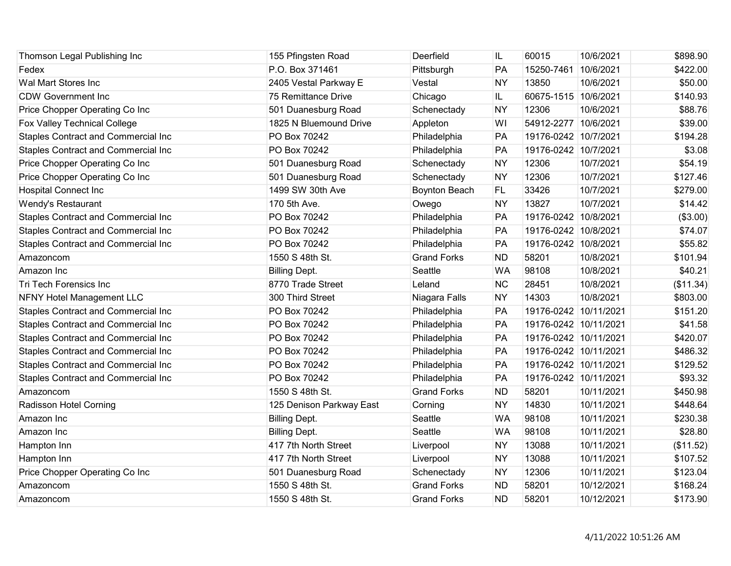| | | | | | | |
|---|---|---|---|---|---|---|
| Thomson Legal Publishing Inc | 155 Pfingsten Road | Deerfield | IL | 60015 | 10/6/2021 | $898.90 |
| Fedex | P.O. Box 371461 | Pittsburgh | PA | 15250-7461 | 10/6/2021 | $422.00 |
| Wal Mart Stores Inc | 2405 Vestal Parkway E | Vestal | NY | 13850 | 10/6/2021 | $50.00 |
| CDW Government Inc | 75 Remittance Drive | Chicago | IL | 60675-1515 | 10/6/2021 | $140.93 |
| Price Chopper Operating Co Inc | 501 Duanesburg Road | Schenectady | NY | 12306 | 10/6/2021 | $88.76 |
| Fox Valley Technical College | 1825 N Bluemound Drive | Appleton | WI | 54912-2277 | 10/6/2021 | $39.00 |
| Staples Contract and Commercial Inc | PO Box 70242 | Philadelphia | PA | 19176-0242 | 10/7/2021 | $194.28 |
| Staples Contract and Commercial Inc | PO Box 70242 | Philadelphia | PA | 19176-0242 | 10/7/2021 | $3.08 |
| Price Chopper Operating Co Inc | 501 Duanesburg Road | Schenectady | NY | 12306 | 10/7/2021 | $54.19 |
| Price Chopper Operating Co Inc | 501 Duanesburg Road | Schenectady | NY | 12306 | 10/7/2021 | $127.46 |
| Hospital Connect Inc | 1499 SW 30th Ave | Boynton Beach | FL | 33426 | 10/7/2021 | $279.00 |
| Wendy's Restaurant | 170 5th Ave. | Owego | NY | 13827 | 10/7/2021 | $14.42 |
| Staples Contract and Commercial Inc | PO Box 70242 | Philadelphia | PA | 19176-0242 | 10/8/2021 | ($3.00) |
| Staples Contract and Commercial Inc | PO Box 70242 | Philadelphia | PA | 19176-0242 | 10/8/2021 | $74.07 |
| Staples Contract and Commercial Inc | PO Box 70242 | Philadelphia | PA | 19176-0242 | 10/8/2021 | $55.82 |
| Amazoncom | 1550 S 48th St. | Grand Forks | ND | 58201 | 10/8/2021 | $101.94 |
| Amazon Inc | Billing Dept. | Seattle | WA | 98108 | 10/8/2021 | $40.21 |
| Tri Tech Forensics Inc | 8770 Trade Street | Leland | NC | 28451 | 10/8/2021 | ($11.34) |
| NFNY Hotel Management LLC | 300 Third Street | Niagara Falls | NY | 14303 | 10/8/2021 | $803.00 |
| Staples Contract and Commercial Inc | PO Box 70242 | Philadelphia | PA | 19176-0242 | 10/11/2021 | $151.20 |
| Staples Contract and Commercial Inc | PO Box 70242 | Philadelphia | PA | 19176-0242 | 10/11/2021 | $41.58 |
| Staples Contract and Commercial Inc | PO Box 70242 | Philadelphia | PA | 19176-0242 | 10/11/2021 | $420.07 |
| Staples Contract and Commercial Inc | PO Box 70242 | Philadelphia | PA | 19176-0242 | 10/11/2021 | $486.32 |
| Staples Contract and Commercial Inc | PO Box 70242 | Philadelphia | PA | 19176-0242 | 10/11/2021 | $129.52 |
| Staples Contract and Commercial Inc | PO Box 70242 | Philadelphia | PA | 19176-0242 | 10/11/2021 | $93.32 |
| Amazoncom | 1550 S 48th St. | Grand Forks | ND | 58201 | 10/11/2021 | $450.98 |
| Radisson Hotel Corning | 125 Denison Parkway East | Corning | NY | 14830 | 10/11/2021 | $448.64 |
| Amazon Inc | Billing Dept. | Seattle | WA | 98108 | 10/11/2021 | $230.38 |
| Amazon Inc | Billing Dept. | Seattle | WA | 98108 | 10/11/2021 | $28.80 |
| Hampton Inn | 417 7th North Street | Liverpool | NY | 13088 | 10/11/2021 | ($11.52) |
| Hampton Inn | 417 7th North Street | Liverpool | NY | 13088 | 10/11/2021 | $107.52 |
| Price Chopper Operating Co Inc | 501 Duanesburg Road | Schenectady | NY | 12306 | 10/11/2021 | $123.04 |
| Amazoncom | 1550 S 48th St. | Grand Forks | ND | 58201 | 10/12/2021 | $168.24 |
| Amazoncom | 1550 S 48th St. | Grand Forks | ND | 58201 | 10/12/2021 | $173.90 |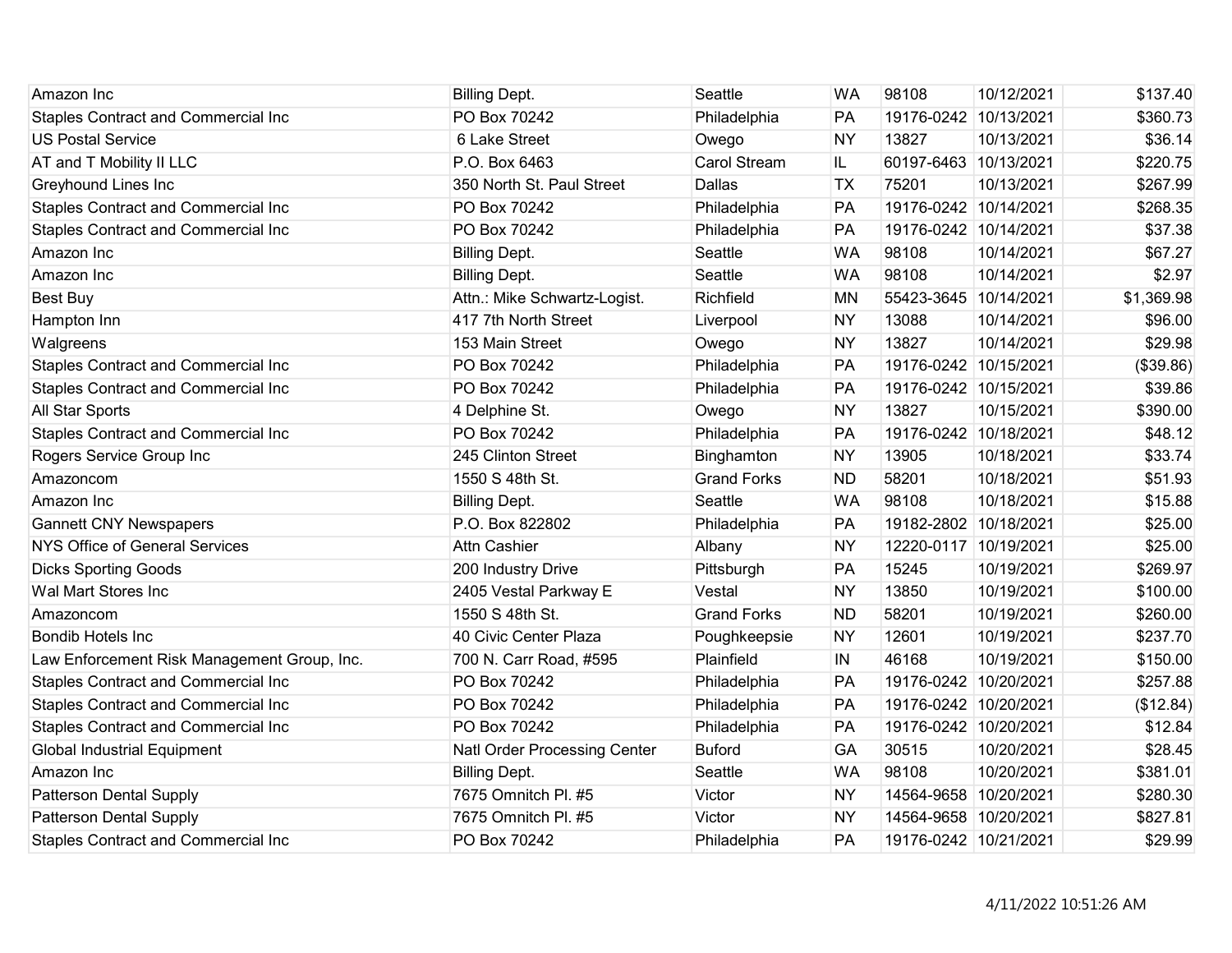| | | | | | | |
|---|---|---|---|---|---|---|
| Amazon Inc | Billing Dept. | Seattle | WA | 98108 | 10/12/2021 | $137.40 |
| Staples Contract and Commercial Inc | PO Box 70242 | Philadelphia | PA | 19176-0242 | 10/13/2021 | $360.73 |
| US Postal Service | 6 Lake Street | Owego | NY | 13827 | 10/13/2021 | $36.14 |
| AT and T Mobility II LLC | P.O. Box 6463 | Carol Stream | IL | 60197-6463 | 10/13/2021 | $220.75 |
| Greyhound Lines Inc | 350 North St. Paul Street | Dallas | TX | 75201 | 10/13/2021 | $267.99 |
| Staples Contract and Commercial Inc | PO Box 70242 | Philadelphia | PA | 19176-0242 | 10/14/2021 | $268.35 |
| Staples Contract and Commercial Inc | PO Box 70242 | Philadelphia | PA | 19176-0242 | 10/14/2021 | $37.38 |
| Amazon Inc | Billing Dept. | Seattle | WA | 98108 | 10/14/2021 | $67.27 |
| Amazon Inc | Billing Dept. | Seattle | WA | 98108 | 10/14/2021 | $2.97 |
| Best Buy | Attn.: Mike Schwartz-Logist. | Richfield | MN | 55423-3645 | 10/14/2021 | $1,369.98 |
| Hampton Inn | 417 7th North Street | Liverpool | NY | 13088 | 10/14/2021 | $96.00 |
| Walgreens | 153 Main Street | Owego | NY | 13827 | 10/14/2021 | $29.98 |
| Staples Contract and Commercial Inc | PO Box 70242 | Philadelphia | PA | 19176-0242 | 10/15/2021 | ($39.86) |
| Staples Contract and Commercial Inc | PO Box 70242 | Philadelphia | PA | 19176-0242 | 10/15/2021 | $39.86 |
| All Star Sports | 4 Delphine St. | Owego | NY | 13827 | 10/15/2021 | $390.00 |
| Staples Contract and Commercial Inc | PO Box 70242 | Philadelphia | PA | 19176-0242 | 10/18/2021 | $48.12 |
| Rogers Service Group Inc | 245 Clinton Street | Binghamton | NY | 13905 | 10/18/2021 | $33.74 |
| Amazoncom | 1550 S 48th St. | Grand Forks | ND | 58201 | 10/18/2021 | $51.93 |
| Amazon Inc | Billing Dept. | Seattle | WA | 98108 | 10/18/2021 | $15.88 |
| Gannett CNY Newspapers | P.O. Box 822802 | Philadelphia | PA | 19182-2802 | 10/18/2021 | $25.00 |
| NYS Office of General Services | Attn Cashier | Albany | NY | 12220-0117 | 10/19/2021 | $25.00 |
| Dicks Sporting Goods | 200 Industry Drive | Pittsburgh | PA | 15245 | 10/19/2021 | $269.97 |
| Wal Mart Stores Inc | 2405 Vestal Parkway E | Vestal | NY | 13850 | 10/19/2021 | $100.00 |
| Amazoncom | 1550 S 48th St. | Grand Forks | ND | 58201 | 10/19/2021 | $260.00 |
| Bondib Hotels Inc | 40 Civic Center Plaza | Poughkeepsie | NY | 12601 | 10/19/2021 | $237.70 |
| Law Enforcement Risk Management Group, Inc. | 700 N. Carr Road, #595 | Plainfield | IN | 46168 | 10/19/2021 | $150.00 |
| Staples Contract and Commercial Inc | PO Box 70242 | Philadelphia | PA | 19176-0242 | 10/20/2021 | $257.88 |
| Staples Contract and Commercial Inc | PO Box 70242 | Philadelphia | PA | 19176-0242 | 10/20/2021 | ($12.84) |
| Staples Contract and Commercial Inc | PO Box 70242 | Philadelphia | PA | 19176-0242 | 10/20/2021 | $12.84 |
| Global Industrial Equipment | Natl Order Processing Center | Buford | GA | 30515 | 10/20/2021 | $28.45 |
| Amazon Inc | Billing Dept. | Seattle | WA | 98108 | 10/20/2021 | $381.01 |
| Patterson Dental Supply | 7675 Omnitch Pl. #5 | Victor | NY | 14564-9658 | 10/20/2021 | $280.30 |
| Patterson Dental Supply | 7675 Omnitch Pl. #5 | Victor | NY | 14564-9658 | 10/20/2021 | $827.81 |
| Staples Contract and Commercial Inc | PO Box 70242 | Philadelphia | PA | 19176-0242 | 10/21/2021 | $29.99 |

4/11/2022 10:51:26 AM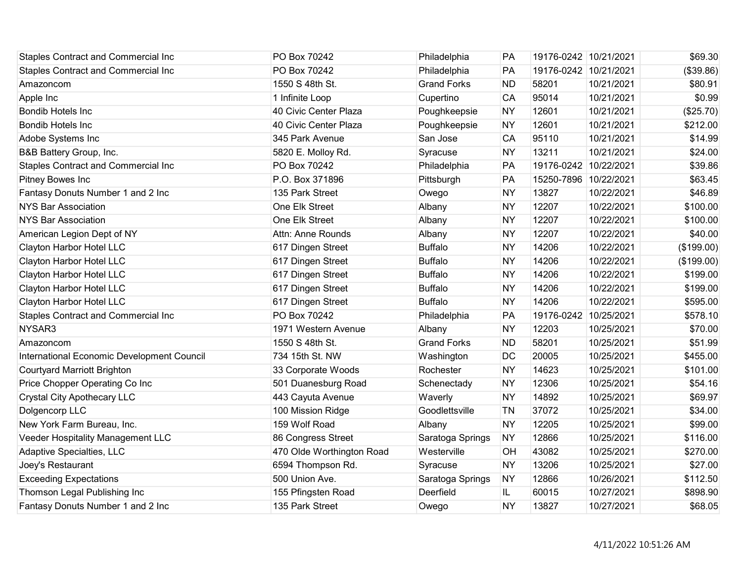| | | | | | | |
|---|---|---|---|---|---|---|
| Staples Contract and Commercial Inc | PO Box 70242 | Philadelphia | PA | 19176-0242 | 10/21/2021 | $69.30 |
| Staples Contract and Commercial Inc | PO Box 70242 | Philadelphia | PA | 19176-0242 | 10/21/2021 | ($39.86) |
| Amazoncom | 1550 S 48th St. | Grand Forks | ND | 58201 | 10/21/2021 | $80.91 |
| Apple Inc | 1 Infinite Loop | Cupertino | CA | 95014 | 10/21/2021 | $0.99 |
| Bondib Hotels Inc | 40 Civic Center Plaza | Poughkeepsie | NY | 12601 | 10/21/2021 | ($25.70) |
| Bondib Hotels Inc | 40 Civic Center Plaza | Poughkeepsie | NY | 12601 | 10/21/2021 | $212.00 |
| Adobe Systems Inc | 345 Park Avenue | San Jose | CA | 95110 | 10/21/2021 | $14.99 |
| B&B Battery Group, Inc. | 5820 E. Molloy Rd. | Syracuse | NY | 13211 | 10/21/2021 | $24.00 |
| Staples Contract and Commercial Inc | PO Box 70242 | Philadelphia | PA | 19176-0242 | 10/22/2021 | $39.86 |
| Pitney Bowes Inc | P.O. Box 371896 | Pittsburgh | PA | 15250-7896 | 10/22/2021 | $63.45 |
| Fantasy Donuts Number 1 and 2 Inc | 135 Park Street | Owego | NY | 13827 | 10/22/2021 | $46.89 |
| NYS Bar Association | One Elk Street | Albany | NY | 12207 | 10/22/2021 | $100.00 |
| NYS Bar Association | One Elk Street | Albany | NY | 12207 | 10/22/2021 | $100.00 |
| American Legion Dept of NY | Attn: Anne Rounds | Albany | NY | 12207 | 10/22/2021 | $40.00 |
| Clayton Harbor Hotel LLC | 617 Dingen Street | Buffalo | NY | 14206 | 10/22/2021 | ($199.00) |
| Clayton Harbor Hotel LLC | 617 Dingen Street | Buffalo | NY | 14206 | 10/22/2021 | ($199.00) |
| Clayton Harbor Hotel LLC | 617 Dingen Street | Buffalo | NY | 14206 | 10/22/2021 | $199.00 |
| Clayton Harbor Hotel LLC | 617 Dingen Street | Buffalo | NY | 14206 | 10/22/2021 | $199.00 |
| Clayton Harbor Hotel LLC | 617 Dingen Street | Buffalo | NY | 14206 | 10/22/2021 | $595.00 |
| Staples Contract and Commercial Inc | PO Box 70242 | Philadelphia | PA | 19176-0242 | 10/25/2021 | $578.10 |
| NYSAR3 | 1971 Western Avenue | Albany | NY | 12203 | 10/25/2021 | $70.00 |
| Amazoncom | 1550 S 48th St. | Grand Forks | ND | 58201 | 10/25/2021 | $51.99 |
| International Economic Development Council | 734 15th St. NW | Washington | DC | 20005 | 10/25/2021 | $455.00 |
| Courtyard Marriott Brighton | 33 Corporate Woods | Rochester | NY | 14623 | 10/25/2021 | $101.00 |
| Price Chopper Operating Co Inc | 501 Duanesburg Road | Schenectady | NY | 12306 | 10/25/2021 | $54.16 |
| Crystal City Apothecary LLC | 443 Cayuta Avenue | Waverly | NY | 14892 | 10/25/2021 | $69.97 |
| Dolgencorp LLC | 100 Mission Ridge | Goodlettsville | TN | 37072 | 10/25/2021 | $34.00 |
| New York Farm Bureau, Inc. | 159 Wolf Road | Albany | NY | 12205 | 10/25/2021 | $99.00 |
| Veeder Hospitality Management LLC | 86 Congress Street | Saratoga Springs | NY | 12866 | 10/25/2021 | $116.00 |
| Adaptive Specialties, LLC | 470 Olde Worthington Road | Westerville | OH | 43082 | 10/25/2021 | $270.00 |
| Joey's Restaurant | 6594 Thompson Rd. | Syracuse | NY | 13206 | 10/25/2021 | $27.00 |
| Exceeding Expectations | 500 Union Ave. | Saratoga Springs | NY | 12866 | 10/26/2021 | $112.50 |
| Thomson Legal Publishing Inc | 155 Pfingsten Road | Deerfield | IL | 60015 | 10/27/2021 | $898.90 |
| Fantasy Donuts Number 1 and 2 Inc | 135 Park Street | Owego | NY | 13827 | 10/27/2021 | $68.05 |

4/11/2022 10:51:26 AM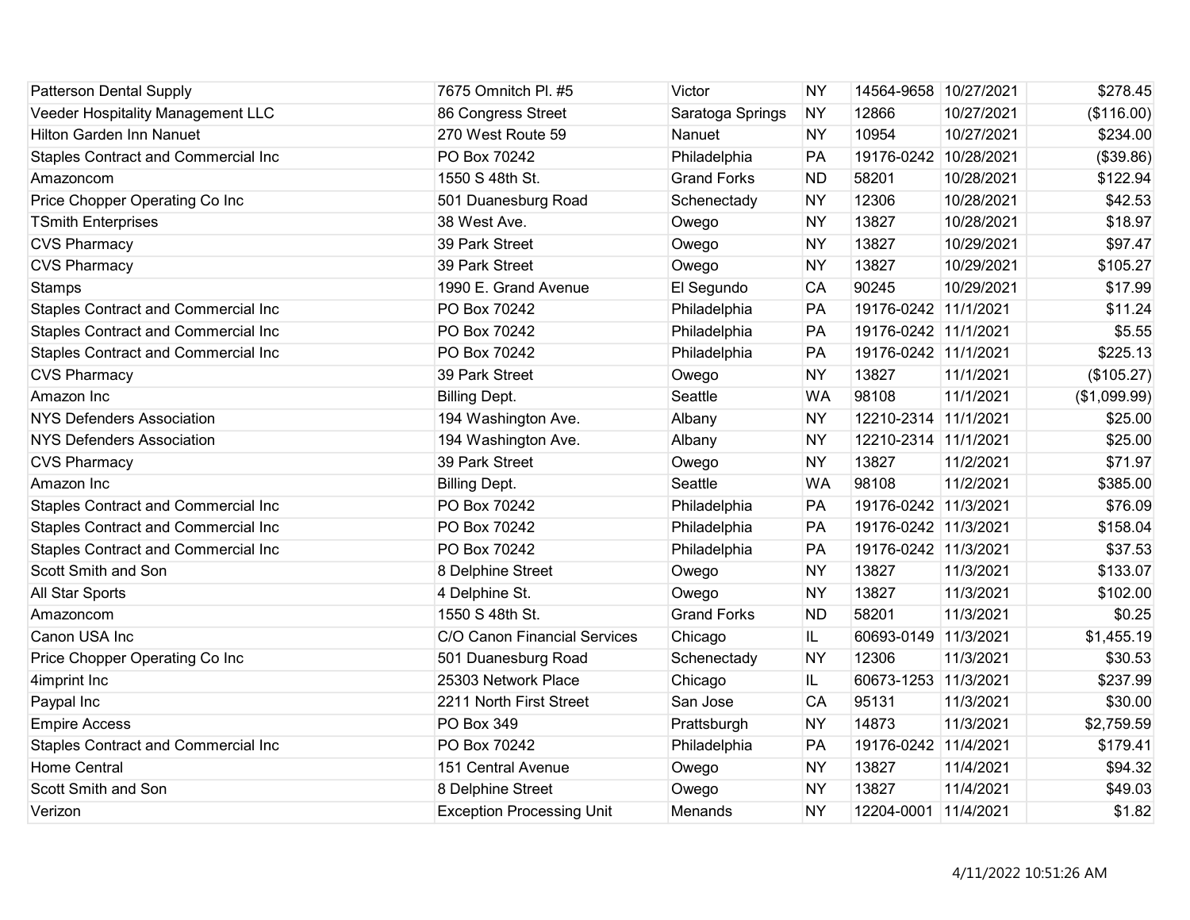| | | | | | | |
|---|---|---|---|---|---|---|
| Patterson Dental Supply | 7675 Omnitch Pl. #5 | Victor | NY | 14564-9658 | 10/27/2021 | $278.45 |
| Veeder Hospitality Management LLC | 86 Congress Street | Saratoga Springs | NY | 12866 | 10/27/2021 | ($116.00) |
| Hilton Garden Inn Nanuet | 270 West Route 59 | Nanuet | NY | 10954 | 10/27/2021 | $234.00 |
| Staples Contract and Commercial Inc | PO Box 70242 | Philadelphia | PA | 19176-0242 | 10/28/2021 | ($39.86) |
| Amazoncom | 1550 S 48th St. | Grand Forks | ND | 58201 | 10/28/2021 | $122.94 |
| Price Chopper Operating Co Inc | 501 Duanesburg Road | Schenectady | NY | 12306 | 10/28/2021 | $42.53 |
| TSmith Enterprises | 38 West Ave. | Owego | NY | 13827 | 10/28/2021 | $18.97 |
| CVS Pharmacy | 39 Park Street | Owego | NY | 13827 | 10/29/2021 | $97.47 |
| CVS Pharmacy | 39 Park Street | Owego | NY | 13827 | 10/29/2021 | $105.27 |
| Stamps | 1990 E. Grand Avenue | El Segundo | CA | 90245 | 10/29/2021 | $17.99 |
| Staples Contract and Commercial Inc | PO Box 70242 | Philadelphia | PA | 19176-0242 | 11/1/2021 | $11.24 |
| Staples Contract and Commercial Inc | PO Box 70242 | Philadelphia | PA | 19176-0242 | 11/1/2021 | $5.55 |
| Staples Contract and Commercial Inc | PO Box 70242 | Philadelphia | PA | 19176-0242 | 11/1/2021 | $225.13 |
| CVS Pharmacy | 39 Park Street | Owego | NY | 13827 | 11/1/2021 | ($105.27) |
| Amazon Inc | Billing Dept. | Seattle | WA | 98108 | 11/1/2021 | ($1,099.99) |
| NYS Defenders Association | 194 Washington Ave. | Albany | NY | 12210-2314 | 11/1/2021 | $25.00 |
| NYS Defenders Association | 194 Washington Ave. | Albany | NY | 12210-2314 | 11/1/2021 | $25.00 |
| CVS Pharmacy | 39 Park Street | Owego | NY | 13827 | 11/2/2021 | $71.97 |
| Amazon Inc | Billing Dept. | Seattle | WA | 98108 | 11/2/2021 | $385.00 |
| Staples Contract and Commercial Inc | PO Box 70242 | Philadelphia | PA | 19176-0242 | 11/3/2021 | $76.09 |
| Staples Contract and Commercial Inc | PO Box 70242 | Philadelphia | PA | 19176-0242 | 11/3/2021 | $158.04 |
| Staples Contract and Commercial Inc | PO Box 70242 | Philadelphia | PA | 19176-0242 | 11/3/2021 | $37.53 |
| Scott Smith and Son | 8 Delphine Street | Owego | NY | 13827 | 11/3/2021 | $133.07 |
| All Star Sports | 4 Delphine St. | Owego | NY | 13827 | 11/3/2021 | $102.00 |
| Amazoncom | 1550 S 48th St. | Grand Forks | ND | 58201 | 11/3/2021 | $0.25 |
| Canon USA Inc | C/O Canon Financial Services | Chicago | IL | 60693-0149 | 11/3/2021 | $1,455.19 |
| Price Chopper Operating Co Inc | 501 Duanesburg Road | Schenectady | NY | 12306 | 11/3/2021 | $30.53 |
| 4imprint Inc | 25303 Network Place | Chicago | IL | 60673-1253 | 11/3/2021 | $237.99 |
| Paypal Inc | 2211 North First Street | San Jose | CA | 95131 | 11/3/2021 | $30.00 |
| Empire Access | PO Box 349 | Prattsburgh | NY | 14873 | 11/3/2021 | $2,759.59 |
| Staples Contract and Commercial Inc | PO Box 70242 | Philadelphia | PA | 19176-0242 | 11/4/2021 | $179.41 |
| Home Central | 151 Central Avenue | Owego | NY | 13827 | 11/4/2021 | $94.32 |
| Scott Smith and Son | 8 Delphine Street | Owego | NY | 13827 | 11/4/2021 | $49.03 |
| Verizon | Exception Processing Unit | Menands | NY | 12204-0001 | 11/4/2021 | $1.82 |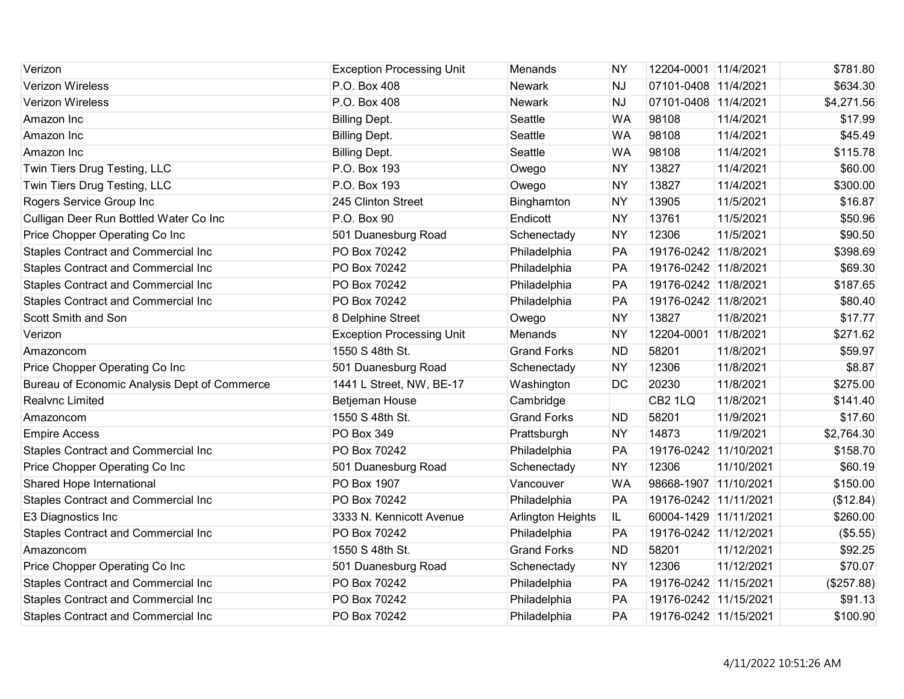| | | | | | | |
|---|---|---|---|---|---|---|
| Verizon | Exception Processing Unit | Menands | NY | 12204-0001 | 11/4/2021 | $781.80 |
| Verizon Wireless | P.O. Box 408 | Newark | NJ | 07101-0408 | 11/4/2021 | $634.30 |
| Verizon Wireless | P.O. Box 408 | Newark | NJ | 07101-0408 | 11/4/2021 | $4,271.56 |
| Amazon Inc | Billing Dept. | Seattle | WA | 98108 | 11/4/2021 | $17.99 |
| Amazon Inc | Billing Dept. | Seattle | WA | 98108 | 11/4/2021 | $45.49 |
| Amazon Inc | Billing Dept. | Seattle | WA | 98108 | 11/4/2021 | $115.78 |
| Twin Tiers Drug Testing, LLC | P.O. Box 193 | Owego | NY | 13827 | 11/4/2021 | $60.00 |
| Twin Tiers Drug Testing, LLC | P.O. Box 193 | Owego | NY | 13827 | 11/4/2021 | $300.00 |
| Rogers Service Group Inc | 245 Clinton Street | Binghamton | NY | 13905 | 11/5/2021 | $16.87 |
| Culligan Deer Run Bottled Water Co Inc | P.O. Box 90 | Endicott | NY | 13761 | 11/5/2021 | $50.96 |
| Price Chopper Operating Co Inc | 501 Duanesburg Road | Schenectady | NY | 12306 | 11/5/2021 | $90.50 |
| Staples Contract and Commercial Inc | PO Box 70242 | Philadelphia | PA | 19176-0242 | 11/8/2021 | $398.69 |
| Staples Contract and Commercial Inc | PO Box 70242 | Philadelphia | PA | 19176-0242 | 11/8/2021 | $69.30 |
| Staples Contract and Commercial Inc | PO Box 70242 | Philadelphia | PA | 19176-0242 | 11/8/2021 | $187.65 |
| Staples Contract and Commercial Inc | PO Box 70242 | Philadelphia | PA | 19176-0242 | 11/8/2021 | $80.40 |
| Scott Smith and Son | 8 Delphine Street | Owego | NY | 13827 | 11/8/2021 | $17.77 |
| Verizon | Exception Processing Unit | Menands | NY | 12204-0001 | 11/8/2021 | $271.62 |
| Amazoncom | 1550 S 48th St. | Grand Forks | ND | 58201 | 11/8/2021 | $59.97 |
| Price Chopper Operating Co Inc | 501 Duanesburg Road | Schenectady | NY | 12306 | 11/8/2021 | $8.87 |
| Bureau of Economic Analysis Dept of Commerce | 1441 L Street, NW, BE-17 | Washington | DC | 20230 | 11/8/2021 | $275.00 |
| Realvnc Limited | Betjeman House | Cambridge | | CB2 1LQ | 11/8/2021 | $141.40 |
| Amazoncom | 1550 S 48th St. | Grand Forks | ND | 58201 | 11/9/2021 | $17.60 |
| Empire Access | PO Box 349 | Prattsburgh | NY | 14873 | 11/9/2021 | $2,764.30 |
| Staples Contract and Commercial Inc | PO Box 70242 | Philadelphia | PA | 19176-0242 | 11/10/2021 | $158.70 |
| Price Chopper Operating Co Inc | 501 Duanesburg Road | Schenectady | NY | 12306 | 11/10/2021 | $60.19 |
| Shared Hope International | PO Box 1907 | Vancouver | WA | 98668-1907 | 11/10/2021 | $150.00 |
| Staples Contract and Commercial Inc | PO Box 70242 | Philadelphia | PA | 19176-0242 | 11/11/2021 | ($12.84) |
| E3 Diagnostics Inc | 3333 N. Kennicott Avenue | Arlington Heights | IL | 60004-1429 | 11/11/2021 | $260.00 |
| Staples Contract and Commercial Inc | PO Box 70242 | Philadelphia | PA | 19176-0242 | 11/12/2021 | ($5.55) |
| Amazoncom | 1550 S 48th St. | Grand Forks | ND | 58201 | 11/12/2021 | $92.25 |
| Price Chopper Operating Co Inc | 501 Duanesburg Road | Schenectady | NY | 12306 | 11/12/2021 | $70.07 |
| Staples Contract and Commercial Inc | PO Box 70242 | Philadelphia | PA | 19176-0242 | 11/15/2021 | ($257.88) |
| Staples Contract and Commercial Inc | PO Box 70242 | Philadelphia | PA | 19176-0242 | 11/15/2021 | $91.13 |
| Staples Contract and Commercial Inc | PO Box 70242 | Philadelphia | PA | 19176-0242 | 11/15/2021 | $100.90 |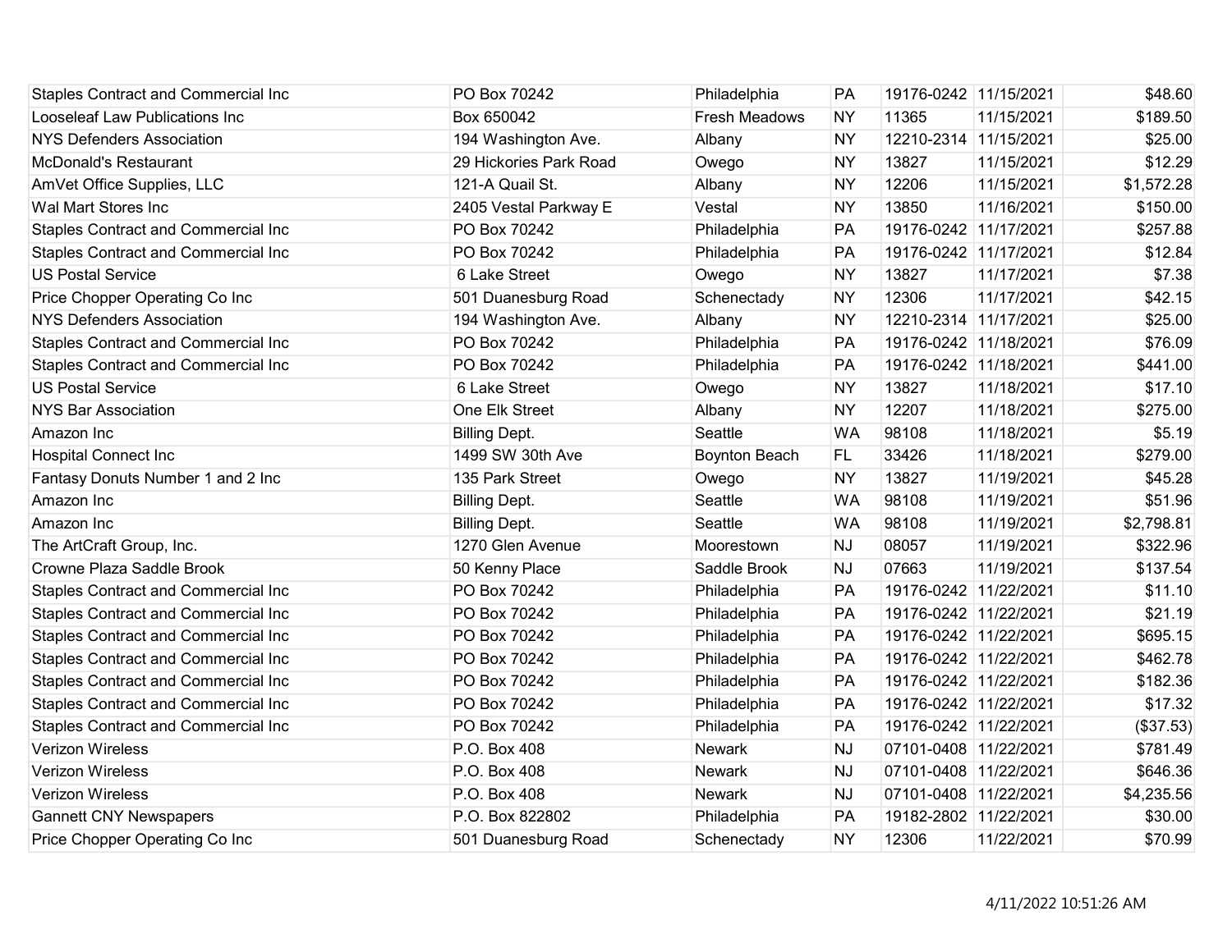| | | | | | | |
|---|---|---|---|---|---|---|
| Staples Contract and Commercial Inc | PO Box 70242 | Philadelphia | PA | 19176-0242 | 11/15/2021 | $48.60 |
| Looseleaf Law Publications Inc | Box 650042 | Fresh Meadows | NY | 11365 | 11/15/2021 | $189.50 |
| NYS Defenders Association | 194 Washington Ave. | Albany | NY | 12210-2314 | 11/15/2021 | $25.00 |
| McDonald's Restaurant | 29 Hickories Park Road | Owego | NY | 13827 | 11/15/2021 | $12.29 |
| AmVet Office Supplies, LLC | 121-A Quail St. | Albany | NY | 12206 | 11/15/2021 | $1,572.28 |
| Wal Mart Stores Inc | 2405 Vestal Parkway E | Vestal | NY | 13850 | 11/16/2021 | $150.00 |
| Staples Contract and Commercial Inc | PO Box 70242 | Philadelphia | PA | 19176-0242 | 11/17/2021 | $257.88 |
| Staples Contract and Commercial Inc | PO Box 70242 | Philadelphia | PA | 19176-0242 | 11/17/2021 | $12.84 |
| US Postal Service | 6 Lake Street | Owego | NY | 13827 | 11/17/2021 | $7.38 |
| Price Chopper Operating Co Inc | 501 Duanesburg Road | Schenectady | NY | 12306 | 11/17/2021 | $42.15 |
| NYS Defenders Association | 194 Washington Ave. | Albany | NY | 12210-2314 | 11/17/2021 | $25.00 |
| Staples Contract and Commercial Inc | PO Box 70242 | Philadelphia | PA | 19176-0242 | 11/18/2021 | $76.09 |
| Staples Contract and Commercial Inc | PO Box 70242 | Philadelphia | PA | 19176-0242 | 11/18/2021 | $441.00 |
| US Postal Service | 6 Lake Street | Owego | NY | 13827 | 11/18/2021 | $17.10 |
| NYS Bar Association | One Elk Street | Albany | NY | 12207 | 11/18/2021 | $275.00 |
| Amazon Inc | Billing Dept. | Seattle | WA | 98108 | 11/18/2021 | $5.19 |
| Hospital Connect Inc | 1499 SW 30th Ave | Boynton Beach | FL | 33426 | 11/18/2021 | $279.00 |
| Fantasy Donuts Number 1 and 2 Inc | 135 Park Street | Owego | NY | 13827 | 11/19/2021 | $45.28 |
| Amazon Inc | Billing Dept. | Seattle | WA | 98108 | 11/19/2021 | $51.96 |
| Amazon Inc | Billing Dept. | Seattle | WA | 98108 | 11/19/2021 | $2,798.81 |
| The ArtCraft Group, Inc. | 1270 Glen Avenue | Moorestown | NJ | 08057 | 11/19/2021 | $322.96 |
| Crowne Plaza Saddle Brook | 50 Kenny Place | Saddle Brook | NJ | 07663 | 11/19/2021 | $137.54 |
| Staples Contract and Commercial Inc | PO Box 70242 | Philadelphia | PA | 19176-0242 | 11/22/2021 | $11.10 |
| Staples Contract and Commercial Inc | PO Box 70242 | Philadelphia | PA | 19176-0242 | 11/22/2021 | $21.19 |
| Staples Contract and Commercial Inc | PO Box 70242 | Philadelphia | PA | 19176-0242 | 11/22/2021 | $695.15 |
| Staples Contract and Commercial Inc | PO Box 70242 | Philadelphia | PA | 19176-0242 | 11/22/2021 | $462.78 |
| Staples Contract and Commercial Inc | PO Box 70242 | Philadelphia | PA | 19176-0242 | 11/22/2021 | $182.36 |
| Staples Contract and Commercial Inc | PO Box 70242 | Philadelphia | PA | 19176-0242 | 11/22/2021 | $17.32 |
| Staples Contract and Commercial Inc | PO Box 70242 | Philadelphia | PA | 19176-0242 | 11/22/2021 | ($37.53) |
| Verizon Wireless | P.O. Box 408 | Newark | NJ | 07101-0408 | 11/22/2021 | $781.49 |
| Verizon Wireless | P.O. Box 408 | Newark | NJ | 07101-0408 | 11/22/2021 | $646.36 |
| Verizon Wireless | P.O. Box 408 | Newark | NJ | 07101-0408 | 11/22/2021 | $4,235.56 |
| Gannett CNY Newspapers | P.O. Box 822802 | Philadelphia | PA | 19182-2802 | 11/22/2021 | $30.00 |
| Price Chopper Operating Co Inc | 501 Duanesburg Road | Schenectady | NY | 12306 | 11/22/2021 | $70.99 |

4/11/2022 10:51:26 AM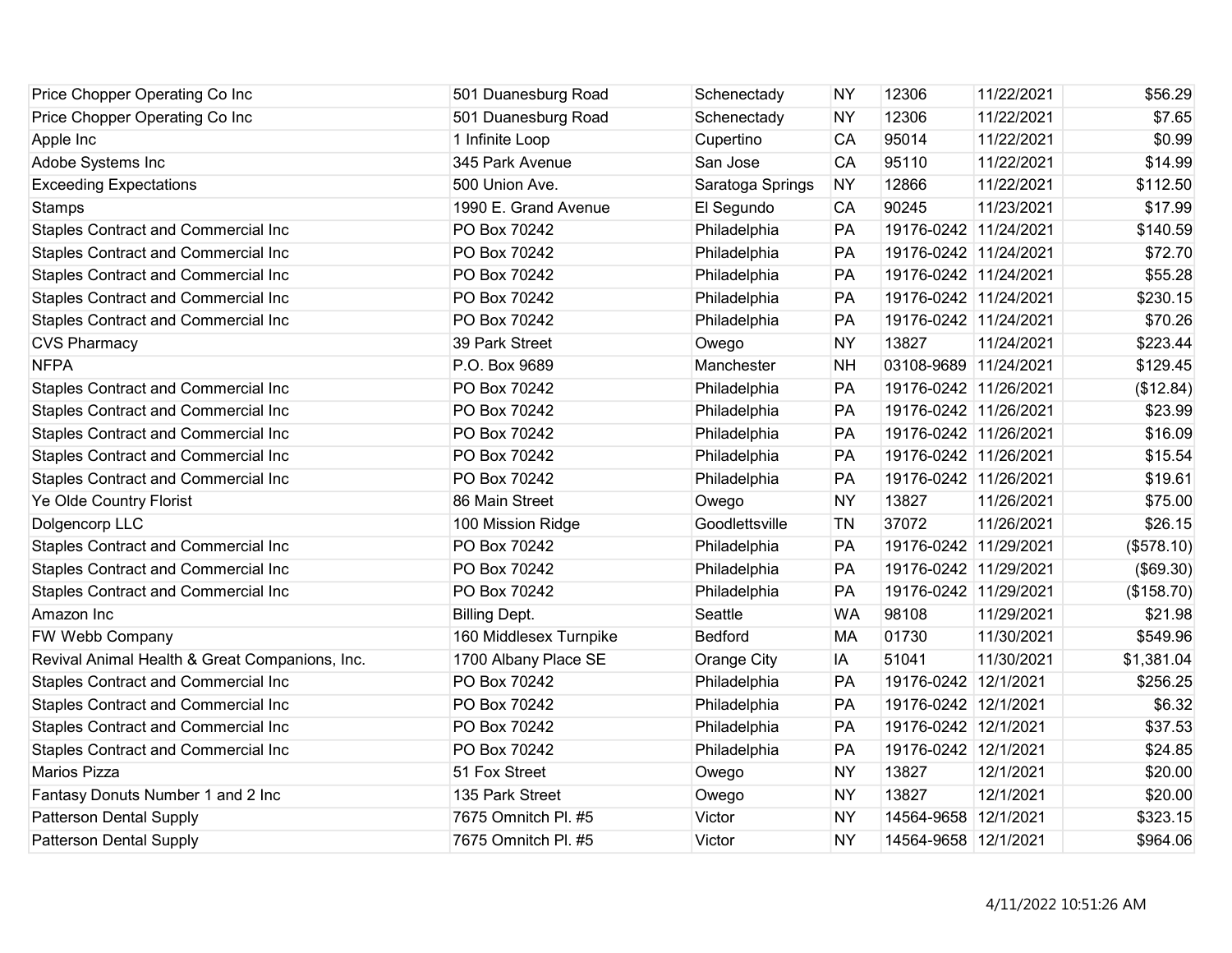| | | | | | | |
|---|---|---|---|---|---|---|
| Price Chopper Operating Co Inc | 501 Duanesburg Road | Schenectady | NY | 12306 | 11/22/2021 | $56.29 |
| Price Chopper Operating Co Inc | 501 Duanesburg Road | Schenectady | NY | 12306 | 11/22/2021 | $7.65 |
| Apple Inc | 1 Infinite Loop | Cupertino | CA | 95014 | 11/22/2021 | $0.99 |
| Adobe Systems Inc | 345 Park Avenue | San Jose | CA | 95110 | 11/22/2021 | $14.99 |
| Exceeding Expectations | 500 Union Ave. | Saratoga Springs | NY | 12866 | 11/22/2021 | $112.50 |
| Stamps | 1990 E. Grand Avenue | El Segundo | CA | 90245 | 11/23/2021 | $17.99 |
| Staples Contract and Commercial Inc | PO Box 70242 | Philadelphia | PA | 19176-0242 | 11/24/2021 | $140.59 |
| Staples Contract and Commercial Inc | PO Box 70242 | Philadelphia | PA | 19176-0242 | 11/24/2021 | $72.70 |
| Staples Contract and Commercial Inc | PO Box 70242 | Philadelphia | PA | 19176-0242 | 11/24/2021 | $55.28 |
| Staples Contract and Commercial Inc | PO Box 70242 | Philadelphia | PA | 19176-0242 | 11/24/2021 | $230.15 |
| Staples Contract and Commercial Inc | PO Box 70242 | Philadelphia | PA | 19176-0242 | 11/24/2021 | $70.26 |
| CVS Pharmacy | 39 Park Street | Owego | NY | 13827 | 11/24/2021 | $223.44 |
| NFPA | P.O. Box 9689 | Manchester | NH | 03108-9689 | 11/24/2021 | $129.45 |
| Staples Contract and Commercial Inc | PO Box 70242 | Philadelphia | PA | 19176-0242 | 11/26/2021 | ($12.84) |
| Staples Contract and Commercial Inc | PO Box 70242 | Philadelphia | PA | 19176-0242 | 11/26/2021 | $23.99 |
| Staples Contract and Commercial Inc | PO Box 70242 | Philadelphia | PA | 19176-0242 | 11/26/2021 | $16.09 |
| Staples Contract and Commercial Inc | PO Box 70242 | Philadelphia | PA | 19176-0242 | 11/26/2021 | $15.54 |
| Staples Contract and Commercial Inc | PO Box 70242 | Philadelphia | PA | 19176-0242 | 11/26/2021 | $19.61 |
| Ye Olde Country Florist | 86 Main Street | Owego | NY | 13827 | 11/26/2021 | $75.00 |
| Dolgencorp LLC | 100 Mission Ridge | Goodlettsville | TN | 37072 | 11/26/2021 | $26.15 |
| Staples Contract and Commercial Inc | PO Box 70242 | Philadelphia | PA | 19176-0242 | 11/29/2021 | ($578.10) |
| Staples Contract and Commercial Inc | PO Box 70242 | Philadelphia | PA | 19176-0242 | 11/29/2021 | ($69.30) |
| Staples Contract and Commercial Inc | PO Box 70242 | Philadelphia | PA | 19176-0242 | 11/29/2021 | ($158.70) |
| Amazon Inc | Billing Dept. | Seattle | WA | 98108 | 11/29/2021 | $21.98 |
| FW Webb Company | 160 Middlesex Turnpike | Bedford | MA | 01730 | 11/30/2021 | $549.96 |
| Revival Animal Health & Great Companions, Inc. | 1700 Albany Place SE | Orange City | IA | 51041 | 11/30/2021 | $1,381.04 |
| Staples Contract and Commercial Inc | PO Box 70242 | Philadelphia | PA | 19176-0242 | 12/1/2021 | $256.25 |
| Staples Contract and Commercial Inc | PO Box 70242 | Philadelphia | PA | 19176-0242 | 12/1/2021 | $6.32 |
| Staples Contract and Commercial Inc | PO Box 70242 | Philadelphia | PA | 19176-0242 | 12/1/2021 | $37.53 |
| Staples Contract and Commercial Inc | PO Box 70242 | Philadelphia | PA | 19176-0242 | 12/1/2021 | $24.85 |
| Marios Pizza | 51 Fox Street | Owego | NY | 13827 | 12/1/2021 | $20.00 |
| Fantasy Donuts Number 1 and 2 Inc | 135 Park Street | Owego | NY | 13827 | 12/1/2021 | $20.00 |
| Patterson Dental Supply | 7675 Omnitch Pl. #5 | Victor | NY | 14564-9658 | 12/1/2021 | $323.15 |
| Patterson Dental Supply | 7675 Omnitch Pl. #5 | Victor | NY | 14564-9658 | 12/1/2021 | $964.06 |

4/11/2022 10:51:26 AM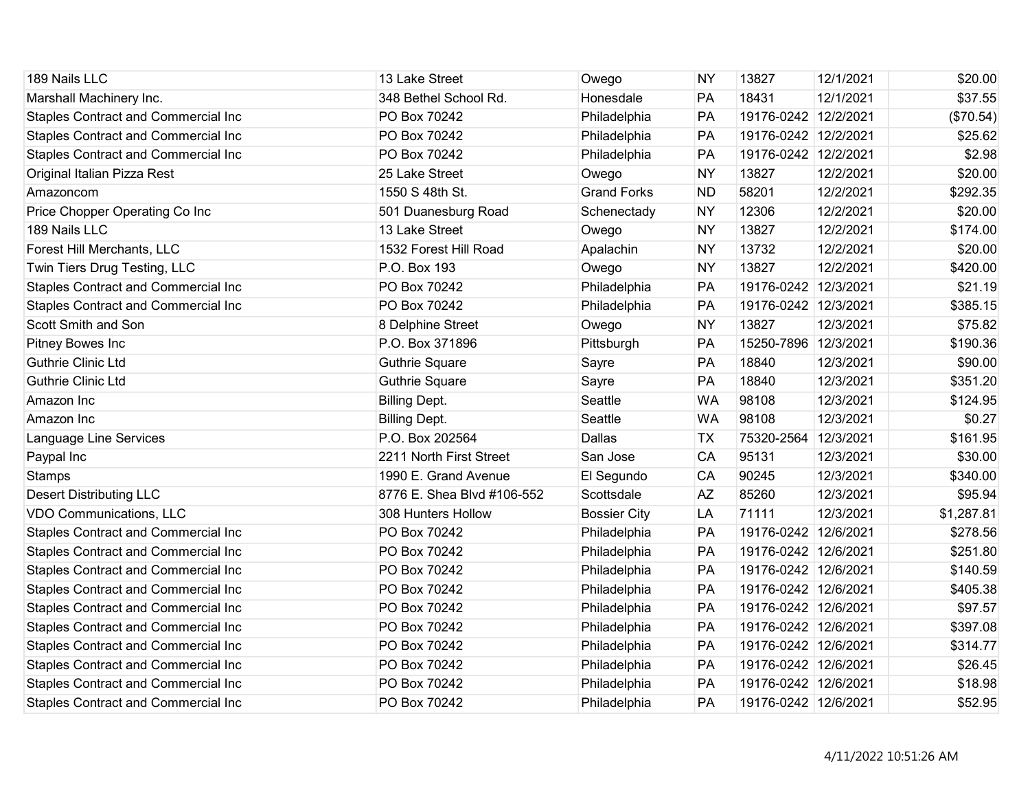| | | | | | | |
|---|---|---|---|---|---|---|
| 189 Nails LLC | 13 Lake Street | Owego | NY | 13827 | 12/1/2021 | $20.00 |
| Marshall Machinery Inc. | 348 Bethel School Rd. | Honesdale | PA | 18431 | 12/1/2021 | $37.55 |
| Staples Contract and Commercial Inc | PO Box 70242 | Philadelphia | PA | 19176-0242 | 12/2/2021 | ($70.54) |
| Staples Contract and Commercial Inc | PO Box 70242 | Philadelphia | PA | 19176-0242 | 12/2/2021 | $25.62 |
| Staples Contract and Commercial Inc | PO Box 70242 | Philadelphia | PA | 19176-0242 | 12/2/2021 | $2.98 |
| Original Italian Pizza Rest | 25 Lake Street | Owego | NY | 13827 | 12/2/2021 | $20.00 |
| Amazoncom | 1550 S 48th St. | Grand Forks | ND | 58201 | 12/2/2021 | $292.35 |
| Price Chopper Operating Co Inc | 501 Duanesburg Road | Schenectady | NY | 12306 | 12/2/2021 | $20.00 |
| 189 Nails LLC | 13 Lake Street | Owego | NY | 13827 | 12/2/2021 | $174.00 |
| Forest Hill Merchants, LLC | 1532 Forest Hill Road | Apalachin | NY | 13732 | 12/2/2021 | $20.00 |
| Twin Tiers Drug Testing, LLC | P.O. Box 193 | Owego | NY | 13827 | 12/2/2021 | $420.00 |
| Staples Contract and Commercial Inc | PO Box 70242 | Philadelphia | PA | 19176-0242 | 12/3/2021 | $21.19 |
| Staples Contract and Commercial Inc | PO Box 70242 | Philadelphia | PA | 19176-0242 | 12/3/2021 | $385.15 |
| Scott Smith and Son | 8 Delphine Street | Owego | NY | 13827 | 12/3/2021 | $75.82 |
| Pitney Bowes Inc | P.O. Box 371896 | Pittsburgh | PA | 15250-7896 | 12/3/2021 | $190.36 |
| Guthrie Clinic Ltd | Guthrie Square | Sayre | PA | 18840 | 12/3/2021 | $90.00 |
| Guthrie Clinic Ltd | Guthrie Square | Sayre | PA | 18840 | 12/3/2021 | $351.20 |
| Amazon Inc | Billing Dept. | Seattle | WA | 98108 | 12/3/2021 | $124.95 |
| Amazon Inc | Billing Dept. | Seattle | WA | 98108 | 12/3/2021 | $0.27 |
| Language Line Services | P.O. Box 202564 | Dallas | TX | 75320-2564 | 12/3/2021 | $161.95 |
| Paypal Inc | 2211 North First Street | San Jose | CA | 95131 | 12/3/2021 | $30.00 |
| Stamps | 1990 E. Grand Avenue | El Segundo | CA | 90245 | 12/3/2021 | $340.00 |
| Desert Distributing LLC | 8776 E. Shea Blvd #106-552 | Scottsdale | AZ | 85260 | 12/3/2021 | $95.94 |
| VDO Communications, LLC | 308 Hunters Hollow | Bossier City | LA | 71111 | 12/3/2021 | $1,287.81 |
| Staples Contract and Commercial Inc | PO Box 70242 | Philadelphia | PA | 19176-0242 | 12/6/2021 | $278.56 |
| Staples Contract and Commercial Inc | PO Box 70242 | Philadelphia | PA | 19176-0242 | 12/6/2021 | $251.80 |
| Staples Contract and Commercial Inc | PO Box 70242 | Philadelphia | PA | 19176-0242 | 12/6/2021 | $140.59 |
| Staples Contract and Commercial Inc | PO Box 70242 | Philadelphia | PA | 19176-0242 | 12/6/2021 | $405.38 |
| Staples Contract and Commercial Inc | PO Box 70242 | Philadelphia | PA | 19176-0242 | 12/6/2021 | $97.57 |
| Staples Contract and Commercial Inc | PO Box 70242 | Philadelphia | PA | 19176-0242 | 12/6/2021 | $397.08 |
| Staples Contract and Commercial Inc | PO Box 70242 | Philadelphia | PA | 19176-0242 | 12/6/2021 | $314.77 |
| Staples Contract and Commercial Inc | PO Box 70242 | Philadelphia | PA | 19176-0242 | 12/6/2021 | $26.45 |
| Staples Contract and Commercial Inc | PO Box 70242 | Philadelphia | PA | 19176-0242 | 12/6/2021 | $18.98 |
| Staples Contract and Commercial Inc | PO Box 70242 | Philadelphia | PA | 19176-0242 | 12/6/2021 | $52.95 |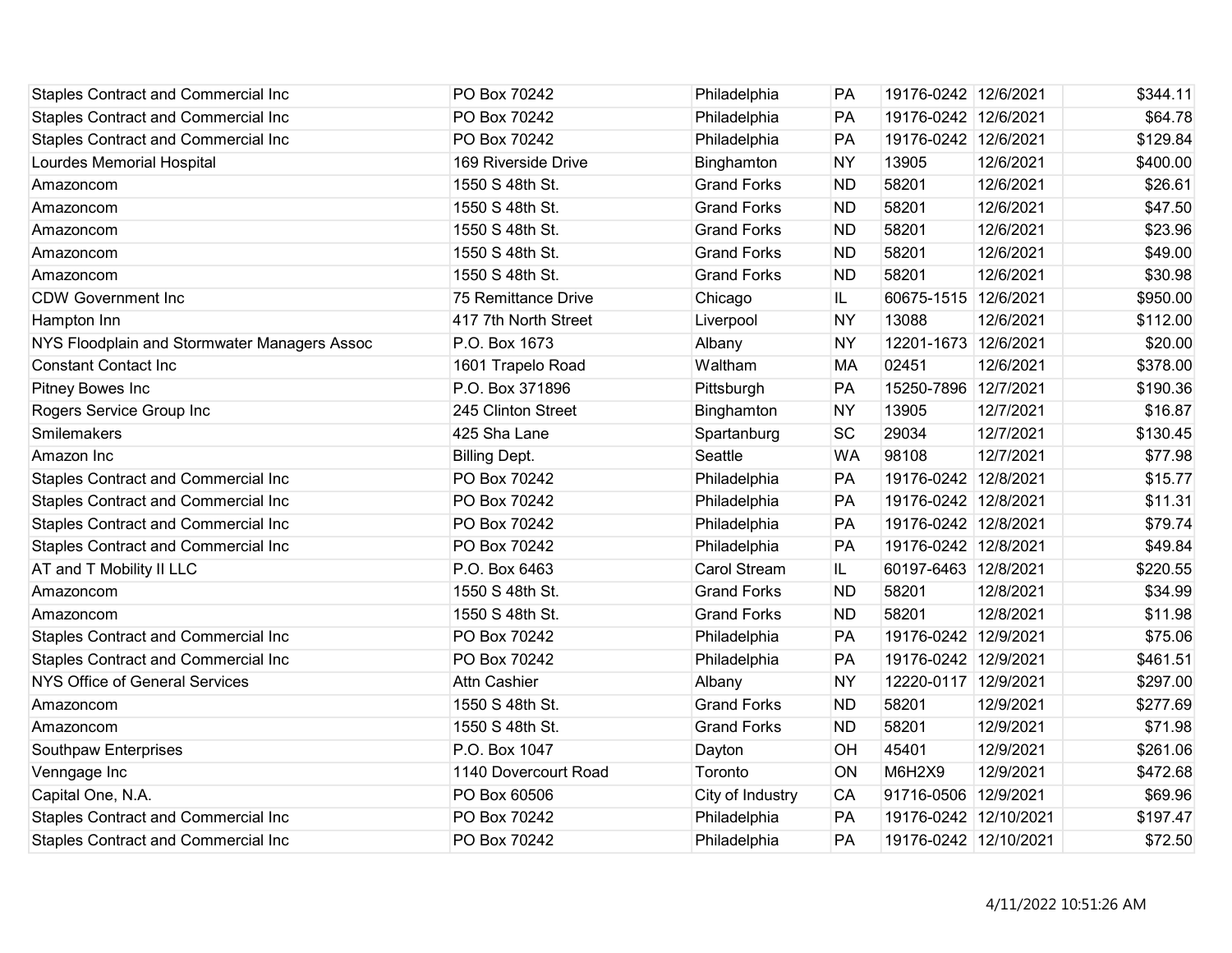| | | | | | | |
|---|---|---|---|---|---|---|
| Staples Contract and Commercial Inc | PO Box 70242 | Philadelphia | PA | 19176-0242 | 12/6/2021 | $344.11 |
| Staples Contract and Commercial Inc | PO Box 70242 | Philadelphia | PA | 19176-0242 | 12/6/2021 | $64.78 |
| Staples Contract and Commercial Inc | PO Box 70242 | Philadelphia | PA | 19176-0242 | 12/6/2021 | $129.84 |
| Lourdes Memorial Hospital | 169 Riverside Drive | Binghamton | NY | 13905 | 12/6/2021 | $400.00 |
| Amazoncom | 1550 S 48th St. | Grand Forks | ND | 58201 | 12/6/2021 | $26.61 |
| Amazoncom | 1550 S 48th St. | Grand Forks | ND | 58201 | 12/6/2021 | $47.50 |
| Amazoncom | 1550 S 48th St. | Grand Forks | ND | 58201 | 12/6/2021 | $23.96 |
| Amazoncom | 1550 S 48th St. | Grand Forks | ND | 58201 | 12/6/2021 | $49.00 |
| Amazoncom | 1550 S 48th St. | Grand Forks | ND | 58201 | 12/6/2021 | $30.98 |
| CDW Government Inc | 75 Remittance Drive | Chicago | IL | 60675-1515 | 12/6/2021 | $950.00 |
| Hampton Inn | 417 7th North Street | Liverpool | NY | 13088 | 12/6/2021 | $112.00 |
| NYS Floodplain and Stormwater Managers Assoc | P.O. Box 1673 | Albany | NY | 12201-1673 | 12/6/2021 | $20.00 |
| Constant Contact Inc | 1601 Trapelo Road | Waltham | MA | 02451 | 12/6/2021 | $378.00 |
| Pitney Bowes Inc | P.O. Box 371896 | Pittsburgh | PA | 15250-7896 | 12/7/2021 | $190.36 |
| Rogers Service Group Inc | 245 Clinton Street | Binghamton | NY | 13905 | 12/7/2021 | $16.87 |
| Smilemakers | 425 Sha Lane | Spartanburg | SC | 29034 | 12/7/2021 | $130.45 |
| Amazon Inc | Billing Dept. | Seattle | WA | 98108 | 12/7/2021 | $77.98 |
| Staples Contract and Commercial Inc | PO Box 70242 | Philadelphia | PA | 19176-0242 | 12/8/2021 | $15.77 |
| Staples Contract and Commercial Inc | PO Box 70242 | Philadelphia | PA | 19176-0242 | 12/8/2021 | $11.31 |
| Staples Contract and Commercial Inc | PO Box 70242 | Philadelphia | PA | 19176-0242 | 12/8/2021 | $79.74 |
| Staples Contract and Commercial Inc | PO Box 70242 | Philadelphia | PA | 19176-0242 | 12/8/2021 | $49.84 |
| AT and T Mobility II LLC | P.O. Box 6463 | Carol Stream | IL | 60197-6463 | 12/8/2021 | $220.55 |
| Amazoncom | 1550 S 48th St. | Grand Forks | ND | 58201 | 12/8/2021 | $34.99 |
| Amazoncom | 1550 S 48th St. | Grand Forks | ND | 58201 | 12/8/2021 | $11.98 |
| Staples Contract and Commercial Inc | PO Box 70242 | Philadelphia | PA | 19176-0242 | 12/9/2021 | $75.06 |
| Staples Contract and Commercial Inc | PO Box 70242 | Philadelphia | PA | 19176-0242 | 12/9/2021 | $461.51 |
| NYS Office of General Services | Attn Cashier | Albany | NY | 12220-0117 | 12/9/2021 | $297.00 |
| Amazoncom | 1550 S 48th St. | Grand Forks | ND | 58201 | 12/9/2021 | $277.69 |
| Amazoncom | 1550 S 48th St. | Grand Forks | ND | 58201 | 12/9/2021 | $71.98 |
| Southpaw Enterprises | P.O. Box 1047 | Dayton | OH | 45401 | 12/9/2021 | $261.06 |
| Venngage Inc | 1140 Dovercourt Road | Toronto | ON | M6H2X9 | 12/9/2021 | $472.68 |
| Capital One, N.A. | PO Box 60506 | City of Industry | CA | 91716-0506 | 12/9/2021 | $69.96 |
| Staples Contract and Commercial Inc | PO Box 70242 | Philadelphia | PA | 19176-0242 | 12/10/2021 | $197.47 |
| Staples Contract and Commercial Inc | PO Box 70242 | Philadelphia | PA | 19176-0242 | 12/10/2021 | $72.50 |

4/11/2022 10:51:26 AM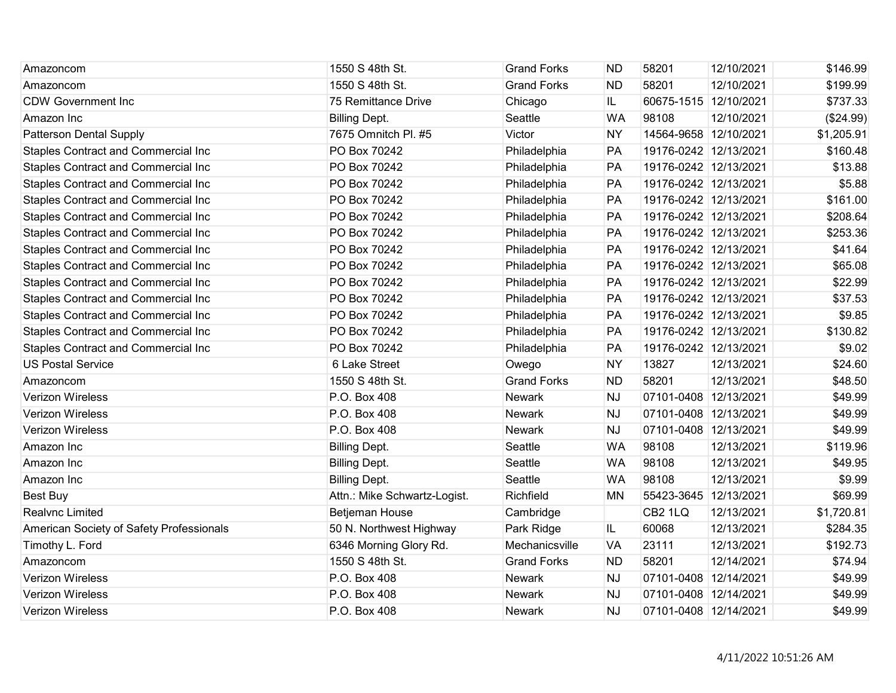| | | | | | | |
|---|---|---|---|---|---|---|
| Amazoncom | 1550 S 48th St. | Grand Forks | ND | 58201 | 12/10/2021 | $146.99 |
| Amazoncom | 1550 S 48th St. | Grand Forks | ND | 58201 | 12/10/2021 | $199.99 |
| CDW Government Inc | 75 Remittance Drive | Chicago | IL | 60675-1515 | 12/10/2021 | $737.33 |
| Amazon Inc | Billing Dept. | Seattle | WA | 98108 | 12/10/2021 | ($24.99) |
| Patterson Dental Supply | 7675 Omnitch Pl. #5 | Victor | NY | 14564-9658 | 12/10/2021 | $1,205.91 |
| Staples Contract and Commercial Inc | PO Box 70242 | Philadelphia | PA | 19176-0242 | 12/13/2021 | $160.48 |
| Staples Contract and Commercial Inc | PO Box 70242 | Philadelphia | PA | 19176-0242 | 12/13/2021 | $13.88 |
| Staples Contract and Commercial Inc | PO Box 70242 | Philadelphia | PA | 19176-0242 | 12/13/2021 | $5.88 |
| Staples Contract and Commercial Inc | PO Box 70242 | Philadelphia | PA | 19176-0242 | 12/13/2021 | $161.00 |
| Staples Contract and Commercial Inc | PO Box 70242 | Philadelphia | PA | 19176-0242 | 12/13/2021 | $208.64 |
| Staples Contract and Commercial Inc | PO Box 70242 | Philadelphia | PA | 19176-0242 | 12/13/2021 | $253.36 |
| Staples Contract and Commercial Inc | PO Box 70242 | Philadelphia | PA | 19176-0242 | 12/13/2021 | $41.64 |
| Staples Contract and Commercial Inc | PO Box 70242 | Philadelphia | PA | 19176-0242 | 12/13/2021 | $65.08 |
| Staples Contract and Commercial Inc | PO Box 70242 | Philadelphia | PA | 19176-0242 | 12/13/2021 | $22.99 |
| Staples Contract and Commercial Inc | PO Box 70242 | Philadelphia | PA | 19176-0242 | 12/13/2021 | $37.53 |
| Staples Contract and Commercial Inc | PO Box 70242 | Philadelphia | PA | 19176-0242 | 12/13/2021 | $9.85 |
| Staples Contract and Commercial Inc | PO Box 70242 | Philadelphia | PA | 19176-0242 | 12/13/2021 | $130.82 |
| Staples Contract and Commercial Inc | PO Box 70242 | Philadelphia | PA | 19176-0242 | 12/13/2021 | $9.02 |
| US Postal Service | 6 Lake Street | Owego | NY | 13827 | 12/13/2021 | $24.60 |
| Amazoncom | 1550 S 48th St. | Grand Forks | ND | 58201 | 12/13/2021 | $48.50 |
| Verizon Wireless | P.O. Box 408 | Newark | NJ | 07101-0408 | 12/13/2021 | $49.99 |
| Verizon Wireless | P.O. Box 408 | Newark | NJ | 07101-0408 | 12/13/2021 | $49.99 |
| Verizon Wireless | P.O. Box 408 | Newark | NJ | 07101-0408 | 12/13/2021 | $49.99 |
| Amazon Inc | Billing Dept. | Seattle | WA | 98108 | 12/13/2021 | $119.96 |
| Amazon Inc | Billing Dept. | Seattle | WA | 98108 | 12/13/2021 | $49.95 |
| Amazon Inc | Billing Dept. | Seattle | WA | 98108 | 12/13/2021 | $9.99 |
| Best Buy | Attn.: Mike Schwartz-Logist. | Richfield | MN | 55423-3645 | 12/13/2021 | $69.99 |
| Realvnc Limited | Betjeman House | Cambridge | | CB2 1LQ | 12/13/2021 | $1,720.81 |
| American Society of Safety Professionals | 50 N. Northwest Highway | Park Ridge | IL | 60068 | 12/13/2021 | $284.35 |
| Timothy L. Ford | 6346 Morning Glory Rd. | Mechanicsville | VA | 23111 | 12/13/2021 | $192.73 |
| Amazoncom | 1550 S 48th St. | Grand Forks | ND | 58201 | 12/14/2021 | $74.94 |
| Verizon Wireless | P.O. Box 408 | Newark | NJ | 07101-0408 | 12/14/2021 | $49.99 |
| Verizon Wireless | P.O. Box 408 | Newark | NJ | 07101-0408 | 12/14/2021 | $49.99 |
| Verizon Wireless | P.O. Box 408 | Newark | NJ | 07101-0408 | 12/14/2021 | $49.99 |

4/11/2022 10:51:26 AM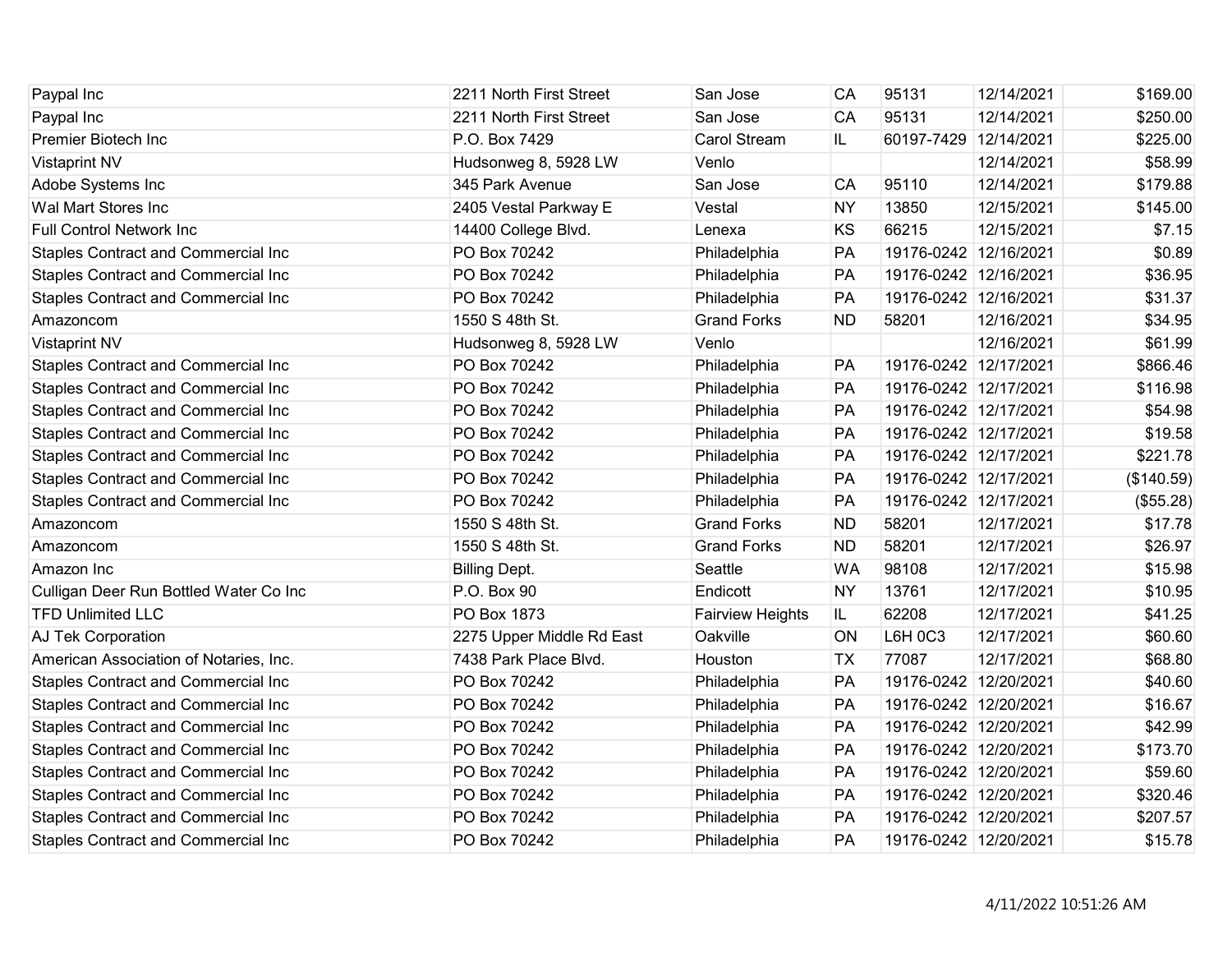| | | | | | | |
|---|---|---|---|---|---|---|
| Paypal Inc | 2211 North First Street | San Jose | CA | 95131 | 12/14/2021 | $169.00 |
| Paypal Inc | 2211 North First Street | San Jose | CA | 95131 | 12/14/2021 | $250.00 |
| Premier Biotech Inc | P.O. Box 7429 | Carol Stream | IL | 60197-7429 | 12/14/2021 | $225.00 |
| Vistaprint NV | Hudsonweg 8, 5928 LW | Venlo | | | 12/14/2021 | $58.99 |
| Adobe Systems Inc | 345 Park Avenue | San Jose | CA | 95110 | 12/14/2021 | $179.88 |
| Wal Mart Stores Inc | 2405 Vestal Parkway E | Vestal | NY | 13850 | 12/15/2021 | $145.00 |
| Full Control Network Inc | 14400 College Blvd. | Lenexa | KS | 66215 | 12/15/2021 | $7.15 |
| Staples Contract and Commercial Inc | PO Box 70242 | Philadelphia | PA | 19176-0242 | 12/16/2021 | $0.89 |
| Staples Contract and Commercial Inc | PO Box 70242 | Philadelphia | PA | 19176-0242 | 12/16/2021 | $36.95 |
| Staples Contract and Commercial Inc | PO Box 70242 | Philadelphia | PA | 19176-0242 | 12/16/2021 | $31.37 |
| Amazoncom | 1550 S 48th St. | Grand Forks | ND | 58201 | 12/16/2021 | $34.95 |
| Vistaprint NV | Hudsonweg 8, 5928 LW | Venlo | | | 12/16/2021 | $61.99 |
| Staples Contract and Commercial Inc | PO Box 70242 | Philadelphia | PA | 19176-0242 | 12/17/2021 | $866.46 |
| Staples Contract and Commercial Inc | PO Box 70242 | Philadelphia | PA | 19176-0242 | 12/17/2021 | $116.98 |
| Staples Contract and Commercial Inc | PO Box 70242 | Philadelphia | PA | 19176-0242 | 12/17/2021 | $54.98 |
| Staples Contract and Commercial Inc | PO Box 70242 | Philadelphia | PA | 19176-0242 | 12/17/2021 | $19.58 |
| Staples Contract and Commercial Inc | PO Box 70242 | Philadelphia | PA | 19176-0242 | 12/17/2021 | $221.78 |
| Staples Contract and Commercial Inc | PO Box 70242 | Philadelphia | PA | 19176-0242 | 12/17/2021 | ($140.59) |
| Staples Contract and Commercial Inc | PO Box 70242 | Philadelphia | PA | 19176-0242 | 12/17/2021 | ($55.28) |
| Amazoncom | 1550 S 48th St. | Grand Forks | ND | 58201 | 12/17/2021 | $17.78 |
| Amazoncom | 1550 S 48th St. | Grand Forks | ND | 58201 | 12/17/2021 | $26.97 |
| Amazon Inc | Billing Dept. | Seattle | WA | 98108 | 12/17/2021 | $15.98 |
| Culligan Deer Run Bottled Water Co Inc | P.O. Box 90 | Endicott | NY | 13761 | 12/17/2021 | $10.95 |
| TFD Unlimited LLC | PO Box 1873 | Fairview Heights | IL | 62208 | 12/17/2021 | $41.25 |
| AJ Tek Corporation | 2275 Upper Middle Rd East | Oakville | ON | L6H 0C3 | 12/17/2021 | $60.60 |
| American Association of Notaries, Inc. | 7438 Park Place Blvd. | Houston | TX | 77087 | 12/17/2021 | $68.80 |
| Staples Contract and Commercial Inc | PO Box 70242 | Philadelphia | PA | 19176-0242 | 12/20/2021 | $40.60 |
| Staples Contract and Commercial Inc | PO Box 70242 | Philadelphia | PA | 19176-0242 | 12/20/2021 | $16.67 |
| Staples Contract and Commercial Inc | PO Box 70242 | Philadelphia | PA | 19176-0242 | 12/20/2021 | $42.99 |
| Staples Contract and Commercial Inc | PO Box 70242 | Philadelphia | PA | 19176-0242 | 12/20/2021 | $173.70 |
| Staples Contract and Commercial Inc | PO Box 70242 | Philadelphia | PA | 19176-0242 | 12/20/2021 | $59.60 |
| Staples Contract and Commercial Inc | PO Box 70242 | Philadelphia | PA | 19176-0242 | 12/20/2021 | $320.46 |
| Staples Contract and Commercial Inc | PO Box 70242 | Philadelphia | PA | 19176-0242 | 12/20/2021 | $207.57 |
| Staples Contract and Commercial Inc | PO Box 70242 | Philadelphia | PA | 19176-0242 | 12/20/2021 | $15.78 |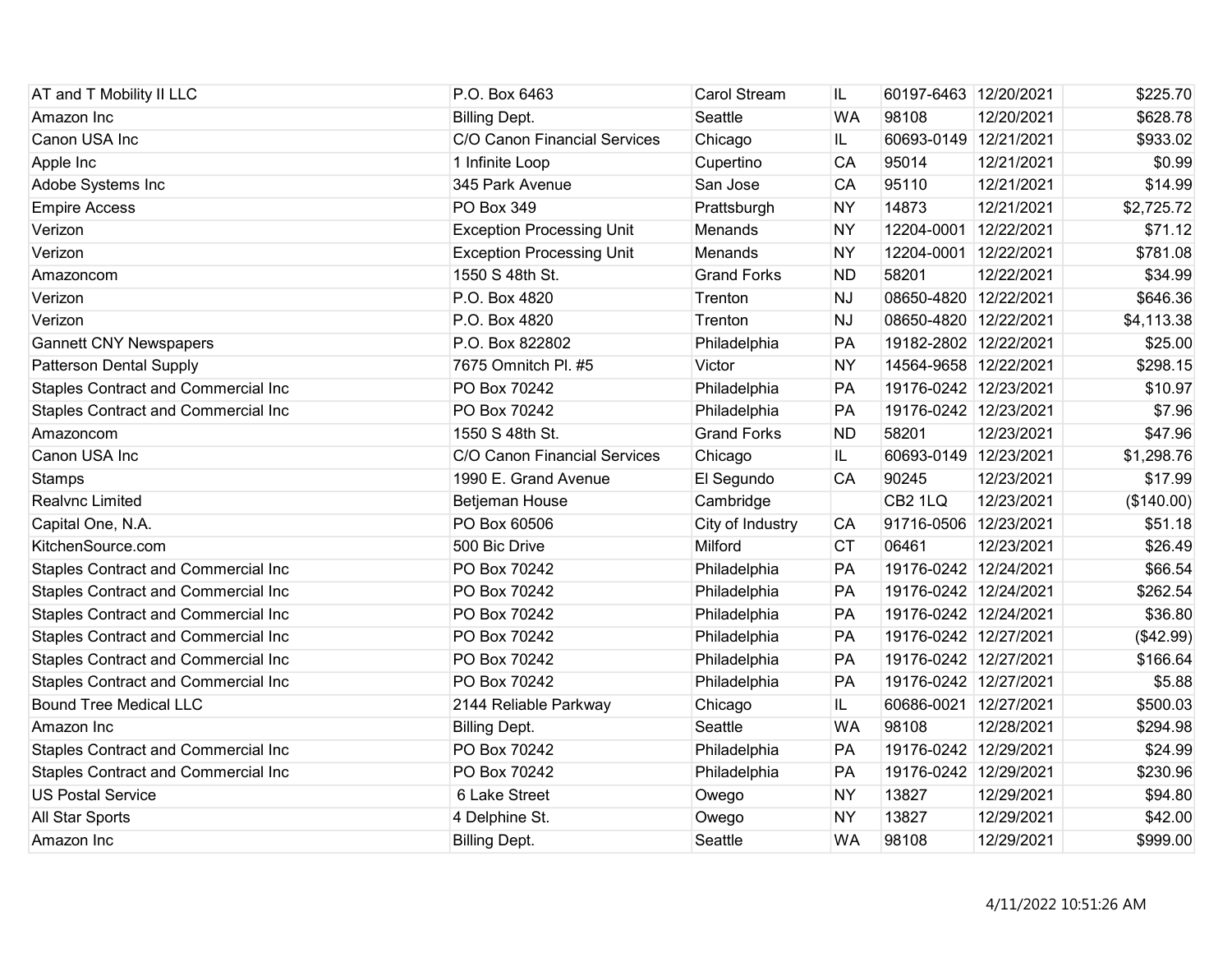| | | | | | | |
|---|---|---|---|---|---|---|
| AT and T Mobility II LLC | P.O. Box 6463 | Carol Stream | IL | 60197-6463 | 12/20/2021 | $225.70 |
| Amazon Inc | Billing Dept. | Seattle | WA | 98108 | 12/20/2021 | $628.78 |
| Canon USA Inc | C/O Canon Financial Services | Chicago | IL | 60693-0149 | 12/21/2021 | $933.02 |
| Apple Inc | 1 Infinite Loop | Cupertino | CA | 95014 | 12/21/2021 | $0.99 |
| Adobe Systems Inc | 345 Park Avenue | San Jose | CA | 95110 | 12/21/2021 | $14.99 |
| Empire Access | PO Box 349 | Prattsburgh | NY | 14873 | 12/21/2021 | $2,725.72 |
| Verizon | Exception Processing Unit | Menands | NY | 12204-0001 | 12/22/2021 | $71.12 |
| Verizon | Exception Processing Unit | Menands | NY | 12204-0001 | 12/22/2021 | $781.08 |
| Amazoncom | 1550 S 48th St. | Grand Forks | ND | 58201 | 12/22/2021 | $34.99 |
| Verizon | P.O. Box 4820 | Trenton | NJ | 08650-4820 | 12/22/2021 | $646.36 |
| Verizon | P.O. Box 4820 | Trenton | NJ | 08650-4820 | 12/22/2021 | $4,113.38 |
| Gannett CNY Newspapers | P.O. Box 822802 | Philadelphia | PA | 19182-2802 | 12/22/2021 | $25.00 |
| Patterson Dental Supply | 7675 Omnitch Pl. #5 | Victor | NY | 14564-9658 | 12/22/2021 | $298.15 |
| Staples Contract and Commercial Inc | PO Box 70242 | Philadelphia | PA | 19176-0242 | 12/23/2021 | $10.97 |
| Staples Contract and Commercial Inc | PO Box 70242 | Philadelphia | PA | 19176-0242 | 12/23/2021 | $7.96 |
| Amazoncom | 1550 S 48th St. | Grand Forks | ND | 58201 | 12/23/2021 | $47.96 |
| Canon USA Inc | C/O Canon Financial Services | Chicago | IL | 60693-0149 | 12/23/2021 | $1,298.76 |
| Stamps | 1990 E. Grand Avenue | El Segundo | CA | 90245 | 12/23/2021 | $17.99 |
| Realvnc Limited | Betjeman House | Cambridge | | CB2 1LQ | 12/23/2021 | ($140.00) |
| Capital One, N.A. | PO Box 60506 | City of Industry | CA | 91716-0506 | 12/23/2021 | $51.18 |
| KitchenSource.com | 500 Bic Drive | Milford | CT | 06461 | 12/23/2021 | $26.49 |
| Staples Contract and Commercial Inc | PO Box 70242 | Philadelphia | PA | 19176-0242 | 12/24/2021 | $66.54 |
| Staples Contract and Commercial Inc | PO Box 70242 | Philadelphia | PA | 19176-0242 | 12/24/2021 | $262.54 |
| Staples Contract and Commercial Inc | PO Box 70242 | Philadelphia | PA | 19176-0242 | 12/24/2021 | $36.80 |
| Staples Contract and Commercial Inc | PO Box 70242 | Philadelphia | PA | 19176-0242 | 12/27/2021 | ($42.99) |
| Staples Contract and Commercial Inc | PO Box 70242 | Philadelphia | PA | 19176-0242 | 12/27/2021 | $166.64 |
| Staples Contract and Commercial Inc | PO Box 70242 | Philadelphia | PA | 19176-0242 | 12/27/2021 | $5.88 |
| Bound Tree Medical LLC | 2144 Reliable Parkway | Chicago | IL | 60686-0021 | 12/27/2021 | $500.03 |
| Amazon Inc | Billing Dept. | Seattle | WA | 98108 | 12/28/2021 | $294.98 |
| Staples Contract and Commercial Inc | PO Box 70242 | Philadelphia | PA | 19176-0242 | 12/29/2021 | $24.99 |
| Staples Contract and Commercial Inc | PO Box 70242 | Philadelphia | PA | 19176-0242 | 12/29/2021 | $230.96 |
| US Postal Service | 6 Lake Street | Owego | NY | 13827 | 12/29/2021 | $94.80 |
| All Star Sports | 4 Delphine St. | Owego | NY | 13827 | 12/29/2021 | $42.00 |
| Amazon Inc | Billing Dept. | Seattle | WA | 98108 | 12/29/2021 | $999.00 |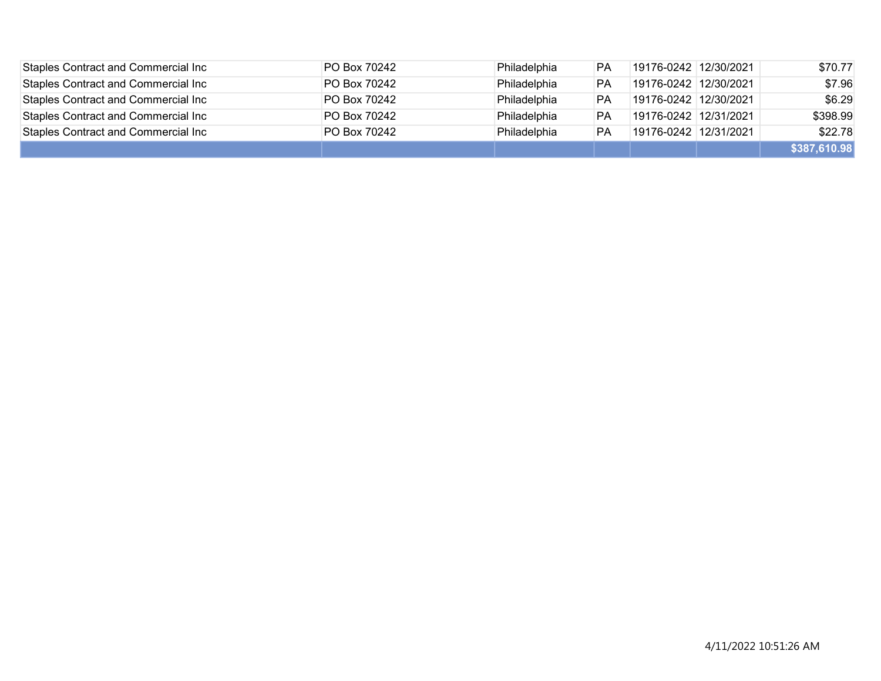| | | | | | | |
|---|---|---|---|---|---|---|
| Staples Contract and Commercial Inc | PO Box 70242 | Philadelphia | PA | 19176-0242 | 12/30/2021 | $70.77 |
| Staples Contract and Commercial Inc | PO Box 70242 | Philadelphia | PA | 19176-0242 | 12/30/2021 | $7.96 |
| Staples Contract and Commercial Inc | PO Box 70242 | Philadelphia | PA | 19176-0242 | 12/30/2021 | $6.29 |
| Staples Contract and Commercial Inc | PO Box 70242 | Philadelphia | PA | 19176-0242 | 12/31/2021 | $398.99 |
| Staples Contract and Commercial Inc | PO Box 70242 | Philadelphia | PA | 19176-0242 | 12/31/2021 | $22.78 |
| | | | | | | **$387,610.98** |

4/11/2022 10:51:26 AM